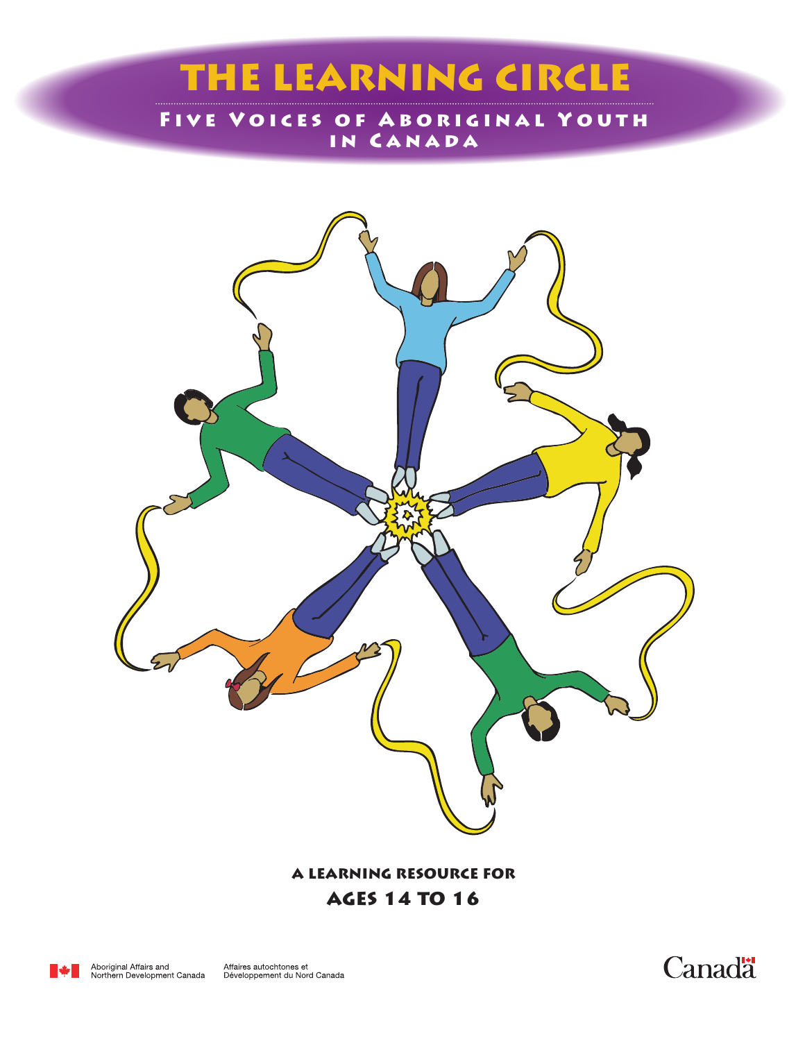# THE LEARNING CIRCLE

## Five Voices of Aboriginal Youth in Canada

**A LEARNING RESOURCE FOR**

**AGES 14 TO 16**

Aboriginal Affairs and Northern Development Canada

Affaires autochtones et Développement du Nord Canada

Canada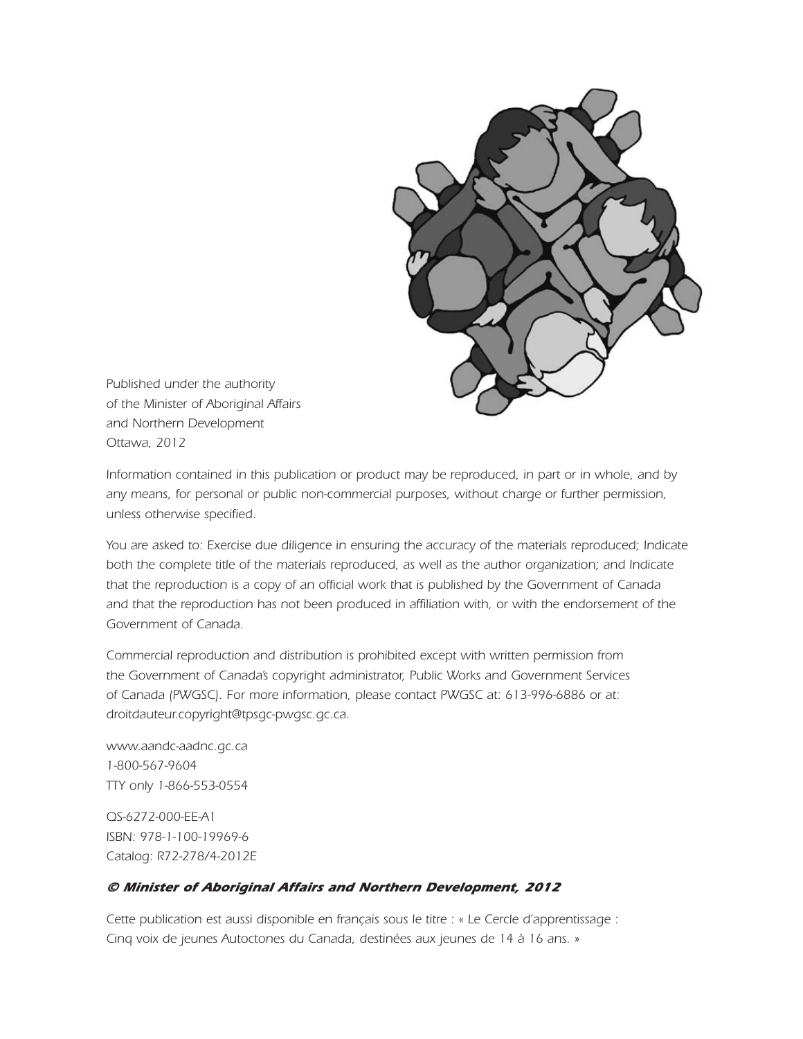*Published under the authority of the Minister of Aboriginal Affairs and Northern Development Ottawa, 2012*

*Information contained in this publication or product may be reproduced, in part or in whole, and by any means, for personal or public non-commercial purposes, without charge or further permission, unless otherwise specified.*

*You are asked to: Exercise due diligence in ensuring the accuracy of the materials reproduced; Indicate both the complete title of the materials reproduced, as well as the author organization; and Indicate that the reproduction is a copy of an official work that is published by the Government of Canada and that the reproduction has not been produced in affiliation with, or with the endorsement of the Government of Canada.*

*Commercial reproduction and distribution is prohibited except with written permission from the Government of Canada's copyright administrator, Public Works and Government Services of Canada (PWGSC). For more information, please contact PWGSC at: 613-996-6886 or at: droitdauteur.copyright@tpsgc-pwgsc.gc.ca.*

*www.aandc-aadnc.gc.ca*
*1-800-567-9604*
*TTY only 1-866-553-0554*

*QS-6272-000-EE-A1*
*ISBN: 978-1-100-19969-6*
*Catalog: R72-278/4-2012E*

***© Minister of Aboriginal Affairs and Northern Development, 2012***

*Cette publication est aussi disponible en français sous le titre : « Le Cercle d'apprentissage : Cinq voix de jeunes Autoctones du Canada, destinées aux jeunes de 14 à 16 ans. »*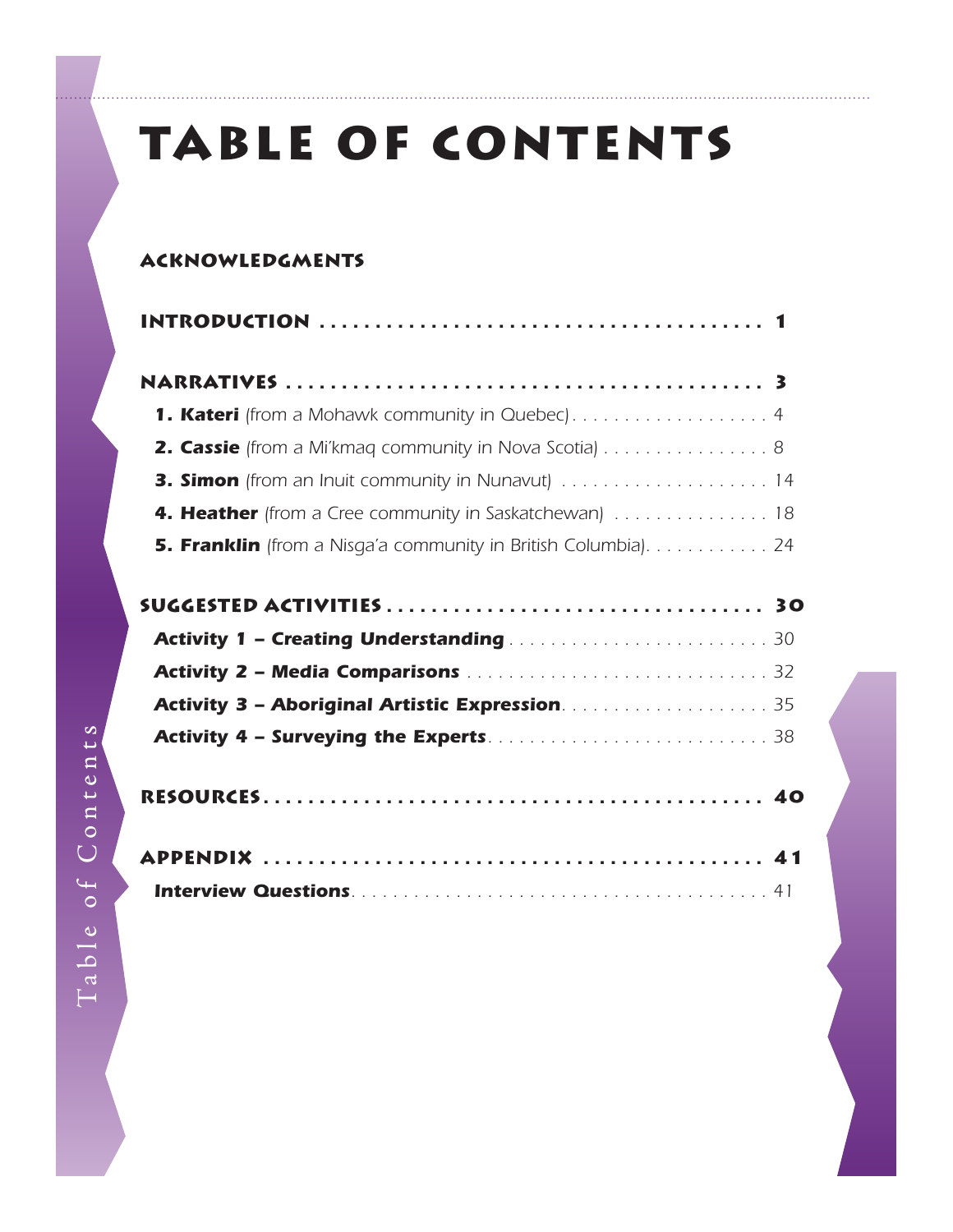# TABLE OF CONTENTS

**ACKNOWLEDGMENTS**

**INTRODUCTION** . . . . . . . . . . . . . . . . . . . . . . . . . . . . . . . . . . . . . . . . **1**

**NARRATIVES** . . . . . . . . . . . . . . . . . . . . . . . . . . . . . . . . . . . . . . . . . . **3**

**1. Kateri** *(from a Mohawk community in Quebec)* . . . . . . . . . . . . . . . . . . . 4

**2. Cassie** *(from a Mi'kmaq community in Nova Scotia)* . . . . . . . . . . . . . . . . 8

**3. Simon** *(from an Inuit community in Nunavut)* . . . . . . . . . . . . . . . . . . . . 14

**4. Heather** *(from a Cree community in Saskatchewan)* . . . . . . . . . . . . . . . 18

**5. Franklin** *(from a Nisga'a community in British Columbia)*. . . . . . . . . . . . 24

**SUGGESTED ACTIVITIES** . . . . . . . . . . . . . . . . . . . . . . . . . . . . . . . . . . **30**

***Activity 1 – Creating Understanding*** . . . . . . . . . . . . . . . . . . . . . . . . . 30

***Activity 2 – Media Comparisons*** . . . . . . . . . . . . . . . . . . . . . . . . . . . . 32

***Activity 3 – Aboriginal Artistic Expression***. . . . . . . . . . . . . . . . . . . . . 35

***Activity 4 – Surveying the Experts***. . . . . . . . . . . . . . . . . . . . . . . . . . . 38

**RESOURCES**. . . . . . . . . . . . . . . . . . . . . . . . . . . . . . . . . . . . . . . . . . . **40**

**APPENDIX** . . . . . . . . . . . . . . . . . . . . . . . . . . . . . . . . . . . . . . . . . . . **41**

***Interview Questions***. . . . . . . . . . . . . . . . . . . . . . . . . . . . . . . . . . . . . 41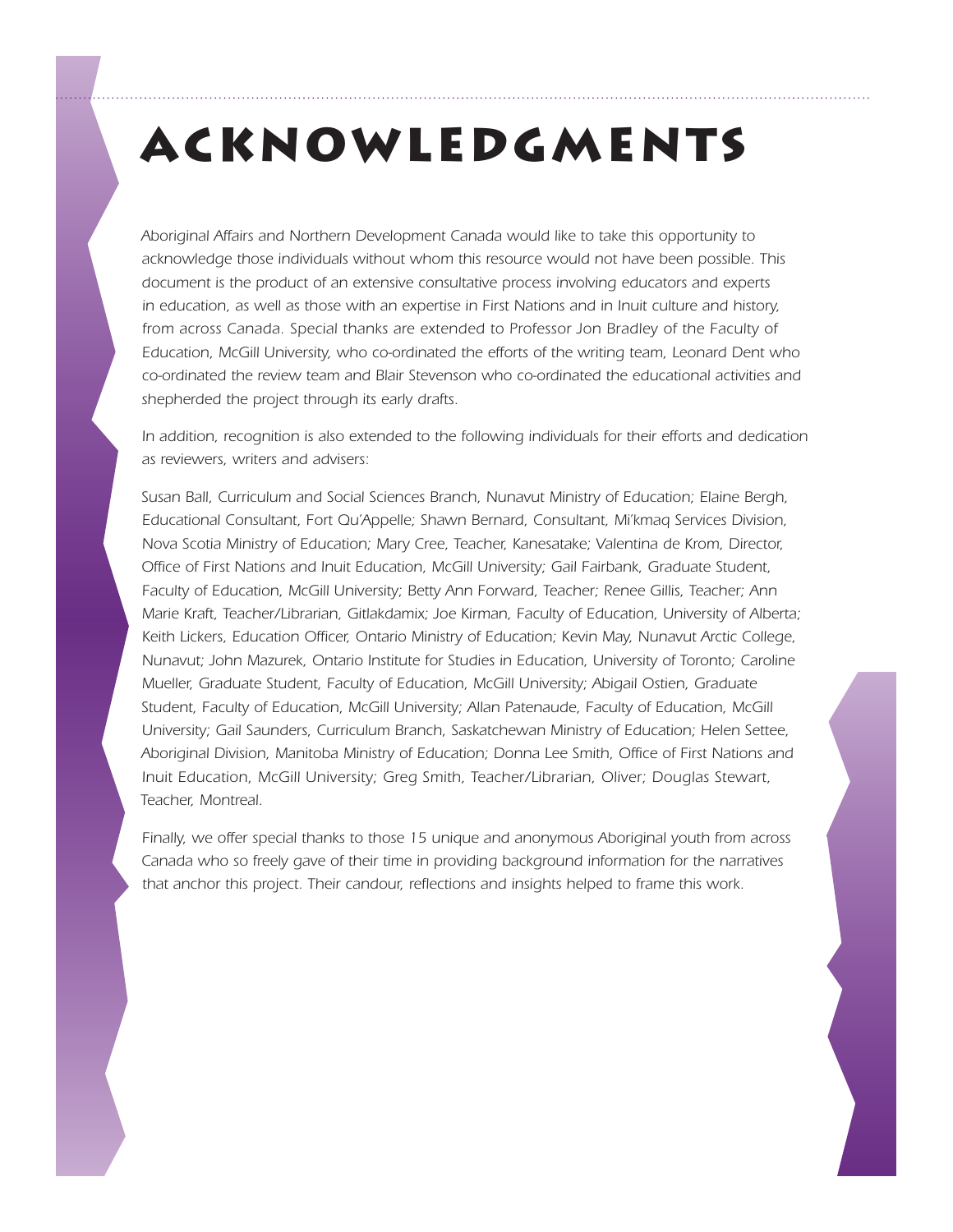# Acknowledgments

*Aboriginal Affairs and Northern Development Canada would like to take this opportunity to acknowledge those individuals without whom this resource would not have been possible. This document is the product of an extensive consultative process involving educators and experts in education, as well as those with an expertise in First Nations and in Inuit culture and history, from across Canada. Special thanks are extended to Professor Jon Bradley of the Faculty of Education, McGill University, who co-ordinated the efforts of the writing team, Leonard Dent who co-ordinated the review team and Blair Stevenson who co-ordinated the educational activities and shepherded the project through its early drafts.*

*In addition, recognition is also extended to the following individuals for their efforts and dedication as reviewers, writers and advisers:*

*Susan Ball, Curriculum and Social Sciences Branch, Nunavut Ministry of Education; Elaine Bergh, Educational Consultant, Fort Qu'Appelle; Shawn Bernard, Consultant, Mi'kmaq Services Division, Nova Scotia Ministry of Education; Mary Cree, Teacher, Kanesatake; Valentina de Krom, Director, Office of First Nations and Inuit Education, McGill University; Gail Fairbank, Graduate Student, Faculty of Education, McGill University; Betty Ann Forward, Teacher; Renee Gillis, Teacher; Ann Marie Kraft, Teacher/Librarian, Gitlakdamix; Joe Kirman, Faculty of Education, University of Alberta; Keith Lickers, Education Officer, Ontario Ministry of Education; Kevin May, Nunavut Arctic College, Nunavut; John Mazurek, Ontario Institute for Studies in Education, University of Toronto; Caroline Mueller, Graduate Student, Faculty of Education, McGill University; Abigail Ostien, Graduate Student, Faculty of Education, McGill University; Allan Patenaude, Faculty of Education, McGill University; Gail Saunders, Curriculum Branch, Saskatchewan Ministry of Education; Helen Settee, Aboriginal Division, Manitoba Ministry of Education; Donna Lee Smith, Office of First Nations and Inuit Education, McGill University; Greg Smith, Teacher/Librarian, Oliver; Douglas Stewart, Teacher, Montreal.*

*Finally, we offer special thanks to those 15 unique and anonymous Aboriginal youth from across Canada who so freely gave of their time in providing background information for the narratives that anchor this project. Their candour, reflections and insights helped to frame this work.*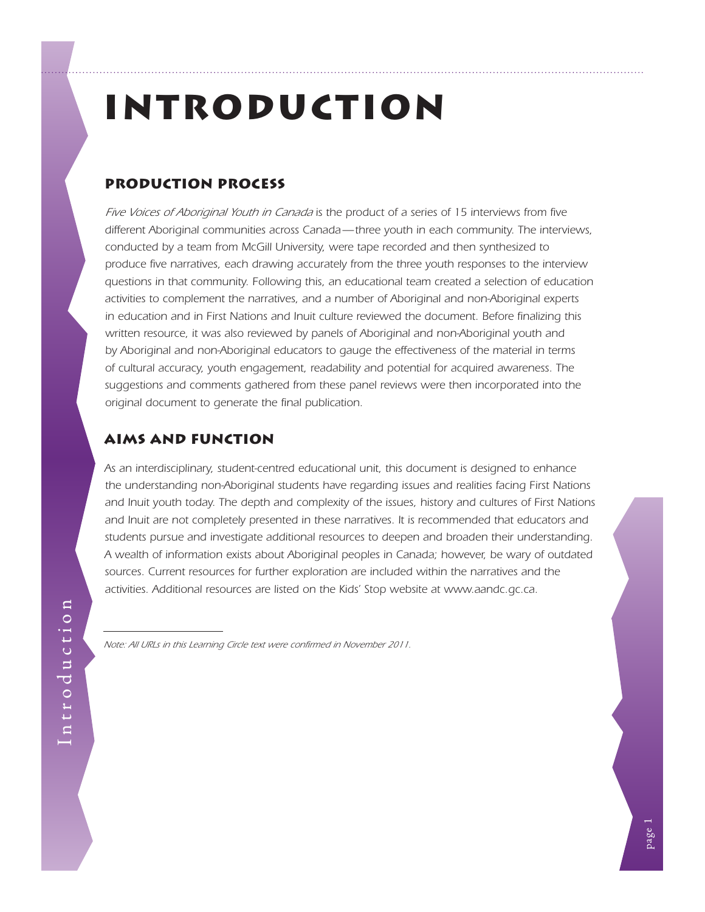# Introduction

## Production Process

*Five Voices of Aboriginal Youth in Canada* is the product of a series of 15 interviews from five different Aboriginal communities across Canada — three youth in each community. The interviews, conducted by a team from McGill University, were tape recorded and then synthesized to produce five narratives, each drawing accurately from the three youth responses to the interview questions in that community. Following this, an educational team created a selection of education activities to complement the narratives, and a number of Aboriginal and non-Aboriginal experts in education and in First Nations and Inuit culture reviewed the document. Before finalizing this written resource, it was also reviewed by panels of Aboriginal and non-Aboriginal youth and by Aboriginal and non-Aboriginal educators to gauge the effectiveness of the material in terms of cultural accuracy, youth engagement, readability and potential for acquired awareness. The suggestions and comments gathered from these panel reviews were then incorporated into the original document to generate the final publication.

## Aims and Function

As an interdisciplinary, student-centred educational unit, this document is designed to enhance the understanding non-Aboriginal students have regarding issues and realities facing First Nations and Inuit youth today. The depth and complexity of the issues, history and cultures of First Nations and Inuit are not completely presented in these narratives. It is recommended that educators and students pursue and investigate additional resources to deepen and broaden their understanding. A wealth of information exists about Aboriginal peoples in Canada; however, be wary of outdated sources. Current resources for further exploration are included within the narratives and the activities. Additional resources are listed on the Kids' Stop website at www.aandc.gc.ca.

---

*Note: All URLs in this Learning Circle text were confirmed in November 2011.*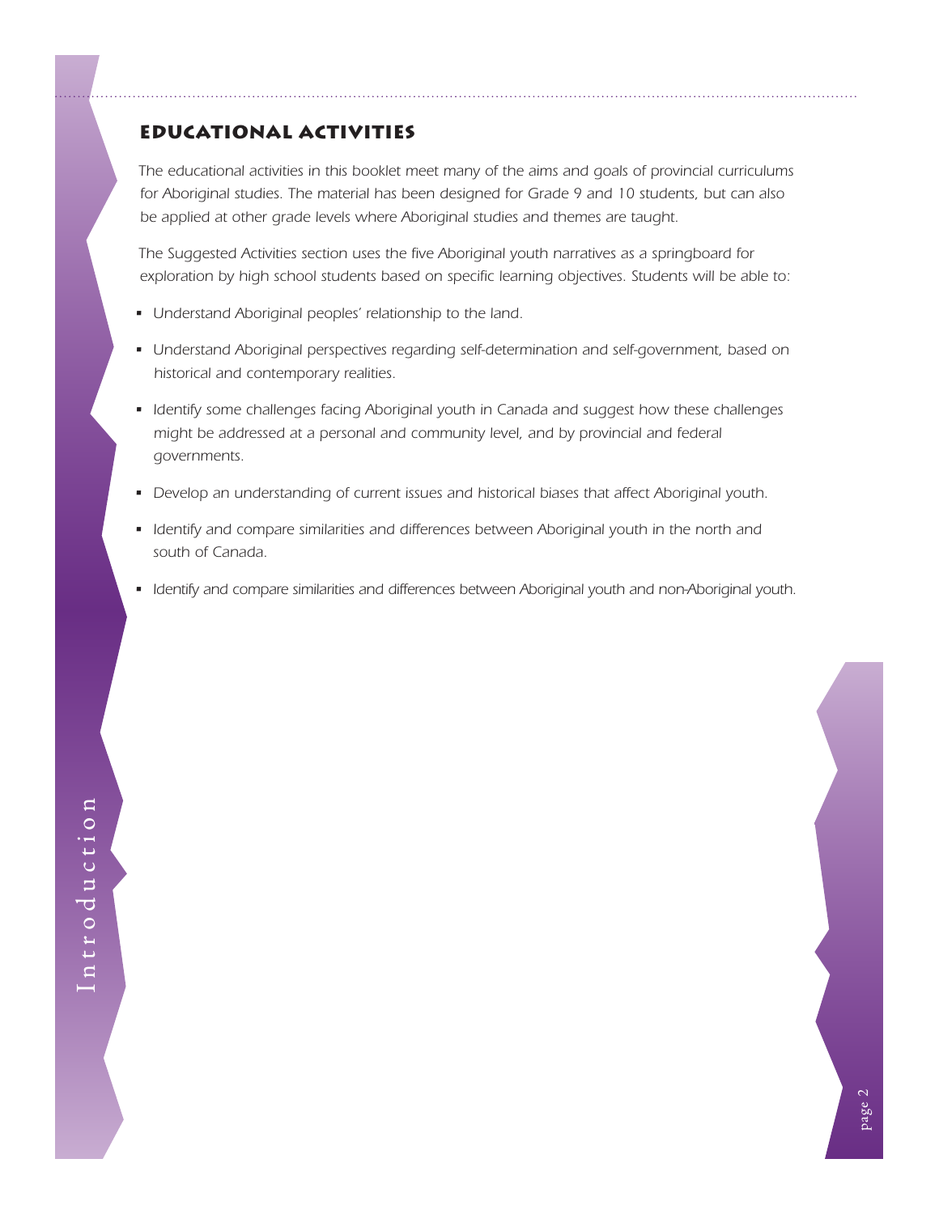## Educational Activities

*The educational activities in this booklet meet many of the aims and goals of provincial curriculums for Aboriginal studies. The material has been designed for Grade 9 and 10 students, but can also be applied at other grade levels where Aboriginal studies and themes are taught.*

*The Suggested Activities section uses the five Aboriginal youth narratives as a springboard for exploration by high school students based on specific learning objectives. Students will be able to:*

- *Understand Aboriginal peoples' relationship to the land.*
- *Understand Aboriginal perspectives regarding self-determination and self-government, based on historical and contemporary realities.*
- *Identify some challenges facing Aboriginal youth in Canada and suggest how these challenges might be addressed at a personal and community level, and by provincial and federal governments.*
- *Develop an understanding of current issues and historical biases that affect Aboriginal youth.*
- *Identify and compare similarities and differences between Aboriginal youth in the north and south of Canada.*
- *Identify and compare similarities and differences between Aboriginal youth and non-Aboriginal youth.*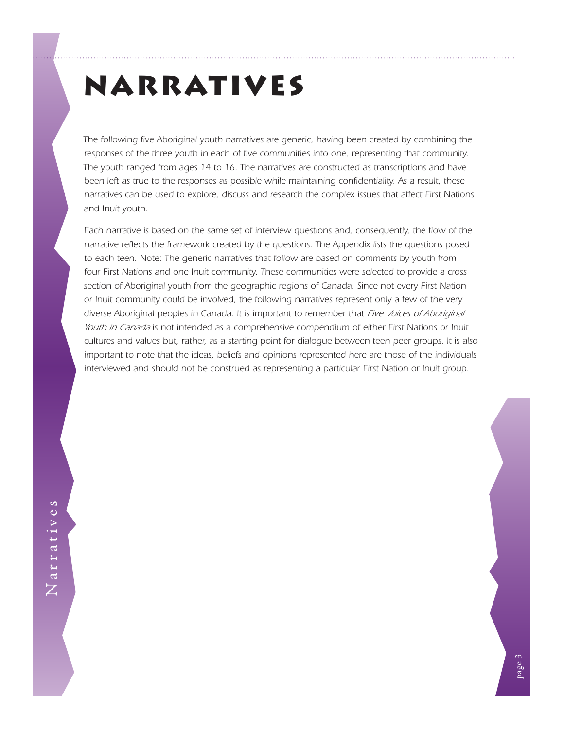# NARRATIVES

*The following five Aboriginal youth narratives are generic, having been created by combining the responses of the three youth in each of five communities into one, representing that community. The youth ranged from ages 14 to 16. The narratives are constructed as transcriptions and have been left as true to the responses as possible while maintaining confidentiality. As a result, these narratives can be used to explore, discuss and research the complex issues that affect First Nations and Inuit youth.*

*Each narrative is based on the same set of interview questions and, consequently, the flow of the narrative reflects the framework created by the questions. The Appendix lists the questions posed to each teen. Note: The generic narratives that follow are based on comments by youth from four First Nations and one Inuit community. These communities were selected to provide a cross section of Aboriginal youth from the geographic regions of Canada. Since not every First Nation or Inuit community could be involved, the following narratives represent only a few of the very diverse Aboriginal peoples in Canada. It is important to remember that* Five Voices of Aboriginal Youth in Canada *is not intended as a comprehensive compendium of either First Nations or Inuit cultures and values but, rather, as a starting point for dialogue between teen peer groups. It is also important to note that the ideas, beliefs and opinions represented here are those of the individuals interviewed and should not be construed as representing a particular First Nation or Inuit group.*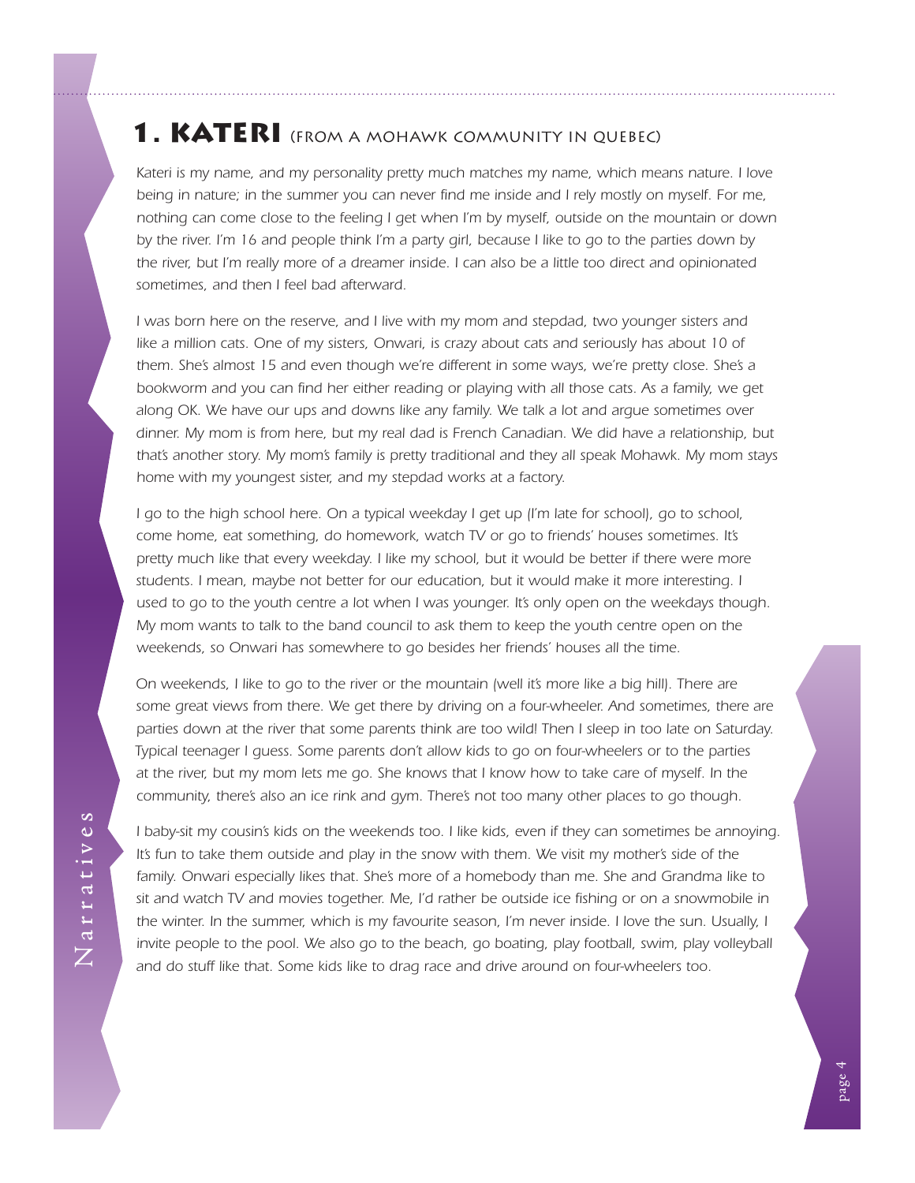## 1. Kateri (from a Mohawk community in Quebec)

*Kateri is my name, and my personality pretty much matches my name, which means nature. I love being in nature; in the summer you can never find me inside and I rely mostly on myself. For me, nothing can come close to the feeling I get when I'm by myself, outside on the mountain or down by the river. I'm 16 and people think I'm a party girl, because I like to go to the parties down by the river, but I'm really more of a dreamer inside. I can also be a little too direct and opinionated sometimes, and then I feel bad afterward.*

*I was born here on the reserve, and I live with my mom and stepdad, two younger sisters and like a million cats. One of my sisters, Onwari, is crazy about cats and seriously has about 10 of them. She's almost 15 and even though we're different in some ways, we're pretty close. She's a bookworm and you can find her either reading or playing with all those cats. As a family, we get along OK. We have our ups and downs like any family. We talk a lot and argue sometimes over dinner. My mom is from here, but my real dad is French Canadian. We did have a relationship, but that's another story. My mom's family is pretty traditional and they all speak Mohawk. My mom stays home with my youngest sister, and my stepdad works at a factory.*

*I go to the high school here. On a typical weekday I get up (I'm late for school), go to school, come home, eat something, do homework, watch TV or go to friends' houses sometimes. It's pretty much like that every weekday. I like my school, but it would be better if there were more students. I mean, maybe not better for our education, but it would make it more interesting. I used to go to the youth centre a lot when I was younger. It's only open on the weekdays though. My mom wants to talk to the band council to ask them to keep the youth centre open on the weekends, so Onwari has somewhere to go besides her friends' houses all the time.*

*On weekends, I like to go to the river or the mountain (well it's more like a big hill). There are some great views from there. We get there by driving on a four-wheeler. And sometimes, there are parties down at the river that some parents think are too wild! Then I sleep in too late on Saturday. Typical teenager I guess. Some parents don't allow kids to go on four-wheelers or to the parties at the river, but my mom lets me go. She knows that I know how to take care of myself. In the community, there's also an ice rink and gym. There's not too many other places to go though.*

*I baby-sit my cousin's kids on the weekends too. I like kids, even if they can sometimes be annoying. It's fun to take them outside and play in the snow with them. We visit my mother's side of the family. Onwari especially likes that. She's more of a homebody than me. She and Grandma like to sit and watch TV and movies together. Me, I'd rather be outside ice fishing or on a snowmobile in the winter. In the summer, which is my favourite season, I'm never inside. I love the sun. Usually, I invite people to the pool. We also go to the beach, go boating, play football, swim, play volleyball and do stuff like that. Some kids like to drag race and drive around on four-wheelers too.*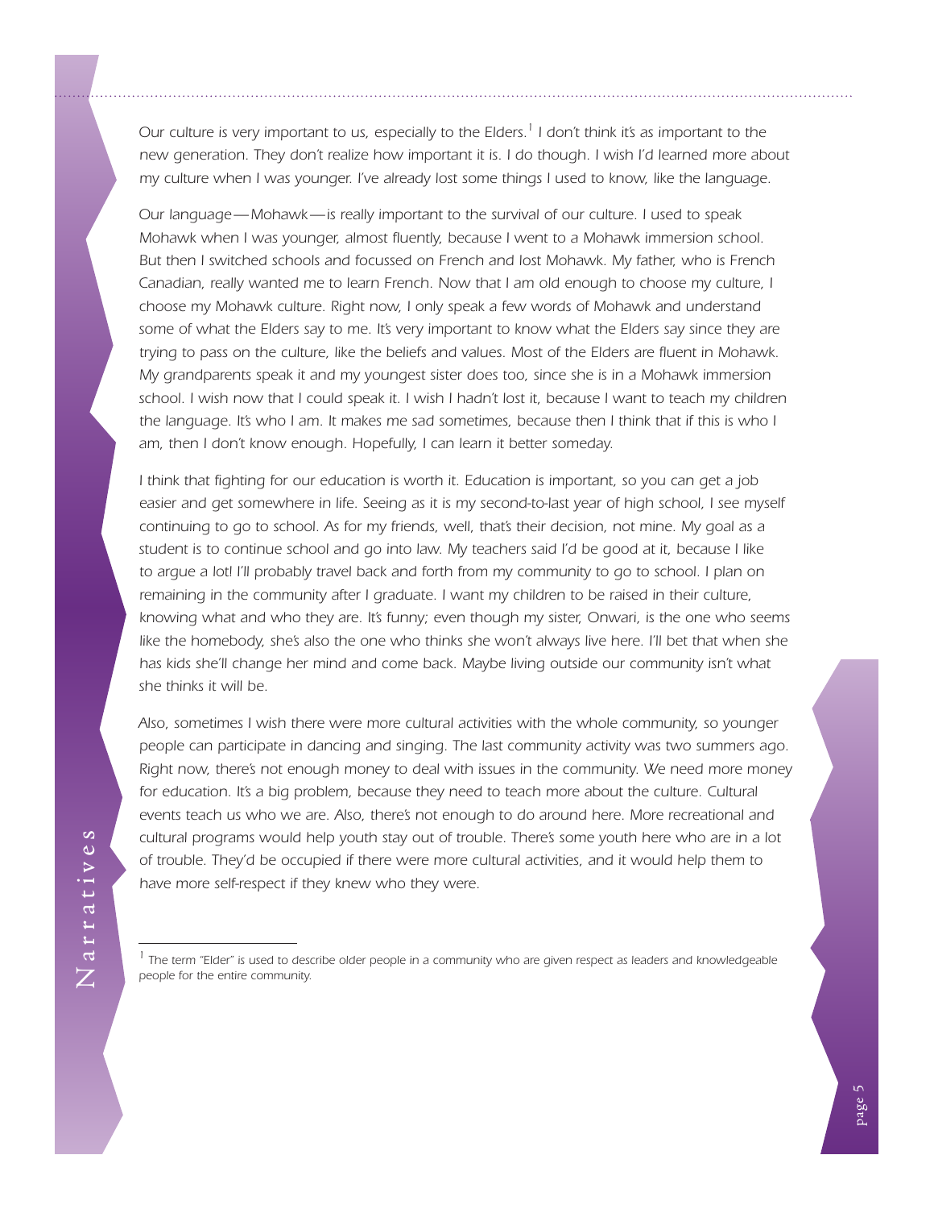*Our culture is very important to us, especially to the Elders.[1] I don't think it's as important to the new generation. They don't realize how important it is. I do though. I wish I'd learned more about my culture when I was younger. I've already lost some things I used to know, like the language.*

*Our language—Mohawk—is really important to the survival of our culture. I used to speak Mohawk when I was younger, almost fluently, because I went to a Mohawk immersion school. But then I switched schools and focussed on French and lost Mohawk. My father, who is French Canadian, really wanted me to learn French. Now that I am old enough to choose my culture, I choose my Mohawk culture. Right now, I only speak a few words of Mohawk and understand some of what the Elders say to me. It's very important to know what the Elders say since they are trying to pass on the culture, like the beliefs and values. Most of the Elders are fluent in Mohawk. My grandparents speak it and my youngest sister does too, since she is in a Mohawk immersion school. I wish now that I could speak it. I wish I hadn't lost it, because I want to teach my children the language. It's who I am. It makes me sad sometimes, because then I think that if this is who I am, then I don't know enough. Hopefully, I can learn it better someday.*

*I think that fighting for our education is worth it. Education is important, so you can get a job easier and get somewhere in life. Seeing as it is my second-to-last year of high school, I see myself continuing to go to school. As for my friends, well, that's their decision, not mine. My goal as a student is to continue school and go into law. My teachers said I'd be good at it, because I like to argue a lot! I'll probably travel back and forth from my community to go to school. I plan on remaining in the community after I graduate. I want my children to be raised in their culture, knowing what and who they are. It's funny; even though my sister, Onwari, is the one who seems like the homebody, she's also the one who thinks she won't always live here. I'll bet that when she has kids she'll change her mind and come back. Maybe living outside our community isn't what she thinks it will be.*

*Also, sometimes I wish there were more cultural activities with the whole community, so younger people can participate in dancing and singing. The last community activity was two summers ago. Right now, there's not enough money to deal with issues in the community. We need more money for education. It's a big problem, because they need to teach more about the culture. Cultural events teach us who we are. Also, there's not enough to do around here. More recreational and cultural programs would help youth stay out of trouble. There's some youth here who are in a lot of trouble. They'd be occupied if there were more cultural activities, and it would help them to have more self-respect if they knew who they were.*

---

[1] *The term "Elder" is used to describe older people in a community who are given respect as leaders and knowledgeable people for the entire community.*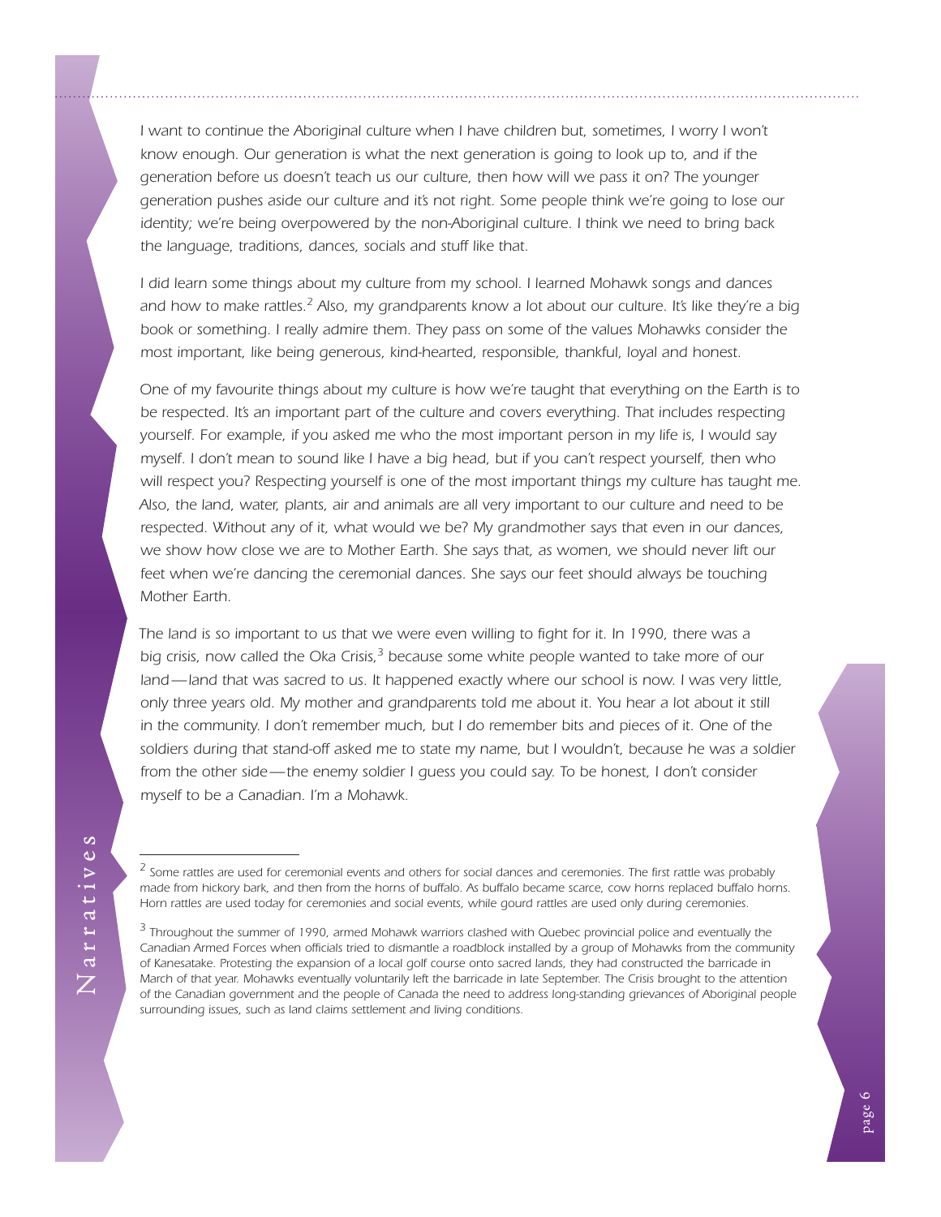*I want to continue the Aboriginal culture when I have children but, sometimes, I worry I won't know enough. Our generation is what the next generation is going to look up to, and if the generation before us doesn't teach us our culture, then how will we pass it on? The younger generation pushes aside our culture and it's not right. Some people think we're going to lose our identity; we're being overpowered by the non-Aboriginal culture. I think we need to bring back the language, traditions, dances, socials and stuff like that.*

*I did learn some things about my culture from my school. I learned Mohawk songs and dances and how to make rattles.[2] Also, my grandparents know a lot about our culture. It's like they're a big book or something. I really admire them. They pass on some of the values Mohawks consider the most important, like being generous, kind-hearted, responsible, thankful, loyal and honest.*

*One of my favourite things about my culture is how we're taught that everything on the Earth is to be respected. It's an important part of the culture and covers everything. That includes respecting yourself. For example, if you asked me who the most important person in my life is, I would say myself. I don't mean to sound like I have a big head, but if you can't respect yourself, then who will respect you? Respecting yourself is one of the most important things my culture has taught me. Also, the land, water, plants, air and animals are all very important to our culture and need to be respected. Without any of it, what would we be? My grandmother says that even in our dances, we show how close we are to Mother Earth. She says that, as women, we should never lift our feet when we're dancing the ceremonial dances. She says our feet should always be touching Mother Earth.*

*The land is so important to us that we were even willing to fight for it. In 1990, there was a big crisis, now called the Oka Crisis,[3] because some white people wanted to take more of our land—land that was sacred to us. It happened exactly where our school is now. I was very little, only three years old. My mother and grandparents told me about it. You hear a lot about it still in the community. I don't remember much, but I do remember bits and pieces of it. One of the soldiers during that stand-off asked me to state my name, but I wouldn't, because he was a soldier from the other side—the enemy soldier I guess you could say. To be honest, I don't consider myself to be a Canadian. I'm a Mohawk.*

---

[2] *Some rattles are used for ceremonial events and others for social dances and ceremonies. The first rattle was probably made from hickory bark, and then from the horns of buffalo. As buffalo became scarce, cow horns replaced buffalo horns. Horn rattles are used today for ceremonies and social events, while gourd rattles are used only during ceremonies.*

[3] *Throughout the summer of 1990, armed Mohawk warriors clashed with Quebec provincial police and eventually the Canadian Armed Forces when officials tried to dismantle a roadblock installed by a group of Mohawks from the community of Kanesatake. Protesting the expansion of a local golf course onto sacred lands, they had constructed the barricade in March of that year. Mohawks eventually voluntarily left the barricade in late September. The Crisis brought to the attention of the Canadian government and the people of Canada the need to address long-standing grievances of Aboriginal people surrounding issues, such as land claims settlement and living conditions.*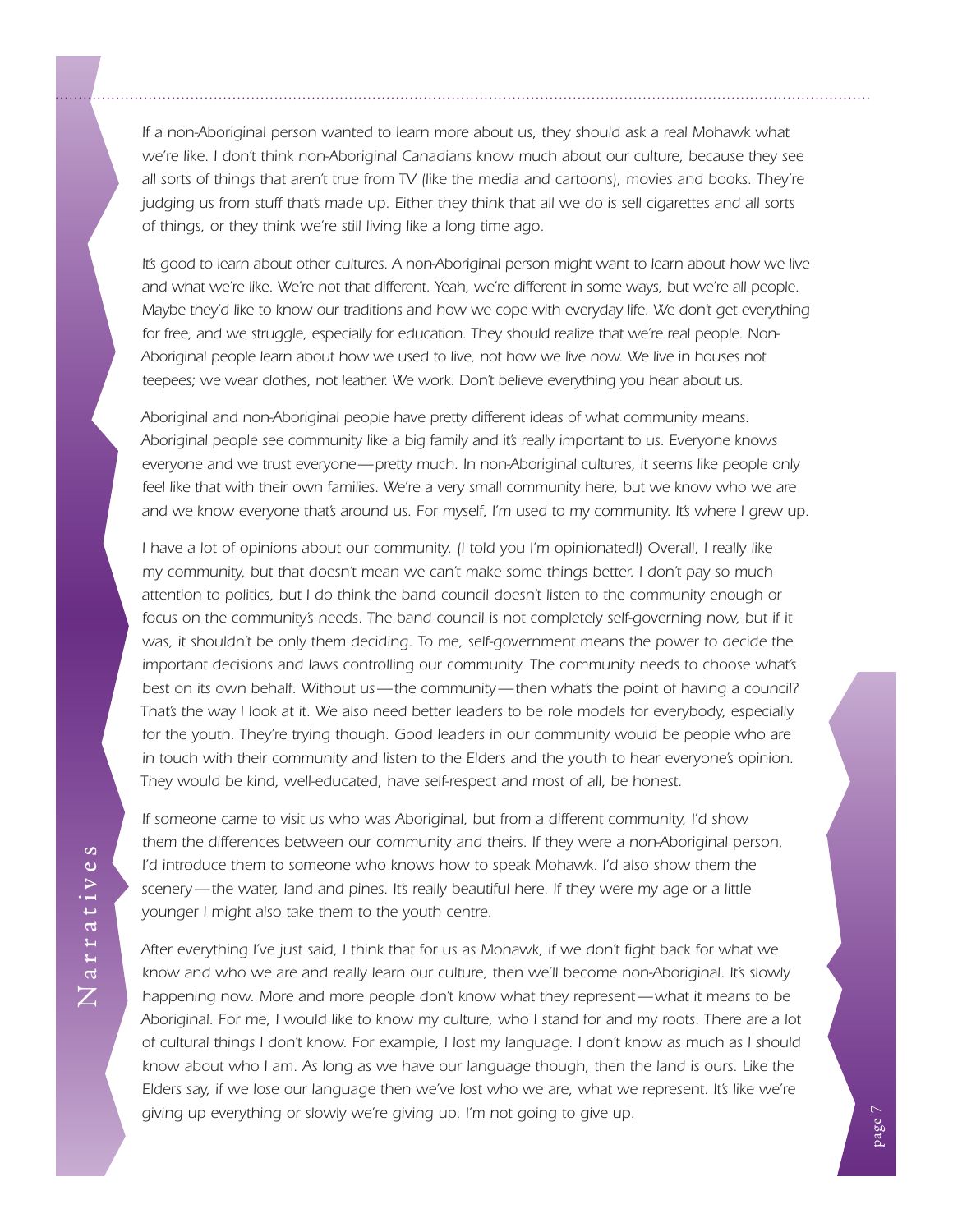*If a non-Aboriginal person wanted to learn more about us, they should ask a real Mohawk what we're like. I don't think non-Aboriginal Canadians know much about our culture, because they see all sorts of things that aren't true from TV (like the media and cartoons), movies and books. They're judging us from stuff that's made up. Either they think that all we do is sell cigarettes and all sorts of things, or they think we're still living like a long time ago.*

*It's good to learn about other cultures. A non-Aboriginal person might want to learn about how we live and what we're like. We're not that different. Yeah, we're different in some ways, but we're all people. Maybe they'd like to know our traditions and how we cope with everyday life. We don't get everything for free, and we struggle, especially for education. They should realize that we're real people. Non-Aboriginal people learn about how we used to live, not how we live now. We live in houses not teepees; we wear clothes, not leather. We work. Don't believe everything you hear about us.*

*Aboriginal and non-Aboriginal people have pretty different ideas of what community means. Aboriginal people see community like a big family and it's really important to us. Everyone knows everyone and we trust everyone—pretty much. In non-Aboriginal cultures, it seems like people only feel like that with their own families. We're a very small community here, but we know who we are and we know everyone that's around us. For myself, I'm used to my community. It's where I grew up.*

*I have a lot of opinions about our community. (I told you I'm opinionated!) Overall, I really like my community, but that doesn't mean we can't make some things better. I don't pay so much attention to politics, but I do think the band council doesn't listen to the community enough or focus on the community's needs. The band council is not completely self-governing now, but if it was, it shouldn't be only them deciding. To me, self-government means the power to decide the important decisions and laws controlling our community. The community needs to choose what's best on its own behalf. Without us—the community—then what's the point of having a council? That's the way I look at it. We also need better leaders to be role models for everybody, especially for the youth. They're trying though. Good leaders in our community would be people who are in touch with their community and listen to the Elders and the youth to hear everyone's opinion. They would be kind, well-educated, have self-respect and most of all, be honest.*

*If someone came to visit us who was Aboriginal, but from a different community, I'd show them the differences between our community and theirs. If they were a non-Aboriginal person, I'd introduce them to someone who knows how to speak Mohawk. I'd also show them the scenery—the water, land and pines. It's really beautiful here. If they were my age or a little younger I might also take them to the youth centre.*

*After everything I've just said, I think that for us as Mohawk, if we don't fight back for what we know and who we are and really learn our culture, then we'll become non-Aboriginal. It's slowly happening now. More and more people don't know what they represent—what it means to be Aboriginal. For me, I would like to know my culture, who I stand for and my roots. There are a lot of cultural things I don't know. For example, I lost my language. I don't know as much as I should know about who I am. As long as we have our language though, then the land is ours. Like the Elders say, if we lose our language then we've lost who we are, what we represent. It's like we're giving up everything or slowly we're giving up. I'm not going to give up.*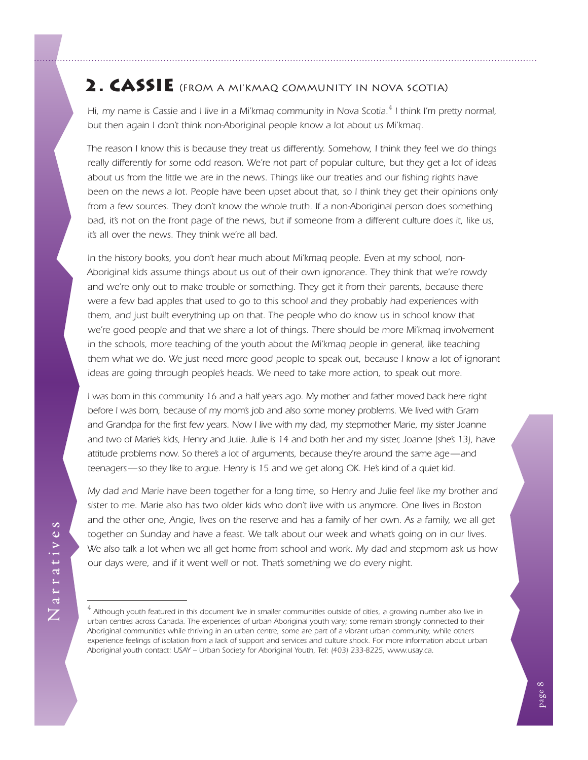## 2. Cassie (from a Mi'kmaq community in Nova Scotia)

*Hi, my name is Cassie and I live in a Mi'kmaq community in Nova Scotia.[4] I think I'm pretty normal, but then again I don't think non-Aboriginal people know a lot about us Mi'kmaq.*

*The reason I know this is because they treat us differently. Somehow, I think they feel we do things really differently for some odd reason. We're not part of popular culture, but they get a lot of ideas about us from the little we are in the news. Things like our treaties and our fishing rights have been on the news a lot. People have been upset about that, so I think they get their opinions only from a few sources. They don't know the whole truth. If a non-Aboriginal person does something bad, it's not on the front page of the news, but if someone from a different culture does it, like us, it's all over the news. They think we're all bad.*

*In the history books, you don't hear much about Mi'kmaq people. Even at my school, non-Aboriginal kids assume things about us out of their own ignorance. They think that we're rowdy and we're only out to make trouble or something. They get it from their parents, because there were a few bad apples that used to go to this school and they probably had experiences with them, and just built everything up on that. The people who do know us in school know that we're good people and that we share a lot of things. There should be more Mi'kmaq involvement in the schools, more teaching of the youth about the Mi'kmaq people in general, like teaching them what we do. We just need more good people to speak out, because I know a lot of ignorant ideas are going through people's heads. We need to take more action, to speak out more.*

*I was born in this community 16 and a half years ago. My mother and father moved back here right before I was born, because of my mom's job and also some money problems. We lived with Gram and Grandpa for the first few years. Now I live with my dad, my stepmother Marie, my sister Joanne and two of Marie's kids, Henry and Julie. Julie is 14 and both her and my sister, Joanne (she's 13), have attitude problems now. So there's a lot of arguments, because they're around the same age—and teenagers—so they like to argue. Henry is 15 and we get along OK. He's kind of a quiet kid.*

*My dad and Marie have been together for a long time, so Henry and Julie feel like my brother and sister to me. Marie also has two older kids who don't live with us anymore. One lives in Boston and the other one, Angie, lives on the reserve and has a family of her own. As a family, we all get together on Sunday and have a feast. We talk about our week and what's going on in our lives. We also talk a lot when we all get home from school and work. My dad and stepmom ask us how our days were, and if it went well or not. That's something we do every night.*

---

[4] *Although youth featured in this document live in smaller communities outside of cities, a growing number also live in urban centres across Canada. The experiences of urban Aboriginal youth vary; some remain strongly connected to their Aboriginal communities while thriving in an urban centre, some are part of a vibrant urban community, while others experience feelings of isolation from a lack of support and services and culture shock. For more information about urban Aboriginal youth contact: USAY – Urban Society for Aboriginal Youth, Tel: (403) 233-8225, www.usay.ca.*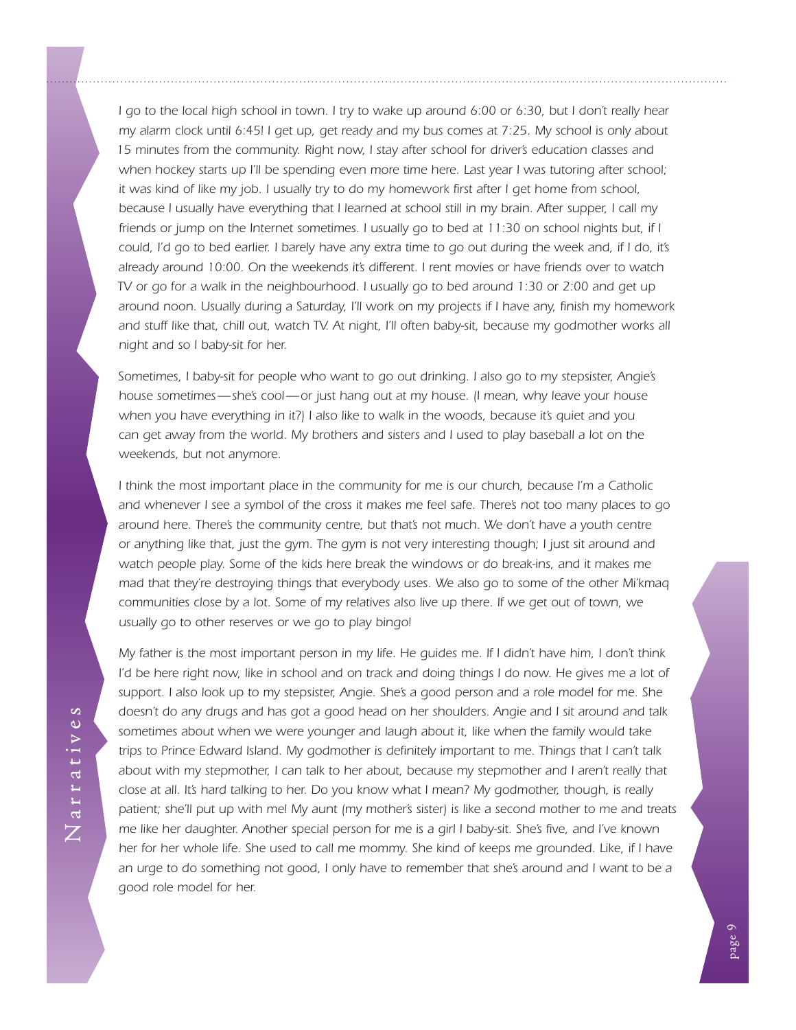*I go to the local high school in town. I try to wake up around 6:00 or 6:30, but I don't really hear my alarm clock until 6:45! I get up, get ready and my bus comes at 7:25. My school is only about 15 minutes from the community. Right now, I stay after school for driver's education classes and when hockey starts up I'll be spending even more time here. Last year I was tutoring after school; it was kind of like my job. I usually try to do my homework first after I get home from school, because I usually have everything that I learned at school still in my brain. After supper, I call my friends or jump on the Internet sometimes. I usually go to bed at 11:30 on school nights but, if I could, I'd go to bed earlier. I barely have any extra time to go out during the week and, if I do, it's already around 10:00. On the weekends it's different. I rent movies or have friends over to watch TV or go for a walk in the neighbourhood. I usually go to bed around 1:30 or 2:00 and get up around noon. Usually during a Saturday, I'll work on my projects if I have any, finish my homework and stuff like that, chill out, watch TV. At night, I'll often baby-sit, because my godmother works all night and so I baby-sit for her.*

*Sometimes, I baby-sit for people who want to go out drinking. I also go to my stepsister, Angie's house sometimes—she's cool—or just hang out at my house. (I mean, why leave your house when you have everything in it?) I also like to walk in the woods, because it's quiet and you can get away from the world. My brothers and sisters and I used to play baseball a lot on the weekends, but not anymore.*

*I think the most important place in the community for me is our church, because I'm a Catholic and whenever I see a symbol of the cross it makes me feel safe. There's not too many places to go around here. There's the community centre, but that's not much. We don't have a youth centre or anything like that, just the gym. The gym is not very interesting though; I just sit around and watch people play. Some of the kids here break the windows or do break-ins, and it makes me mad that they're destroying things that everybody uses. We also go to some of the other Mi'kmaq communities close by a lot. Some of my relatives also live up there. If we get out of town, we usually go to other reserves or we go to play bingo!*

*My father is the most important person in my life. He guides me. If I didn't have him, I don't think I'd be here right now, like in school and on track and doing things I do now. He gives me a lot of support. I also look up to my stepsister, Angie. She's a good person and a role model for me. She doesn't do any drugs and has got a good head on her shoulders. Angie and I sit around and talk sometimes about when we were younger and laugh about it, like when the family would take trips to Prince Edward Island. My godmother is definitely important to me. Things that I can't talk about with my stepmother, I can talk to her about, because my stepmother and I aren't really that close at all. It's hard talking to her. Do you know what I mean? My godmother, though, is really patient; she'll put up with me! My aunt (my mother's sister) is like a second mother to me and treats me like her daughter. Another special person for me is a girl I baby-sit. She's five, and I've known her for her whole life. She used to call me mommy. She kind of keeps me grounded. Like, if I have an urge to do something not good, I only have to remember that she's around and I want to be a good role model for her.*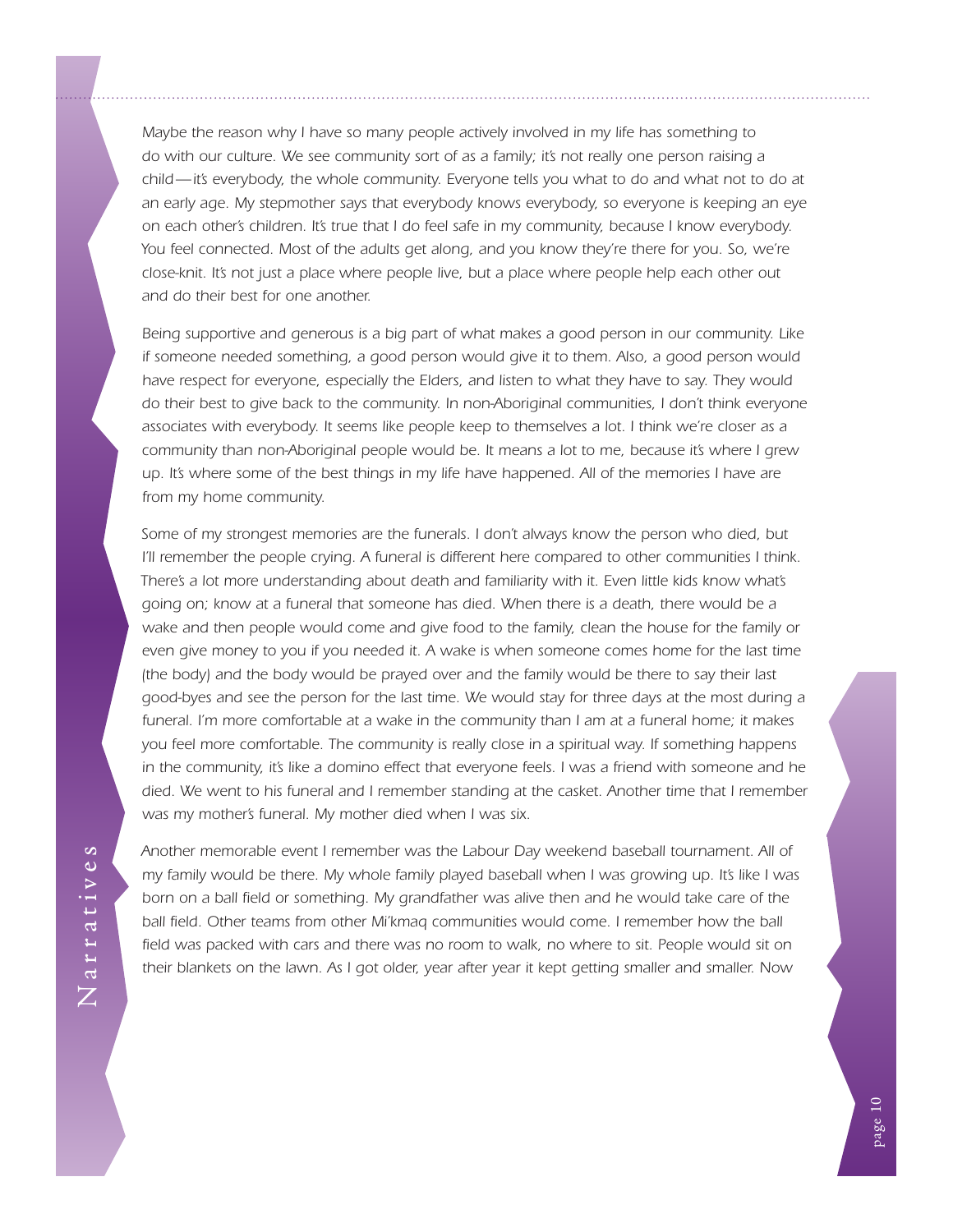*Maybe the reason why I have so many people actively involved in my life has something to do with our culture. We see community sort of as a family; it's not really one person raising a child—it's everybody, the whole community. Everyone tells you what to do and what not to do at an early age. My stepmother says that everybody knows everybody, so everyone is keeping an eye on each other's children. It's true that I do feel safe in my community, because I know everybody. You feel connected. Most of the adults get along, and you know they're there for you. So, we're close-knit. It's not just a place where people live, but a place where people help each other out and do their best for one another.*

*Being supportive and generous is a big part of what makes a good person in our community. Like if someone needed something, a good person would give it to them. Also, a good person would have respect for everyone, especially the Elders, and listen to what they have to say. They would do their best to give back to the community. In non-Aboriginal communities, I don't think everyone associates with everybody. It seems like people keep to themselves a lot. I think we're closer as a community than non-Aboriginal people would be. It means a lot to me, because it's where I grew up. It's where some of the best things in my life have happened. All of the memories I have are from my home community.*

*Some of my strongest memories are the funerals. I don't always know the person who died, but I'll remember the people crying. A funeral is different here compared to other communities I think. There's a lot more understanding about death and familiarity with it. Even little kids know what's going on; know at a funeral that someone has died. When there is a death, there would be a wake and then people would come and give food to the family, clean the house for the family or even give money to you if you needed it. A wake is when someone comes home for the last time (the body) and the body would be prayed over and the family would be there to say their last good-byes and see the person for the last time. We would stay for three days at the most during a funeral. I'm more comfortable at a wake in the community than I am at a funeral home; it makes you feel more comfortable. The community is really close in a spiritual way. If something happens in the community, it's like a domino effect that everyone feels. I was a friend with someone and he died. We went to his funeral and I remember standing at the casket. Another time that I remember was my mother's funeral. My mother died when I was six.*

*Another memorable event I remember was the Labour Day weekend baseball tournament. All of my family would be there. My whole family played baseball when I was growing up. It's like I was born on a ball field or something. My grandfather was alive then and he would take care of the ball field. Other teams from other Mi'kmaq communities would come. I remember how the ball field was packed with cars and there was no room to walk, no where to sit. People would sit on their blankets on the lawn. As I got older, year after year it kept getting smaller and smaller. Now*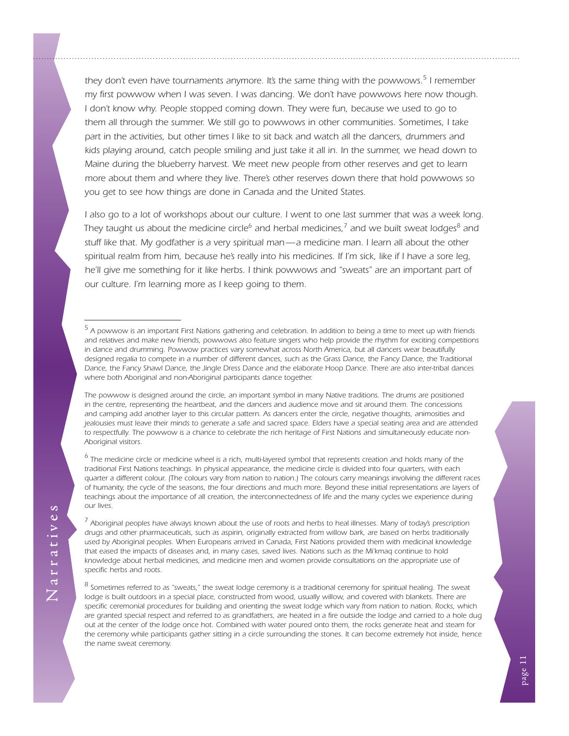*they don't even have tournaments anymore. It's the same thing with the powwows.[5] I remember my first powwow when I was seven. I was dancing. We don't have powwows here now though. I don't know why. People stopped coming down. They were fun, because we used to go to them all through the summer. We still go to powwows in other communities. Sometimes, I take part in the activities, but other times I like to sit back and watch all the dancers, drummers and kids playing around, catch people smiling and just take it all in. In the summer, we head down to Maine during the blueberry harvest. We meet new people from other reserves and get to learn more about them and where they live. There's other reserves down there that hold powwows so you get to see how things are done in Canada and the United States.*

*I also go to a lot of workshops about our culture. I went to one last summer that was a week long. They taught us about the medicine circle[6] and herbal medicines,[7] and we built sweat lodges[8] and stuff like that. My godfather is a very spiritual man—a medicine man. I learn all about the other spiritual realm from him, because he's really into his medicines. If I'm sick, like if I have a sore leg, he'll give me something for it like herbs. I think powwows and "sweats" are an important part of our culture. I'm learning more as I keep going to them.*

---

[5] *A powwow is an important First Nations gathering and celebration. In addition to being a time to meet up with friends and relatives and make new friends, powwows also feature singers who help provide the rhythm for exciting competitions in dance and drumming. Powwow practices vary somewhat across North America, but all dancers wear beautifully designed regalia to compete in a number of different dances, such as the Grass Dance, the Fancy Dance, the Traditional Dance, the Fancy Shawl Dance, the Jingle Dress Dance and the elaborate Hoop Dance. There are also inter-tribal dances where both Aboriginal and non-Aboriginal participants dance together.*

*The powwow is designed around the circle, an important symbol in many Native traditions. The drums are positioned in the centre, representing the heartbeat, and the dancers and audience move and sit around them. The concessions and camping add another layer to this circular pattern. As dancers enter the circle, negative thoughts, animosities and jealousies must leave their minds to generate a safe and sacred space. Elders have a special seating area and are attended to respectfully. The powwow is a chance to celebrate the rich heritage of First Nations and simultaneously educate non-Aboriginal visitors.*

[6] *The medicine circle or medicine wheel is a rich, multi-layered symbol that represents creation and holds many of the traditional First Nations teachings. In physical appearance, the medicine circle is divided into four quarters, with each quarter a different colour. (The colours vary from nation to nation.) The colours carry meanings involving the different races of humanity, the cycle of the seasons, the four directions and much more. Beyond these initial representations are layers of teachings about the importance of all creation, the interconnectedness of life and the many cycles we experience during our lives.*

[7] *Aboriginal peoples have always known about the use of roots and herbs to heal illnesses. Many of today's prescription drugs and other pharmaceuticals, such as aspirin, originally extracted from willow bark, are based on herbs traditionally used by Aboriginal peoples. When Europeans arrived in Canada, First Nations provided them with medicinal knowledge that eased the impacts of diseases and, in many cases, saved lives. Nations such as the Mi'kmaq continue to hold knowledge about herbal medicines, and medicine men and women provide consultations on the appropriate use of specific herbs and roots.*

[8] *Sometimes referred to as "sweats," the sweat lodge ceremony is a traditional ceremony for spiritual healing. The sweat lodge is built outdoors in a special place, constructed from wood, usually willow, and covered with blankets. There are specific ceremonial procedures for building and orienting the sweat lodge which vary from nation to nation. Rocks, which are granted special respect and referred to as grandfathers, are heated in a fire outside the lodge and carried to a hole dug out at the center of the lodge once hot. Combined with water poured onto them, the rocks generate heat and steam for the ceremony while participants gather sitting in a circle surrounding the stones. It can become extremely hot inside, hence the name sweat ceremony.*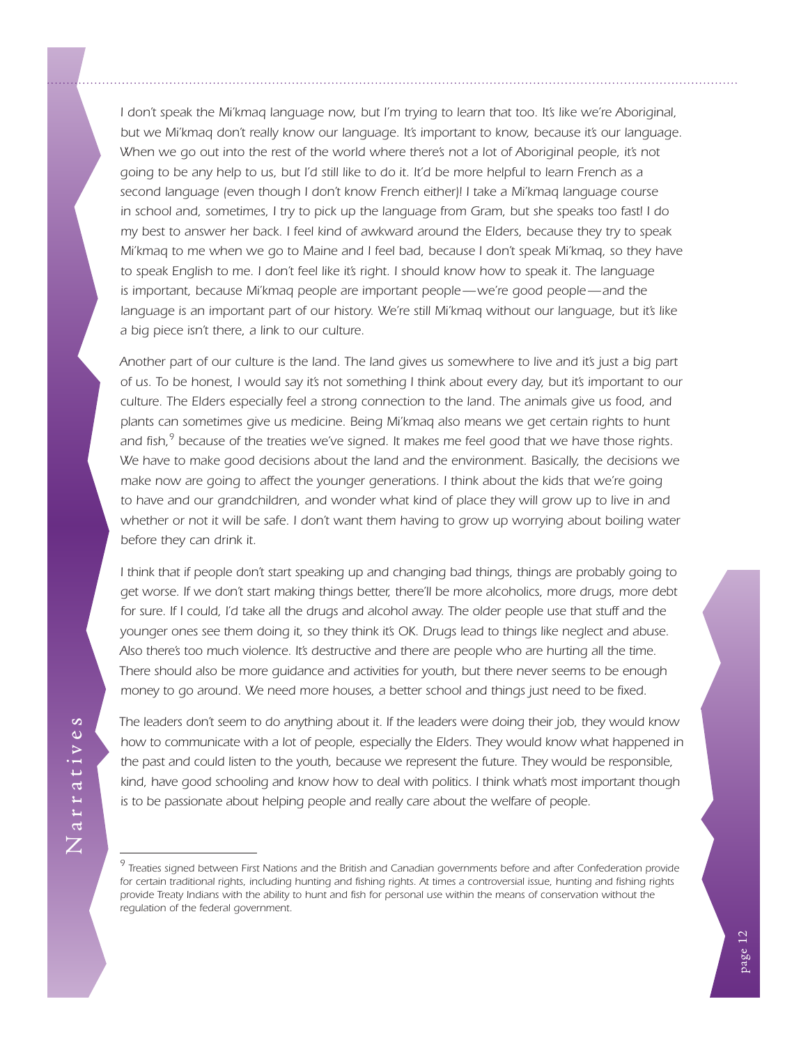*I don't speak the Mi'kmaq language now, but I'm trying to learn that too. It's like we're Aboriginal, but we Mi'kmaq don't really know our language. It's important to know, because it's our language. When we go out into the rest of the world where there's not a lot of Aboriginal people, it's not going to be any help to us, but I'd still like to do it. It'd be more helpful to learn French as a second language (even though I don't know French either)! I take a Mi'kmaq language course in school and, sometimes, I try to pick up the language from Gram, but she speaks too fast! I do my best to answer her back. I feel kind of awkward around the Elders, because they try to speak Mi'kmaq to me when we go to Maine and I feel bad, because I don't speak Mi'kmaq, so they have to speak English to me. I don't feel like it's right. I should know how to speak it. The language is important, because Mi'kmaq people are important people—we're good people—and the language is an important part of our history. We're still Mi'kmaq without our language, but it's like a big piece isn't there, a link to our culture.*

*Another part of our culture is the land. The land gives us somewhere to live and it's just a big part of us. To be honest, I would say it's not something I think about every day, but it's important to our culture. The Elders especially feel a strong connection to the land. The animals give us food, and plants can sometimes give us medicine. Being Mi'kmaq also means we get certain rights to hunt and fish,[9] because of the treaties we've signed. It makes me feel good that we have those rights. We have to make good decisions about the land and the environment. Basically, the decisions we make now are going to affect the younger generations. I think about the kids that we're going to have and our grandchildren, and wonder what kind of place they will grow up to live in and whether or not it will be safe. I don't want them having to grow up worrying about boiling water before they can drink it.*

*I think that if people don't start speaking up and changing bad things, things are probably going to get worse. If we don't start making things better, there'll be more alcoholics, more drugs, more debt for sure. If I could, I'd take all the drugs and alcohol away. The older people use that stuff and the younger ones see them doing it, so they think it's OK. Drugs lead to things like neglect and abuse. Also there's too much violence. It's destructive and there are people who are hurting all the time. There should also be more guidance and activities for youth, but there never seems to be enough money to go around. We need more houses, a better school and things just need to be fixed.*

*The leaders don't seem to do anything about it. If the leaders were doing their job, they would know how to communicate with a lot of people, especially the Elders. They would know what happened in the past and could listen to the youth, because we represent the future. They would be responsible, kind, have good schooling and know how to deal with politics. I think what's most important though is to be passionate about helping people and really care about the welfare of people.*

---

[9] *Treaties signed between First Nations and the British and Canadian governments before and after Confederation provide for certain traditional rights, including hunting and fishing rights. At times a controversial issue, hunting and fishing rights provide Treaty Indians with the ability to hunt and fish for personal use within the means of conservation without the regulation of the federal government.*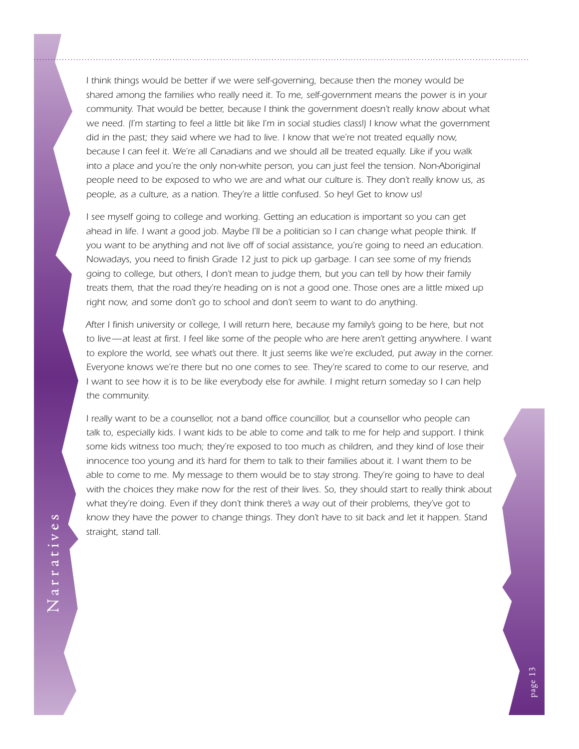*I think things would be better if we were self-governing, because then the money would be shared among the families who really need it. To me, self-government means the power is in your community. That would be better, because I think the government doesn't really know about what we need. (I'm starting to feel a little bit like I'm in social studies class!) I know what the government did in the past; they said where we had to live. I know that we're not treated equally now, because I can feel it. We're all Canadians and we should all be treated equally. Like if you walk into a place and you're the only non-white person, you can just feel the tension. Non-Aboriginal people need to be exposed to who we are and what our culture is. They don't really know us, as people, as a culture, as a nation. They're a little confused. So hey! Get to know us!*

*I see myself going to college and working. Getting an education is important so you can get ahead in life. I want a good job. Maybe I'll be a politician so I can change what people think. If you want to be anything and not live off of social assistance, you're going to need an education. Nowadays, you need to finish Grade 12 just to pick up garbage. I can see some of my friends going to college, but others, I don't mean to judge them, but you can tell by how their family treats them, that the road they're heading on is not a good one. Those ones are a little mixed up right now, and some don't go to school and don't seem to want to do anything.*

*After I finish university or college, I will return here, because my family's going to be here, but not to live—at least at first. I feel like some of the people who are here aren't getting anywhere. I want to explore the world, see what's out there. It just seems like we're excluded, put away in the corner. Everyone knows we're there but no one comes to see. They're scared to come to our reserve, and I want to see how it is to be like everybody else for awhile. I might return someday so I can help the community.*

*I really want to be a counsellor, not a band office councillor, but a counsellor who people can talk to, especially kids. I want kids to be able to come and talk to me for help and support. I think some kids witness too much; they're exposed to too much as children, and they kind of lose their innocence too young and it's hard for them to talk to their families about it. I want them to be able to come to me. My message to them would be to stay strong. They're going to have to deal with the choices they make now for the rest of their lives. So, they should start to really think about what they're doing. Even if they don't think there's a way out of their problems, they've got to know they have the power to change things. They don't have to sit back and let it happen. Stand straight, stand tall.*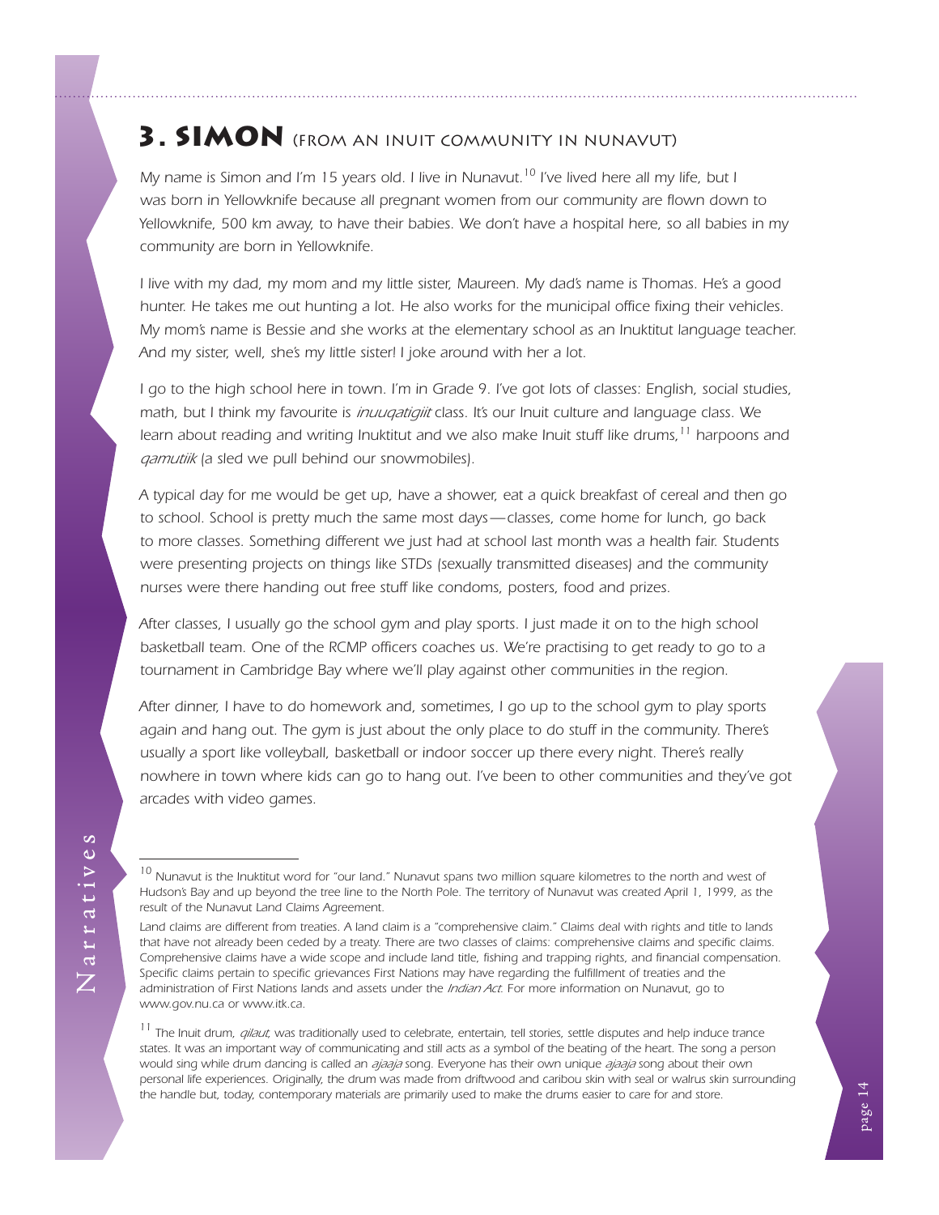## 3. SIMON (FROM AN INUIT COMMUNITY IN NUNAVUT)

*My name is Simon and I'm 15 years old. I live in Nunavut.[10] I've lived here all my life, but I was born in Yellowknife because all pregnant women from our community are flown down to Yellowknife, 500 km away, to have their babies. We don't have a hospital here, so all babies in my community are born in Yellowknife.*

*I live with my dad, my mom and my little sister, Maureen. My dad's name is Thomas. He's a good hunter. He takes me out hunting a lot. He also works for the municipal office fixing their vehicles. My mom's name is Bessie and she works at the elementary school as an Inuktitut language teacher. And my sister, well, she's my little sister! I joke around with her a lot.*

*I go to the high school here in town. I'm in Grade 9. I've got lots of classes: English, social studies, math, but I think my favourite is inuuqatigiit class. It's our Inuit culture and language class. We learn about reading and writing Inuktitut and we also make Inuit stuff like drums,[11] harpoons and qamutiik (a sled we pull behind our snowmobiles).*

*A typical day for me would be get up, have a shower, eat a quick breakfast of cereal and then go to school. School is pretty much the same most days—classes, come home for lunch, go back to more classes. Something different we just had at school last month was a health fair. Students were presenting projects on things like STDs (sexually transmitted diseases) and the community nurses were there handing out free stuff like condoms, posters, food and prizes.*

*After classes, I usually go the school gym and play sports. I just made it on to the high school basketball team. One of the RCMP officers coaches us. We're practising to get ready to go to a tournament in Cambridge Bay where we'll play against other communities in the region.*

*After dinner, I have to do homework and, sometimes, I go up to the school gym to play sports again and hang out. The gym is just about the only place to do stuff in the community. There's usually a sport like volleyball, basketball or indoor soccer up there every night. There's really nowhere in town where kids can go to hang out. I've been to other communities and they've got arcades with video games.*

---

[10] Nunavut is the Inuktitut word for "our land." Nunavut spans two million square kilometres to the north and west of Hudson's Bay and up beyond the tree line to the North Pole. The territory of Nunavut was created April 1, 1999, as the result of the Nunavut Land Claims Agreement.

Land claims are different from treaties. A land claim is a "comprehensive claim." Claims deal with rights and title to lands that have not already been ceded by a treaty. There are two classes of claims: comprehensive claims and specific claims. Comprehensive claims have a wide scope and include land title, fishing and trapping rights, and financial compensation. Specific claims pertain to specific grievances First Nations may have regarding the fulfillment of treaties and the administration of First Nations lands and assets under the *Indian Act*. For more information on Nunavut, go to www.gov.nu.ca or www.itk.ca.

[11] The Inuit drum, *qilaut*, was traditionally used to celebrate, entertain, tell stories, settle disputes and help induce trance states. It was an important way of communicating and still acts as a symbol of the beating of the heart. The song a person would sing while drum dancing is called an *ajaaja* song. Everyone has their own unique *ajaaja* song about their own personal life experiences. Originally, the drum was made from driftwood and caribou skin with seal or walrus skin surrounding the handle but, today, contemporary materials are primarily used to make the drums easier to care for and store.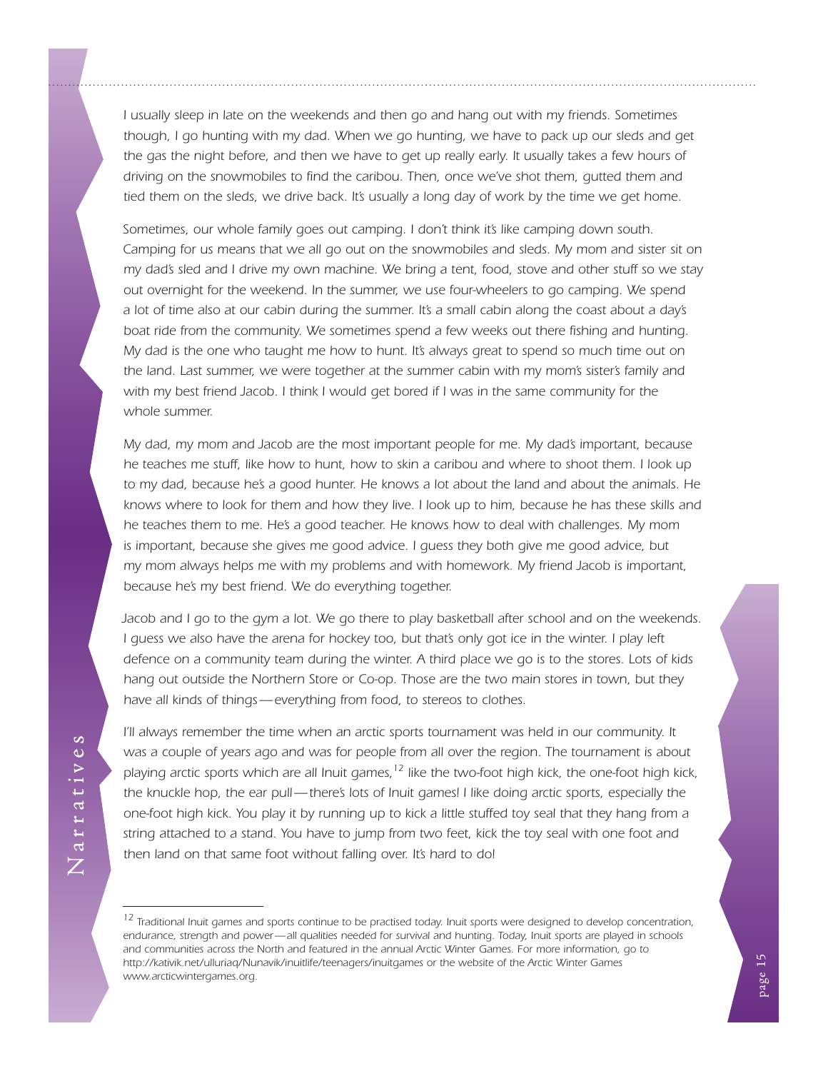*I usually sleep in late on the weekends and then go and hang out with my friends. Sometimes though, I go hunting with my dad. When we go hunting, we have to pack up our sleds and get the gas the night before, and then we have to get up really early. It usually takes a few hours of driving on the snowmobiles to find the caribou. Then, once we've shot them, gutted them and tied them on the sleds, we drive back. It's usually a long day of work by the time we get home.*

*Sometimes, our whole family goes out camping. I don't think it's like camping down south. Camping for us means that we all go out on the snowmobiles and sleds. My mom and sister sit on my dad's sled and I drive my own machine. We bring a tent, food, stove and other stuff so we stay out overnight for the weekend. In the summer, we use four-wheelers to go camping. We spend a lot of time also at our cabin during the summer. It's a small cabin along the coast about a day's boat ride from the community. We sometimes spend a few weeks out there fishing and hunting. My dad is the one who taught me how to hunt. It's always great to spend so much time out on the land. Last summer, we were together at the summer cabin with my mom's sister's family and with my best friend Jacob. I think I would get bored if I was in the same community for the whole summer.*

*My dad, my mom and Jacob are the most important people for me. My dad's important, because he teaches me stuff, like how to hunt, how to skin a caribou and where to shoot them. I look up to my dad, because he's a good hunter. He knows a lot about the land and about the animals. He knows where to look for them and how they live. I look up to him, because he has these skills and he teaches them to me. He's a good teacher. He knows how to deal with challenges. My mom is important, because she gives me good advice. I guess they both give me good advice, but my mom always helps me with my problems and with homework. My friend Jacob is important, because he's my best friend. We do everything together.*

*Jacob and I go to the gym a lot. We go there to play basketball after school and on the weekends. I guess we also have the arena for hockey too, but that's only got ice in the winter. I play left defence on a community team during the winter. A third place we go is to the stores. Lots of kids hang out outside the Northern Store or Co-op. Those are the two main stores in town, but they have all kinds of things—everything from food, to stereos to clothes.*

*I'll always remember the time when an arctic sports tournament was held in our community. It was a couple of years ago and was for people from all over the region. The tournament is about playing arctic sports which are all Inuit games,*[12] *like the two-foot high kick, the one-foot high kick, the knuckle hop, the ear pull—there's lots of Inuit games! I like doing arctic sports, especially the one-foot high kick. You play it by running up to kick a little stuffed toy seal that they hang from a string attached to a stand. You have to jump from two feet, kick the toy seal with one foot and then land on that same foot without falling over. It's hard to do!*

---

[12] Traditional Inuit games and sports continue to be practised today. Inuit sports were designed to develop concentration, endurance, strength and power—all qualities needed for survival and hunting. Today, Inuit sports are played in schools and communities across the North and featured in the annual Arctic Winter Games. For more information, go to http://kativik.net/ulluriaq/Nunavik/inuitlife/teenagers/inuitgames or the website of the Arctic Winter Games www.arcticwintergames.org.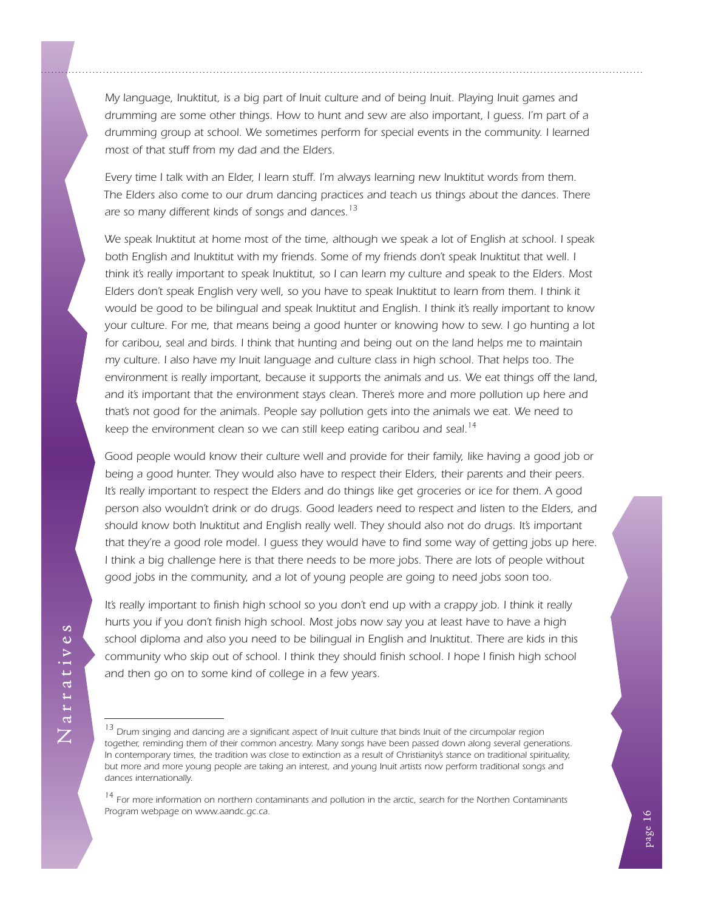*My language, Inuktitut, is a big part of Inuit culture and of being Inuit. Playing Inuit games and drumming are some other things. How to hunt and sew are also important, I guess. I'm part of a drumming group at school. We sometimes perform for special events in the community. I learned most of that stuff from my dad and the Elders.*

*Every time I talk with an Elder, I learn stuff. I'm always learning new Inuktitut words from them. The Elders also come to our drum dancing practices and teach us things about the dances. There are so many different kinds of songs and dances.*[13]

*We speak Inuktitut at home most of the time, although we speak a lot of English at school. I speak both English and Inuktitut with my friends. Some of my friends don't speak Inuktitut that well. I think it's really important to speak Inuktitut, so I can learn my culture and speak to the Elders. Most Elders don't speak English very well, so you have to speak Inuktitut to learn from them. I think it would be good to be bilingual and speak Inuktitut and English. I think it's really important to know your culture. For me, that means being a good hunter or knowing how to sew. I go hunting a lot for caribou, seal and birds. I think that hunting and being out on the land helps me to maintain my culture. I also have my Inuit language and culture class in high school. That helps too. The environment is really important, because it supports the animals and us. We eat things off the land, and it's important that the environment stays clean. There's more and more pollution up here and that's not good for the animals. People say pollution gets into the animals we eat. We need to keep the environment clean so we can still keep eating caribou and seal.*[14]

*Good people would know their culture well and provide for their family, like having a good job or being a good hunter. They would also have to respect their Elders, their parents and their peers. It's really important to respect the Elders and do things like get groceries or ice for them. A good person also wouldn't drink or do drugs. Good leaders need to respect and listen to the Elders, and should know both Inuktitut and English really well. They should also not do drugs. It's important that they're a good role model. I guess they would have to find some way of getting jobs up here. I think a big challenge here is that there needs to be more jobs. There are lots of people without good jobs in the community, and a lot of young people are going to need jobs soon too.*

*It's really important to finish high school so you don't end up with a crappy job. I think it really hurts you if you don't finish high school. Most jobs now say you at least have to have a high school diploma and also you need to be bilingual in English and Inuktitut. There are kids in this community who skip out of school. I think they should finish school. I hope I finish high school and then go on to some kind of college in a few years.*

---

[13] *Drum singing and dancing are a significant aspect of Inuit culture that binds Inuit of the circumpolar region together, reminding them of their common ancestry. Many songs have been passed down along several generations. In contemporary times, the tradition was close to extinction as a result of Christianity's stance on traditional spirituality, but more and more young people are taking an interest, and young Inuit artists now perform traditional songs and dances internationally.*

[14] *For more information on northern contaminants and pollution in the arctic, search for the Northen Contaminants Program webpage on www.aandc.gc.ca.*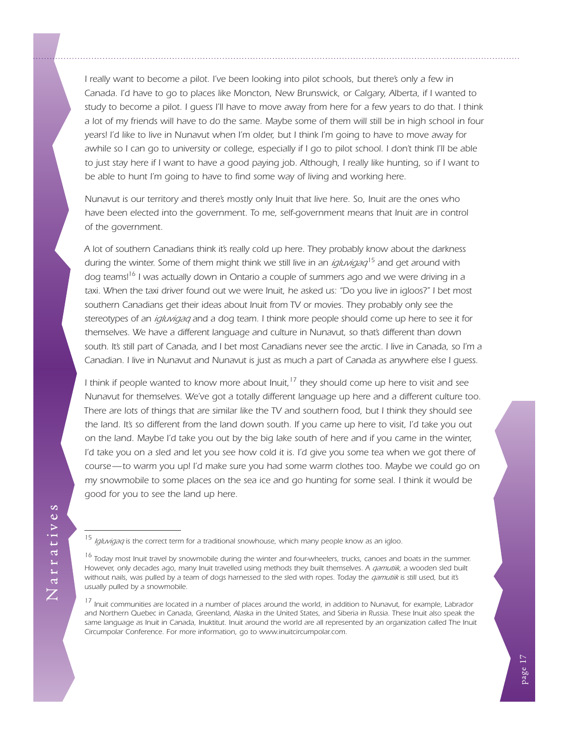*I really want to become a pilot. I've been looking into pilot schools, but there's only a few in Canada. I'd have to go to places like Moncton, New Brunswick, or Calgary, Alberta, if I wanted to study to become a pilot. I guess I'll have to move away from here for a few years to do that. I think a lot of my friends will have to do the same. Maybe some of them will still be in high school in four years! I'd like to live in Nunavut when I'm older, but I think I'm going to have to move away for awhile so I can go to university or college, especially if I go to pilot school. I don't think I'll be able to just stay here if I want to have a good paying job. Although, I really like hunting, so if I want to be able to hunt I'm going to have to find some way of living and working here.*

*Nunavut is our territory and there's mostly only Inuit that live here. So, Inuit are the ones who have been elected into the government. To me, self-government means that Inuit are in control of the government.*

*A lot of southern Canadians think it's really cold up here. They probably know about the darkness during the winter. Some of them might think we still live in an* igluvigaq[15] *and get around with dog teams![16] I was actually down in Ontario a couple of summers ago and we were driving in a taxi. When the taxi driver found out we were Inuit, he asked us: "Do you live in igloos?" I bet most southern Canadians get their ideas about Inuit from TV or movies. They probably only see the stereotypes of an* igluvigaq *and a dog team. I think more people should come up here to see it for themselves. We have a different language and culture in Nunavut, so that's different than down south. It's still part of Canada, and I bet most Canadians never see the arctic. I live in Canada, so I'm a Canadian. I live in Nunavut and Nunavut is just as much a part of Canada as anywhere else I guess.*

*I think if people wanted to know more about Inuit,[17] they should come up here to visit and see Nunavut for themselves. We've got a totally different language up here and a different culture too. There are lots of things that are similar like the TV and southern food, but I think they should see the land. It's so different from the land down south. If you came up here to visit, I'd take you out on the land. Maybe I'd take you out by the big lake south of here and if you came in the winter, I'd take you on a sled and let you see how cold it is. I'd give you some tea when we got there of course—to warm you up! I'd make sure you had some warm clothes too. Maybe we could go on my snowmobile to some places on the sea ice and go hunting for some seal. I think it would be good for you to see the land up here.*

---

[15] *Igluvigaq* is the correct term for a traditional snowhouse, which many people know as an igloo.

[16] Today most Inuit travel by snowmobile during the winter and four-wheelers, trucks, canoes and boats in the summer. However, only decades ago, many Inuit travelled using methods they built themselves. A *qamutiik*, a wooden sled built without nails, was pulled by a team of dogs harnessed to the sled with ropes. Today the *qamutiik* is still used, but it's usually pulled by a snowmobile.

[17] Inuit communities are located in a number of places around the world, in addition to Nunavut, for example, Labrador and Northern Quebec in Canada, Greenland, Alaska in the United States, and Siberia in Russia. These Inuit also speak the same language as Inuit in Canada, Inuktitut. Inuit around the world are all represented by an organization called The Inuit Circumpolar Conference. For more information, go to www.inuitcircumpolar.com.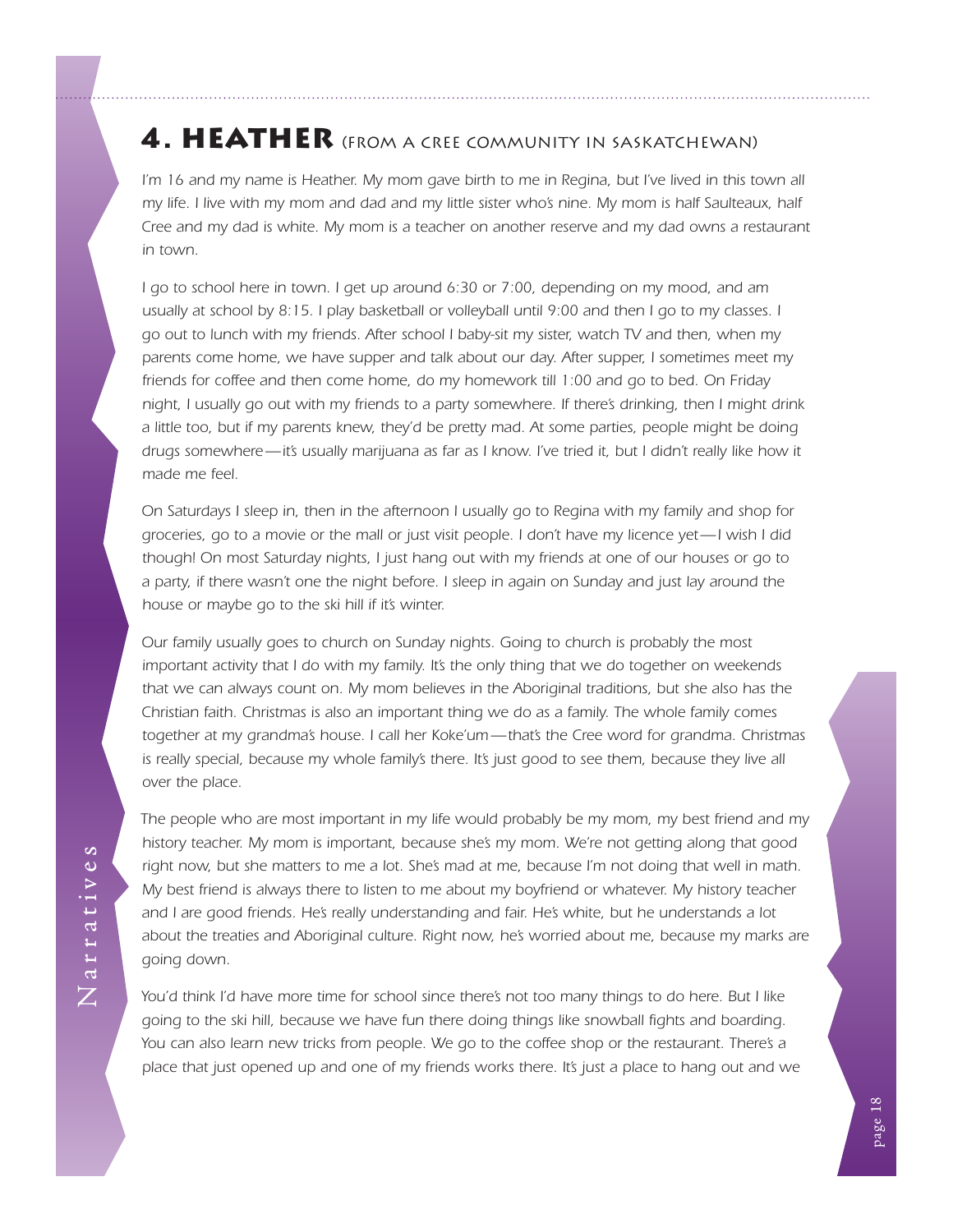## 4. Heather (from a Cree community in Saskatchewan)

*I'm 16 and my name is Heather. My mom gave birth to me in Regina, but I've lived in this town all my life. I live with my mom and dad and my little sister who's nine. My mom is half Saulteaux, half Cree and my dad is white. My mom is a teacher on another reserve and my dad owns a restaurant in town.*

*I go to school here in town. I get up around 6:30 or 7:00, depending on my mood, and am usually at school by 8:15. I play basketball or volleyball until 9:00 and then I go to my classes. I go out to lunch with my friends. After school I baby-sit my sister, watch TV and then, when my parents come home, we have supper and talk about our day. After supper, I sometimes meet my friends for coffee and then come home, do my homework till 1:00 and go to bed. On Friday night, I usually go out with my friends to a party somewhere. If there's drinking, then I might drink a little too, but if my parents knew, they'd be pretty mad. At some parties, people might be doing drugs somewhere—it's usually marijuana as far as I know. I've tried it, but I didn't really like how it made me feel.*

*On Saturdays I sleep in, then in the afternoon I usually go to Regina with my family and shop for groceries, go to a movie or the mall or just visit people. I don't have my licence yet—I wish I did though! On most Saturday nights, I just hang out with my friends at one of our houses or go to a party, if there wasn't one the night before. I sleep in again on Sunday and just lay around the house or maybe go to the ski hill if it's winter.*

*Our family usually goes to church on Sunday nights. Going to church is probably the most important activity that I do with my family. It's the only thing that we do together on weekends that we can always count on. My mom believes in the Aboriginal traditions, but she also has the Christian faith. Christmas is also an important thing we do as a family. The whole family comes together at my grandma's house. I call her Koke'um—that's the Cree word for grandma. Christmas is really special, because my whole family's there. It's just good to see them, because they live all over the place.*

*The people who are most important in my life would probably be my mom, my best friend and my history teacher. My mom is important, because she's my mom. We're not getting along that good right now, but she matters to me a lot. She's mad at me, because I'm not doing that well in math. My best friend is always there to listen to me about my boyfriend or whatever. My history teacher and I are good friends. He's really understanding and fair. He's white, but he understands a lot about the treaties and Aboriginal culture. Right now, he's worried about me, because my marks are going down.*

*You'd think I'd have more time for school since there's not too many things to do here. But I like going to the ski hill, because we have fun there doing things like snowball fights and boarding. You can also learn new tricks from people. We go to the coffee shop or the restaurant. There's a place that just opened up and one of my friends works there. It's just a place to hang out and we*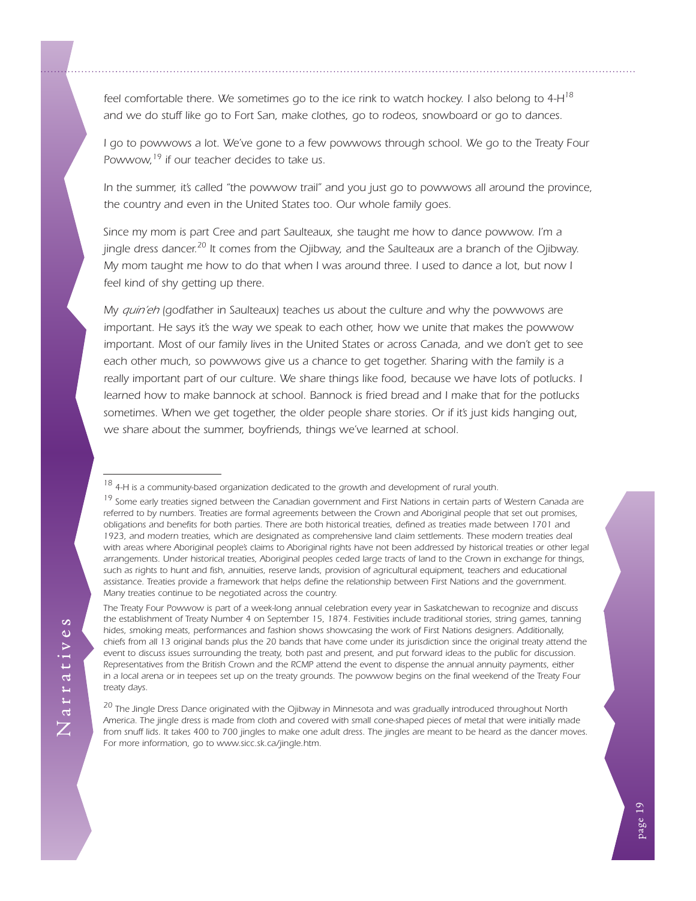*feel comfortable there. We sometimes go to the ice rink to watch hockey. I also belong to 4-H[18] and we do stuff like go to Fort San, make clothes, go to rodeos, snowboard or go to dances.*

*I go to powwows a lot. We've gone to a few powwows through school. We go to the Treaty Four Powwow,[19] if our teacher decides to take us.*

*In the summer, it's called "the powwow trail" and you just go to powwows all around the province, the country and even in the United States too. Our whole family goes.*

*Since my mom is part Cree and part Saulteaux, she taught me how to dance powwow. I'm a jingle dress dancer.[20] It comes from the Ojibway, and the Saulteaux are a branch of the Ojibway. My mom taught me how to do that when I was around three. I used to dance a lot, but now I feel kind of shy getting up there.*

*My* quin'eh *(godfather in Saulteaux) teaches us about the culture and why the powwows are important. He says it's the way we speak to each other, how we unite that makes the powwow important. Most of our family lives in the United States or across Canada, and we don't get to see each other much, so powwows give us a chance to get together. Sharing with the family is a really important part of our culture. We share things like food, because we have lots of potlucks. I learned how to make bannock at school. Bannock is fried bread and I make that for the potlucks sometimes. When we get together, the older people share stories. Or if it's just kids hanging out, we share about the summer, boyfriends, things we've learned at school.*

---

[18] 4-H is a community-based organization dedicated to the growth and development of rural youth.

[19] Some early treaties signed between the Canadian government and First Nations in certain parts of Western Canada are referred to by numbers. Treaties are formal agreements between the Crown and Aboriginal people that set out promises, obligations and benefits for both parties. There are both historical treaties, defined as treaties made between 1701 and 1923, and modern treaties, which are designated as comprehensive land claim settlements. These modern treaties deal with areas where Aboriginal people's claims to Aboriginal rights have not been addressed by historical treaties or other legal arrangements. Under historical treaties, Aboriginal peoples ceded large tracts of land to the Crown in exchange for things, such as rights to hunt and fish, annuities, reserve lands, provision of agricultural equipment, teachers and educational assistance. Treaties provide a framework that helps define the relationship between First Nations and the government. Many treaties continue to be negotiated across the country.

The Treaty Four Powwow is part of a week-long annual celebration every year in Saskatchewan to recognize and discuss the establishment of Treaty Number 4 on September 15, 1874. Festivities include traditional stories, string games, tanning hides, smoking meats, performances and fashion shows showcasing the work of First Nations designers. Additionally, chiefs from all 13 original bands plus the 20 bands that have come under its jurisdiction since the original treaty attend the event to discuss issues surrounding the treaty, both past and present, and put forward ideas to the public for discussion. Representatives from the British Crown and the RCMP attend the event to dispense the annual annuity payments, either in a local arena or in teepees set up on the treaty grounds. The powwow begins on the final weekend of the Treaty Four treaty days.

[20] The Jingle Dress Dance originated with the Ojibway in Minnesota and was gradually introduced throughout North America. The jingle dress is made from cloth and covered with small cone-shaped pieces of metal that were initially made from snuff lids. It takes 400 to 700 jingles to make one adult dress. The jingles are meant to be heard as the dancer moves. For more information, go to www.sicc.sk.ca/jingle.htm.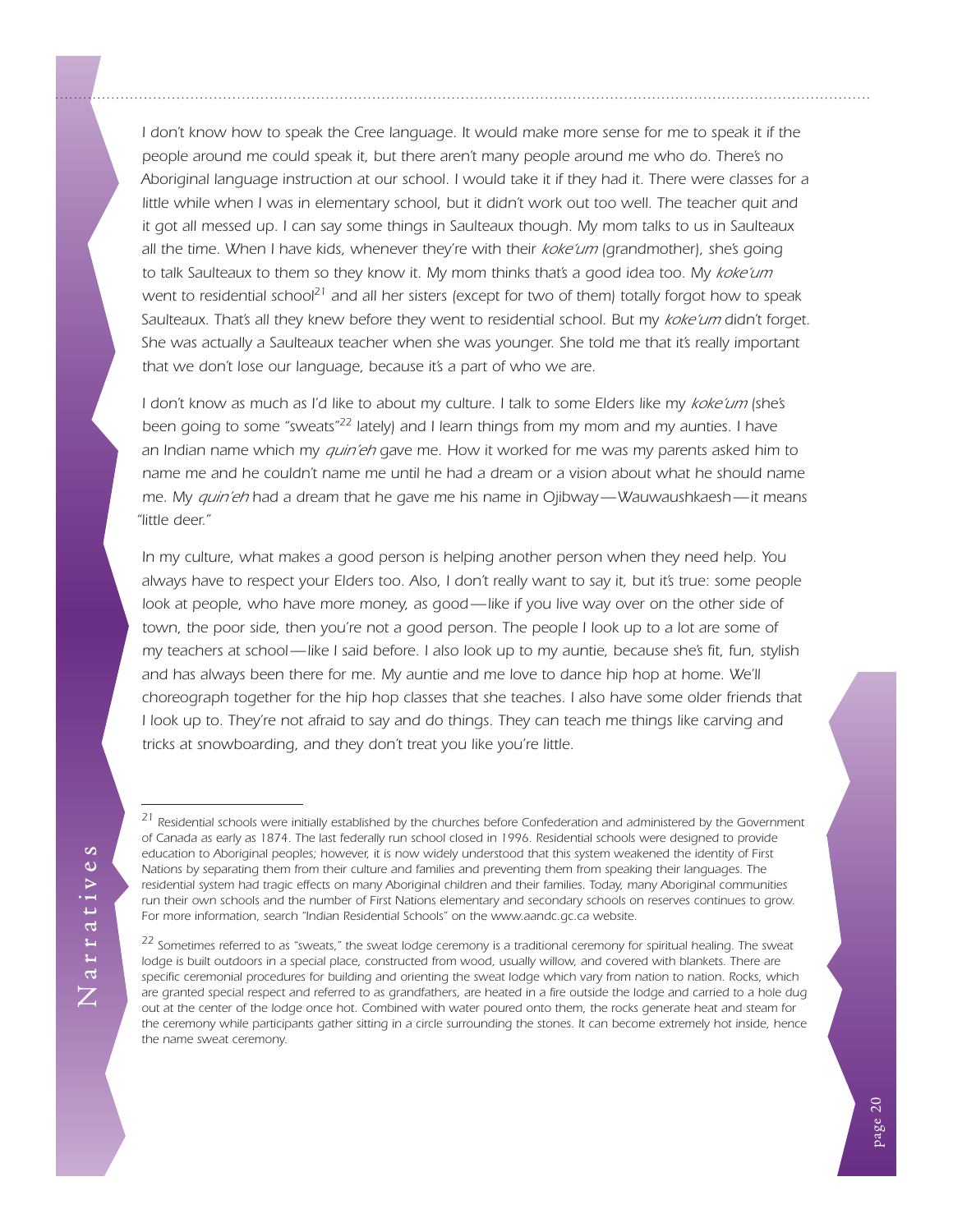*I don't know how to speak the Cree language. It would make more sense for me to speak it if the people around me could speak it, but there aren't many people around me who do. There's no Aboriginal language instruction at our school. I would take it if they had it. There were classes for a little while when I was in elementary school, but it didn't work out too well. The teacher quit and it got all messed up. I can say some things in Saulteaux though. My mom talks to us in Saulteaux all the time. When I have kids, whenever they're with their koke'um (grandmother), she's going to talk Saulteaux to them so they know it. My mom thinks that's a good idea too. My koke'um went to residential school[21] and all her sisters (except for two of them) totally forgot how to speak Saulteaux. That's all they knew before they went to residential school. But my koke'um didn't forget. She was actually a Saulteaux teacher when she was younger. She told me that it's really important that we don't lose our language, because it's a part of who we are.*

*I don't know as much as I'd like to about my culture. I talk to some Elders like my koke'um (she's been going to some "sweats"[22] lately) and I learn things from my mom and my aunties. I have an Indian name which my quin'eh gave me. How it worked for me was my parents asked him to name me and he couldn't name me until he had a dream or a vision about what he should name me. My quin'eh had a dream that he gave me his name in Ojibway—Wauwaushkaesh—it means "little deer."*

*In my culture, what makes a good person is helping another person when they need help. You always have to respect your Elders too. Also, I don't really want to say it, but it's true: some people look at people, who have more money, as good—like if you live way over on the other side of town, the poor side, then you're not a good person. The people I look up to a lot are some of my teachers at school—like I said before. I also look up to my auntie, because she's fit, fun, stylish and has always been there for me. My auntie and me love to dance hip hop at home. We'll choreograph together for the hip hop classes that she teaches. I also have some older friends that I look up to. They're not afraid to say and do things. They can teach me things like carving and tricks at snowboarding, and they don't treat you like you're little.*

---

[21] *Residential schools were initially established by the churches before Confederation and administered by the Government of Canada as early as 1874. The last federally run school closed in 1996. Residential schools were designed to provide education to Aboriginal peoples; however, it is now widely understood that this system weakened the identity of First Nations by separating them from their culture and families and preventing them from speaking their languages. The residential system had tragic effects on many Aboriginal children and their families. Today, many Aboriginal communities run their own schools and the number of First Nations elementary and secondary schools on reserves continues to grow. For more information, search "Indian Residential Schools" on the www.aandc.gc.ca website.*

[22] *Sometimes referred to as "sweats," the sweat lodge ceremony is a traditional ceremony for spiritual healing. The sweat lodge is built outdoors in a special place, constructed from wood, usually willow, and covered with blankets. There are specific ceremonial procedures for building and orienting the sweat lodge which vary from nation to nation. Rocks, which are granted special respect and referred to as grandfathers, are heated in a fire outside the lodge and carried to a hole dug out at the center of the lodge once hot. Combined with water poured onto them, the rocks generate heat and steam for the ceremony while participants gather sitting in a circle surrounding the stones. It can become extremely hot inside, hence the name sweat ceremony.*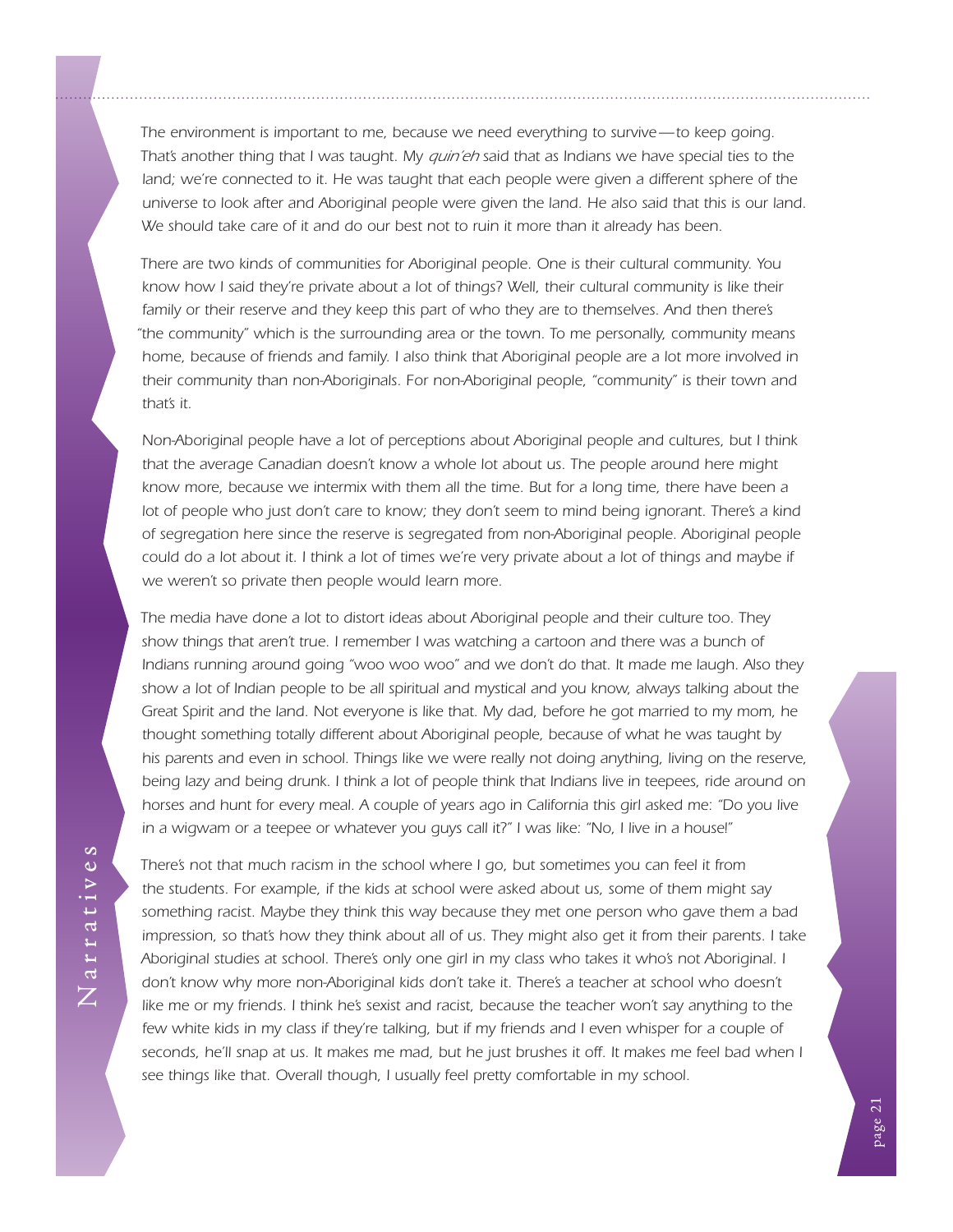The environment is important to me, because we need everything to survive—to keep going. That's another thing that I was taught. My *quin'eh* said that as Indians we have special ties to the land; we're connected to it. He was taught that each people were given a different sphere of the universe to look after and Aboriginal people were given the land. He also said that this is our land. We should take care of it and do our best not to ruin it more than it already has been.

There are two kinds of communities for Aboriginal people. One is their cultural community. You know how I said they're private about a lot of things? Well, their cultural community is like their family or their reserve and they keep this part of who they are to themselves. And then there's "the community" which is the surrounding area or the town. To me personally, community means home, because of friends and family. I also think that Aboriginal people are a lot more involved in their community than non-Aboriginals. For non-Aboriginal people, "community" is their town and that's it.

Non-Aboriginal people have a lot of perceptions about Aboriginal people and cultures, but I think that the average Canadian doesn't know a whole lot about us. The people around here might know more, because we intermix with them all the time. But for a long time, there have been a lot of people who just don't care to know; they don't seem to mind being ignorant. There's a kind of segregation here since the reserve is segregated from non-Aboriginal people. Aboriginal people could do a lot about it. I think a lot of times we're very private about a lot of things and maybe if we weren't so private then people would learn more.

The media have done a lot to distort ideas about Aboriginal people and their culture too. They show things that aren't true. I remember I was watching a cartoon and there was a bunch of Indians running around going "woo woo woo" and we don't do that. It made me laugh. Also they show a lot of Indian people to be all spiritual and mystical and you know, always talking about the Great Spirit and the land. Not everyone is like that. My dad, before he got married to my mom, he thought something totally different about Aboriginal people, because of what he was taught by his parents and even in school. Things like we were really not doing anything, living on the reserve, being lazy and being drunk. I think a lot of people think that Indians live in teepees, ride around on horses and hunt for every meal. A couple of years ago in California this girl asked me: "Do you live in a wigwam or a teepee or whatever you guys call it?" I was like: "No, I live in a house!"

There's not that much racism in the school where I go, but sometimes you can feel it from the students. For example, if the kids at school were asked about us, some of them might say something racist. Maybe they think this way because they met one person who gave them a bad impression, so that's how they think about all of us. They might also get it from their parents. I take Aboriginal studies at school. There's only one girl in my class who takes it who's not Aboriginal. I don't know why more non-Aboriginal kids don't take it. There's a teacher at school who doesn't like me or my friends. I think he's sexist and racist, because the teacher won't say anything to the few white kids in my class if they're talking, but if my friends and I even whisper for a couple of seconds, he'll snap at us. It makes me mad, but he just brushes it off. It makes me feel bad when I see things like that. Overall though, I usually feel pretty comfortable in my school.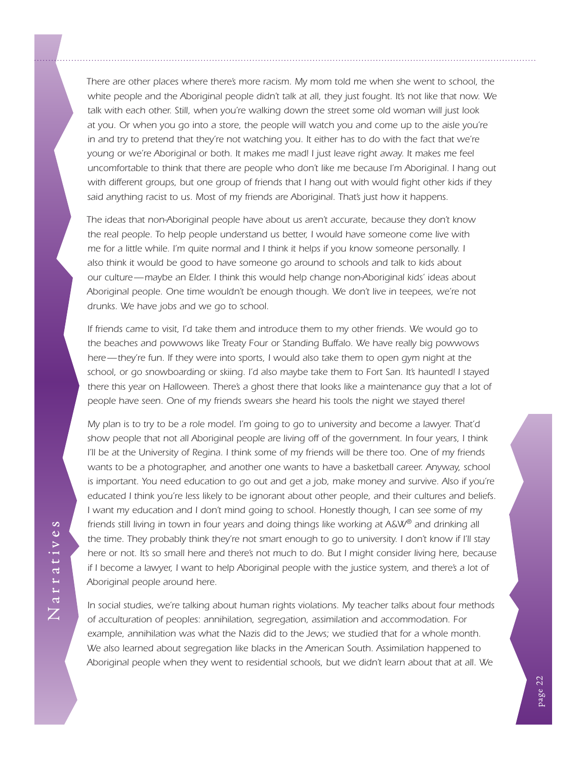*There are other places where there's more racism. My mom told me when she went to school, the white people and the Aboriginal people didn't talk at all, they just fought. It's not like that now. We talk with each other. Still, when you're walking down the street some old woman will just look at you. Or when you go into a store, the people will watch you and come up to the aisle you're in and try to pretend that they're not watching you. It either has to do with the fact that we're young or we're Aboriginal or both. It makes me mad! I just leave right away. It makes me feel uncomfortable to think that there are people who don't like me because I'm Aboriginal. I hang out with different groups, but one group of friends that I hang out with would fight other kids if they said anything racist to us. Most of my friends are Aboriginal. That's just how it happens.*

*The ideas that non-Aboriginal people have about us aren't accurate, because they don't know the real people. To help people understand us better, I would have someone come live with me for a little while. I'm quite normal and I think it helps if you know someone personally. I also think it would be good to have someone go around to schools and talk to kids about our culture — maybe an Elder. I think this would help change non-Aboriginal kids' ideas about Aboriginal people. One time wouldn't be enough though. We don't live in teepees, we're not drunks. We have jobs and we go to school.*

*If friends came to visit, I'd take them and introduce them to my other friends. We would go to the beaches and powwows like Treaty Four or Standing Buffalo. We have really big powwows here — they're fun. If they were into sports, I would also take them to open gym night at the school, or go snowboarding or skiing. I'd also maybe take them to Fort San. It's haunted! I stayed there this year on Halloween. There's a ghost there that looks like a maintenance guy that a lot of people have seen. One of my friends swears she heard his tools the night we stayed there!*

*My plan is to try to be a role model. I'm going to go to university and become a lawyer. That'd show people that not all Aboriginal people are living off of the government. In four years, I think I'll be at the University of Regina. I think some of my friends will be there too. One of my friends wants to be a photographer, and another one wants to have a basketball career. Anyway, school is important. You need education to go out and get a job, make money and survive. Also if you're educated I think you're less likely to be ignorant about other people, and their cultures and beliefs. I want my education and I don't mind going to school. Honestly though, I can see some of my friends still living in town in four years and doing things like working at A&W® and drinking all the time. They probably think they're not smart enough to go to university. I don't know if I'll stay here or not. It's so small here and there's not much to do. But I might consider living here, because if I become a lawyer, I want to help Aboriginal people with the justice system, and there's a lot of Aboriginal people around here.*

*In social studies, we're talking about human rights violations. My teacher talks about four methods of acculturation of peoples: annihilation, segregation, assimilation and accommodation. For example, annihilation was what the Nazis did to the Jews; we studied that for a whole month. We also learned about segregation like blacks in the American South. Assimilation happened to Aboriginal people when they went to residential schools, but we didn't learn about that at all. We*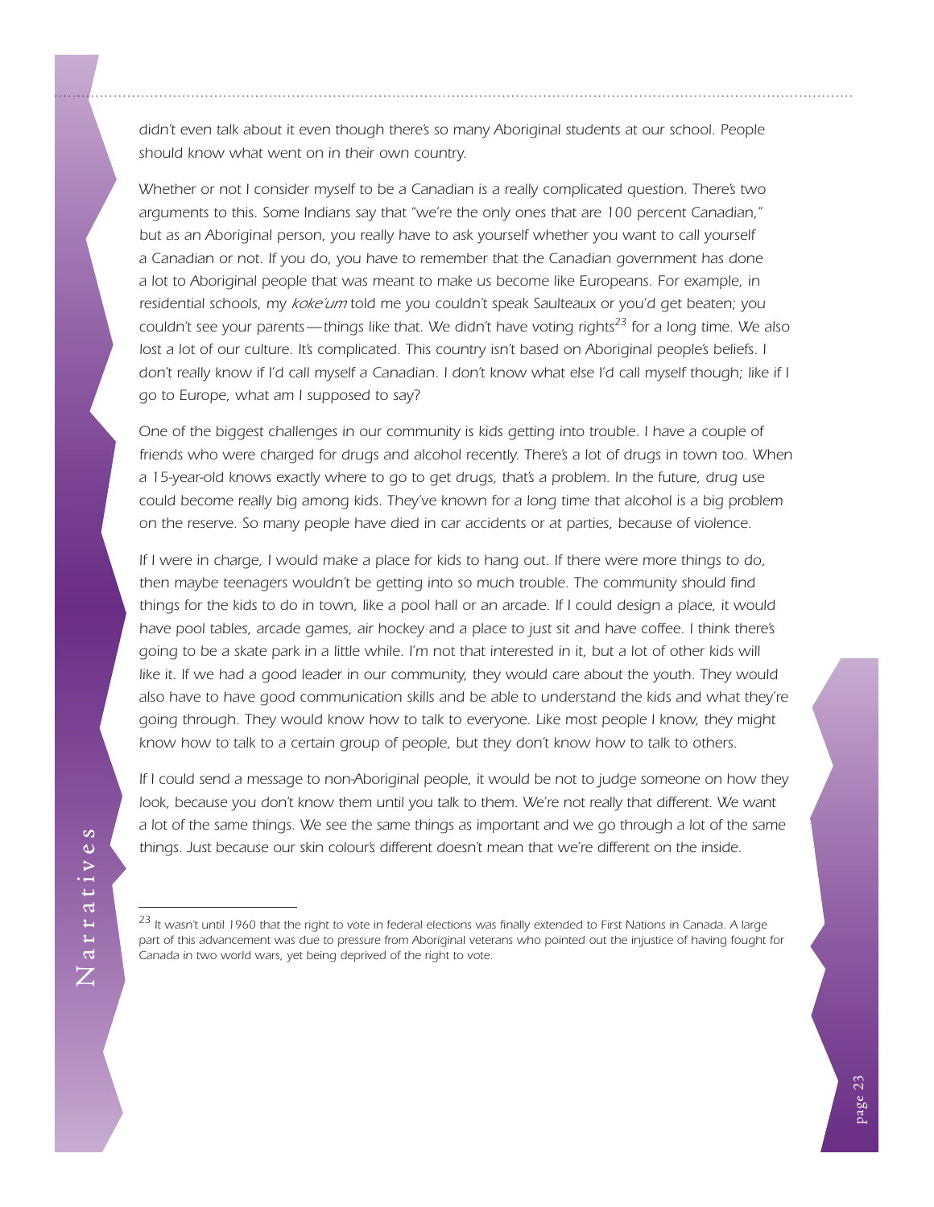*didn't even talk about it even though there's so many Aboriginal students at our school. People should know what went on in their own country.*

*Whether or not I consider myself to be a Canadian is a really complicated question. There's two arguments to this. Some Indians say that "we're the only ones that are 100 percent Canadian," but as an Aboriginal person, you really have to ask yourself whether you want to call yourself a Canadian or not. If you do, you have to remember that the Canadian government has done a lot to Aboriginal people that was meant to make us become like Europeans. For example, in residential schools, my koke'um told me you couldn't speak Saulteaux or you'd get beaten; you couldn't see your parents—things like that. We didn't have voting rights[23] for a long time. We also lost a lot of our culture. It's complicated. This country isn't based on Aboriginal people's beliefs. I don't really know if I'd call myself a Canadian. I don't know what else I'd call myself though; like if I go to Europe, what am I supposed to say?*

*One of the biggest challenges in our community is kids getting into trouble. I have a couple of friends who were charged for drugs and alcohol recently. There's a lot of drugs in town too. When a 15-year-old knows exactly where to go to get drugs, that's a problem. In the future, drug use could become really big among kids. They've known for a long time that alcohol is a big problem on the reserve. So many people have died in car accidents or at parties, because of violence.*

*If I were in charge, I would make a place for kids to hang out. If there were more things to do, then maybe teenagers wouldn't be getting into so much trouble. The community should find things for the kids to do in town, like a pool hall or an arcade. If I could design a place, it would have pool tables, arcade games, air hockey and a place to just sit and have coffee. I think there's going to be a skate park in a little while. I'm not that interested in it, but a lot of other kids will like it. If we had a good leader in our community, they would care about the youth. They would also have to have good communication skills and be able to understand the kids and what they're going through. They would know how to talk to everyone. Like most people I know, they might know how to talk to a certain group of people, but they don't know how to talk to others.*

*If I could send a message to non-Aboriginal people, it would be not to judge someone on how they look, because you don't know them until you talk to them. We're not really that different. We want a lot of the same things. We see the same things as important and we go through a lot of the same things. Just because our skin colour's different doesn't mean that we're different on the inside.*

---

[23] *It wasn't until 1960 that the right to vote in federal elections was finally extended to First Nations in Canada. A large part of this advancement was due to pressure from Aboriginal veterans who pointed out the injustice of having fought for Canada in two world wars, yet being deprived of the right to vote.*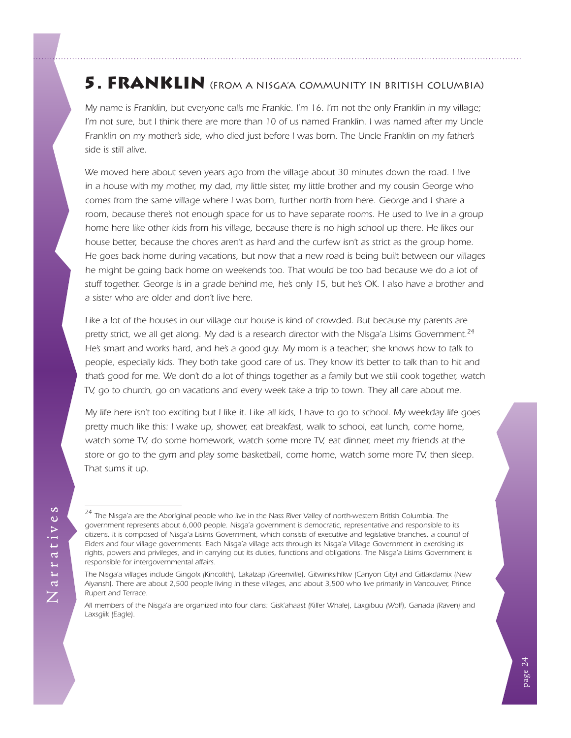## 5. FRANKLIN (FROM A NISGA'A COMMUNITY IN BRITISH COLUMBIA)

*My name is Franklin, but everyone calls me Frankie. I'm 16. I'm not the only Franklin in my village; I'm not sure, but I think there are more than 10 of us named Franklin. I was named after my Uncle Franklin on my mother's side, who died just before I was born. The Uncle Franklin on my father's side is still alive.*

*We moved here about seven years ago from the village about 30 minutes down the road. I live in a house with my mother, my dad, my little sister, my little brother and my cousin George who comes from the same village where I was born, further north from here. George and I share a room, because there's not enough space for us to have separate rooms. He used to live in a group home here like other kids from his village, because there is no high school up there. He likes our house better, because the chores aren't as hard and the curfew isn't as strict as the group home. He goes back home during vacations, but now that a new road is being built between our villages he might be going back home on weekends too. That would be too bad because we do a lot of stuff together. George is in a grade behind me, he's only 15, but he's OK. I also have a brother and a sister who are older and don't live here.*

*Like a lot of the houses in our village our house is kind of crowded. But because my parents are pretty strict, we all get along. My dad is a research director with the Nisga'a Lisims Government.*[24] *He's smart and works hard, and he's a good guy. My mom is a teacher; she knows how to talk to people, especially kids. They both take good care of us. They know it's better to talk than to hit and that's good for me. We don't do a lot of things together as a family but we still cook together, watch TV, go to church, go on vacations and every week take a trip to town. They all care about me.*

*My life here isn't too exciting but I like it. Like all kids, I have to go to school. My weekday life goes pretty much like this: I wake up, shower, eat breakfast, walk to school, eat lunch, come home, watch some TV, do some homework, watch some more TV, eat dinner, meet my friends at the store or go to the gym and play some basketball, come home, watch some more TV, then sleep. That sums it up.*

---

[24] *The Nisga'a are the Aboriginal people who live in the Nass River Valley of north-western British Columbia. The government represents about 6,000 people. Nisga'a government is democratic, representative and responsible to its citizens. It is composed of Nisga'a Lisims Government, which consists of executive and legislative branches, a council of Elders and four village governments. Each Nisga'a village acts through its Nisga'a Village Government in exercising its rights, powers and privileges, and in carrying out its duties, functions and obligations. The Nisga'a Lisims Government is responsible for intergovernmental affairs.*

*The Nisga'a villages include Gingolx (Kincolith), Lakalzap (Greenville), Gitwinksihlkw (Canyon City) and Gitlakdamix (New Aiyansh). There are about 2,500 people living in these villages, and about 3,500 who live primarily in Vancouver, Prince Rupert and Terrace.*

*All members of the Nisga'a are organized into four clans: Gisk'ahaast (Killer Whale), Laxgibuu (Wolf), Ganada (Raven) and Laxsgiik (Eagle).*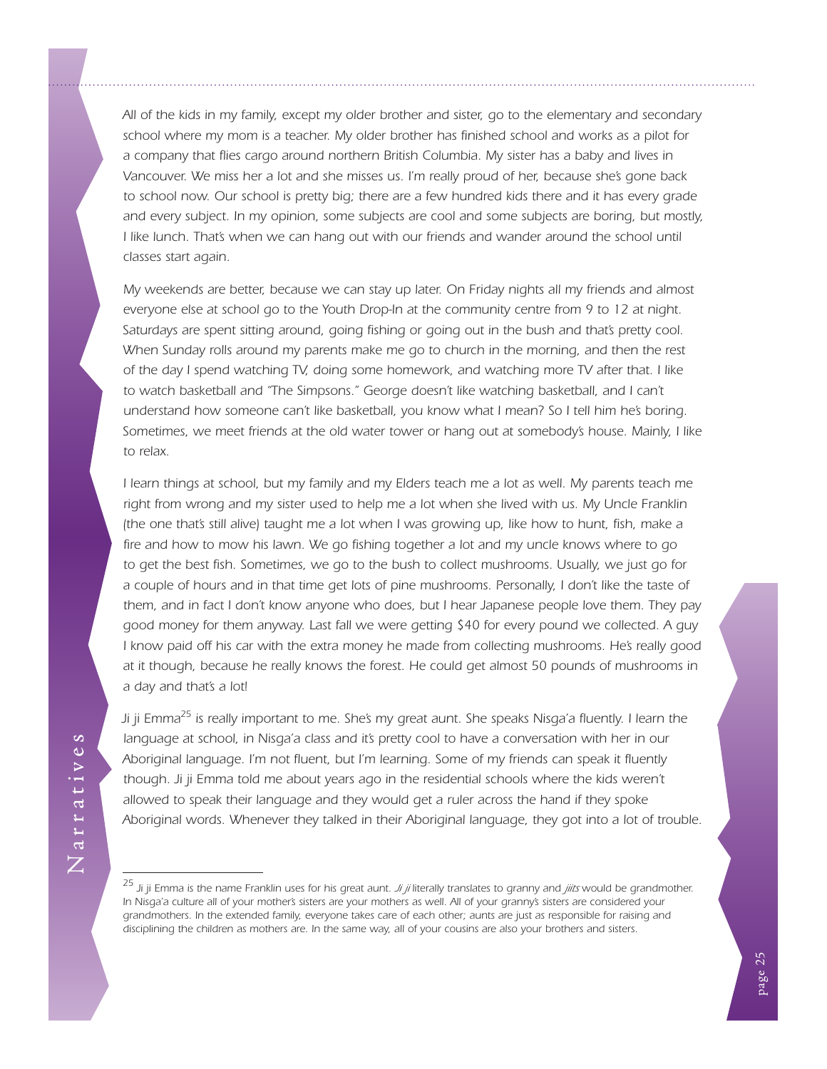*All of the kids in my family, except my older brother and sister, go to the elementary and secondary school where my mom is a teacher. My older brother has finished school and works as a pilot for a company that flies cargo around northern British Columbia. My sister has a baby and lives in Vancouver. We miss her a lot and she misses us. I'm really proud of her, because she's gone back to school now. Our school is pretty big; there are a few hundred kids there and it has every grade and every subject. In my opinion, some subjects are cool and some subjects are boring, but mostly, I like lunch. That's when we can hang out with our friends and wander around the school until classes start again.*

*My weekends are better, because we can stay up later. On Friday nights all my friends and almost everyone else at school go to the Youth Drop-In at the community centre from 9 to 12 at night. Saturdays are spent sitting around, going fishing or going out in the bush and that's pretty cool. When Sunday rolls around my parents make me go to church in the morning, and then the rest of the day I spend watching TV, doing some homework, and watching more TV after that. I like to watch basketball and "The Simpsons." George doesn't like watching basketball, and I can't understand how someone can't like basketball, you know what I mean? So I tell him he's boring. Sometimes, we meet friends at the old water tower or hang out at somebody's house. Mainly, I like to relax.*

*I learn things at school, but my family and my Elders teach me a lot as well. My parents teach me right from wrong and my sister used to help me a lot when she lived with us. My Uncle Franklin (the one that's still alive) taught me a lot when I was growing up, like how to hunt, fish, make a fire and how to mow his lawn. We go fishing together a lot and my uncle knows where to go to get the best fish. Sometimes, we go to the bush to collect mushrooms. Usually, we just go for a couple of hours and in that time get lots of pine mushrooms. Personally, I don't like the taste of them, and in fact I don't know anyone who does, but I hear Japanese people love them. They pay good money for them anyway. Last fall we were getting $40 for every pound we collected. A guy I know paid off his car with the extra money he made from collecting mushrooms. He's really good at it though, because he really knows the forest. He could get almost 50 pounds of mushrooms in a day and that's a lot!*

*Ji ji Emma[25] is really important to me. She's my great aunt. She speaks Nisga'a fluently. I learn the language at school, in Nisga'a class and it's pretty cool to have a conversation with her in our Aboriginal language. I'm not fluent, but I'm learning. Some of my friends can speak it fluently though. Ji ji Emma told me about years ago in the residential schools where the kids weren't allowed to speak their language and they would get a ruler across the hand if they spoke Aboriginal words. Whenever they talked in their Aboriginal language, they got into a lot of trouble.*

---

[25] Ji ji Emma is the name Franklin uses for his great aunt. *Ji ji* literally translates to granny and *jiits* would be grandmother. In Nisga'a culture all of your mother's sisters are your mothers as well. All of your granny's sisters are considered your grandmothers. In the extended family, everyone takes care of each other; aunts are just as responsible for raising and disciplining the children as mothers are. In the same way, all of your cousins are also your brothers and sisters.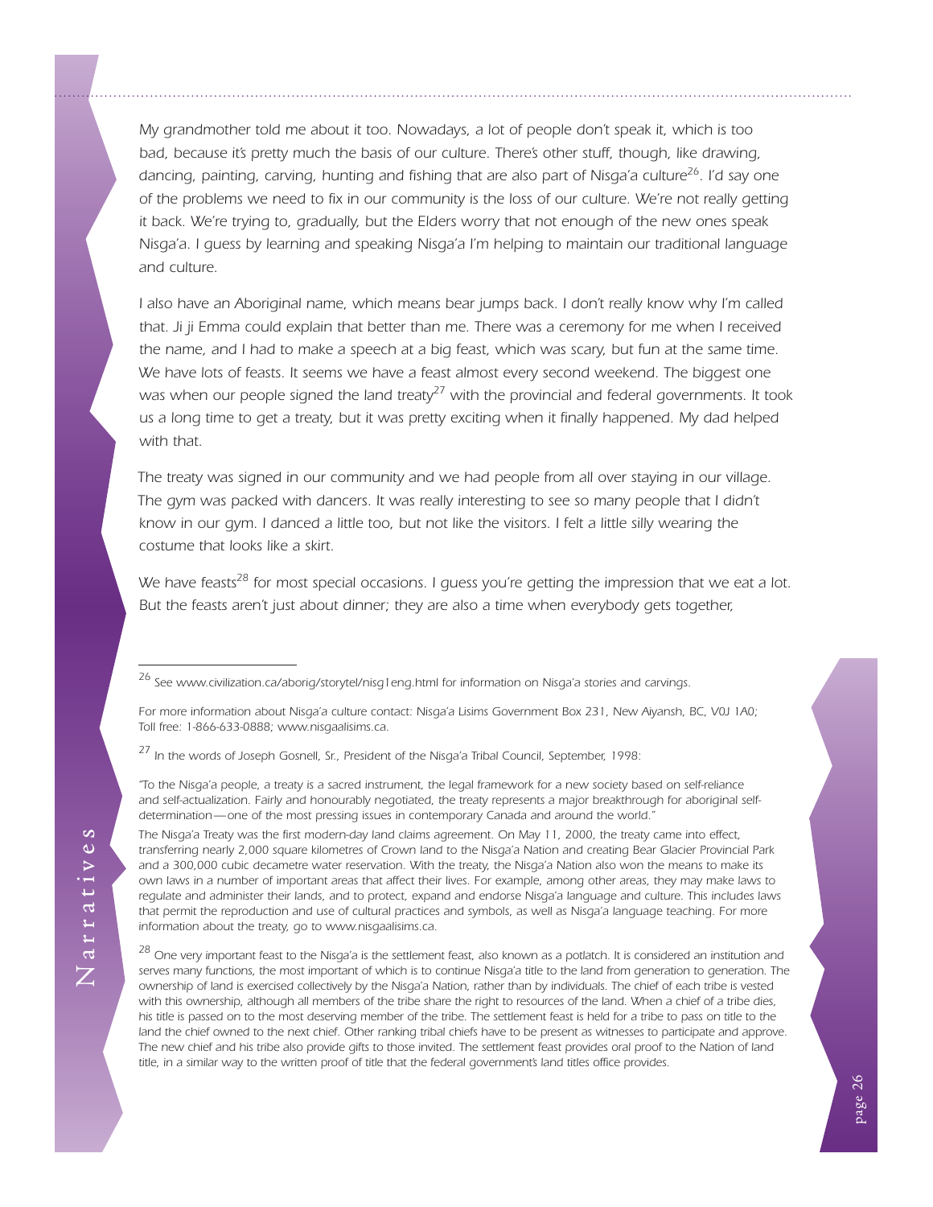*My grandmother told me about it too. Nowadays, a lot of people don't speak it, which is too bad, because it's pretty much the basis of our culture. There's other stuff, though, like drawing, dancing, painting, carving, hunting and fishing that are also part of Nisga'a culture[26]. I'd say one of the problems we need to fix in our community is the loss of our culture. We're not really getting it back. We're trying to, gradually, but the Elders worry that not enough of the new ones speak Nisga'a. I guess by learning and speaking Nisga'a I'm helping to maintain our traditional language and culture.*

*I also have an Aboriginal name, which means bear jumps back. I don't really know why I'm called that. Ji ji Emma could explain that better than me. There was a ceremony for me when I received the name, and I had to make a speech at a big feast, which was scary, but fun at the same time. We have lots of feasts. It seems we have a feast almost every second weekend. The biggest one was when our people signed the land treaty[27] with the provincial and federal governments. It took us a long time to get a treaty, but it was pretty exciting when it finally happened. My dad helped with that.*

*The treaty was signed in our community and we had people from all over staying in our village. The gym was packed with dancers. It was really interesting to see so many people that I didn't know in our gym. I danced a little too, but not like the visitors. I felt a little silly wearing the costume that looks like a skirt.*

*We have feasts[28] for most special occasions. I guess you're getting the impression that we eat a lot. But the feasts aren't just about dinner; they are also a time when everybody gets together,*

---

[26] See www.civilization.ca/aborig/storytel/nisg1eng.html for information on Nisga'a stories and carvings.

For more information about Nisga'a culture contact: Nisga'a Lisims Government Box 231, New Aiyansh, BC, V0J 1A0; Toll free: 1-866-633-0888; www.nisgaalisims.ca.

[27] In the words of Joseph Gosnell, Sr., President of the Nisga'a Tribal Council, September, 1998:

"To the Nisga'a people, a treaty is a sacred instrument, the legal framework for a new society based on self-reliance and self-actualization. Fairly and honourably negotiated, the treaty represents a major breakthrough for aboriginal self-determination—one of the most pressing issues in contemporary Canada and around the world."

The Nisga'a Treaty was the first modern-day land claims agreement. On May 11, 2000, the treaty came into effect, transferring nearly 2,000 square kilometres of Crown land to the Nisga'a Nation and creating Bear Glacier Provincial Park and a 300,000 cubic decametre water reservation. With the treaty, the Nisga'a Nation also won the means to make its own laws in a number of important areas that affect their lives. For example, among other areas, they may make laws to regulate and administer their lands, and to protect, expand and endorse Nisga'a language and culture. This includes laws that permit the reproduction and use of cultural practices and symbols, as well as Nisga'a language teaching. For more information about the treaty, go to www.nisgaalisims.ca.

[28] One very important feast to the Nisga'a is the settlement feast, also known as a potlatch. It is considered an institution and serves many functions, the most important of which is to continue Nisga'a title to the land from generation to generation. The ownership of land is exercised collectively by the Nisga'a Nation, rather than by individuals. The chief of each tribe is vested with this ownership, although all members of the tribe share the right to resources of the land. When a chief of a tribe dies, his title is passed on to the most deserving member of the tribe. The settlement feast is held for a tribe to pass on title to the land the chief owned to the next chief. Other ranking tribal chiefs have to be present as witnesses to participate and approve. The new chief and his tribe also provide gifts to those invited. The settlement feast provides oral proof to the Nation of land title, in a similar way to the written proof of title that the federal government's land titles office provides.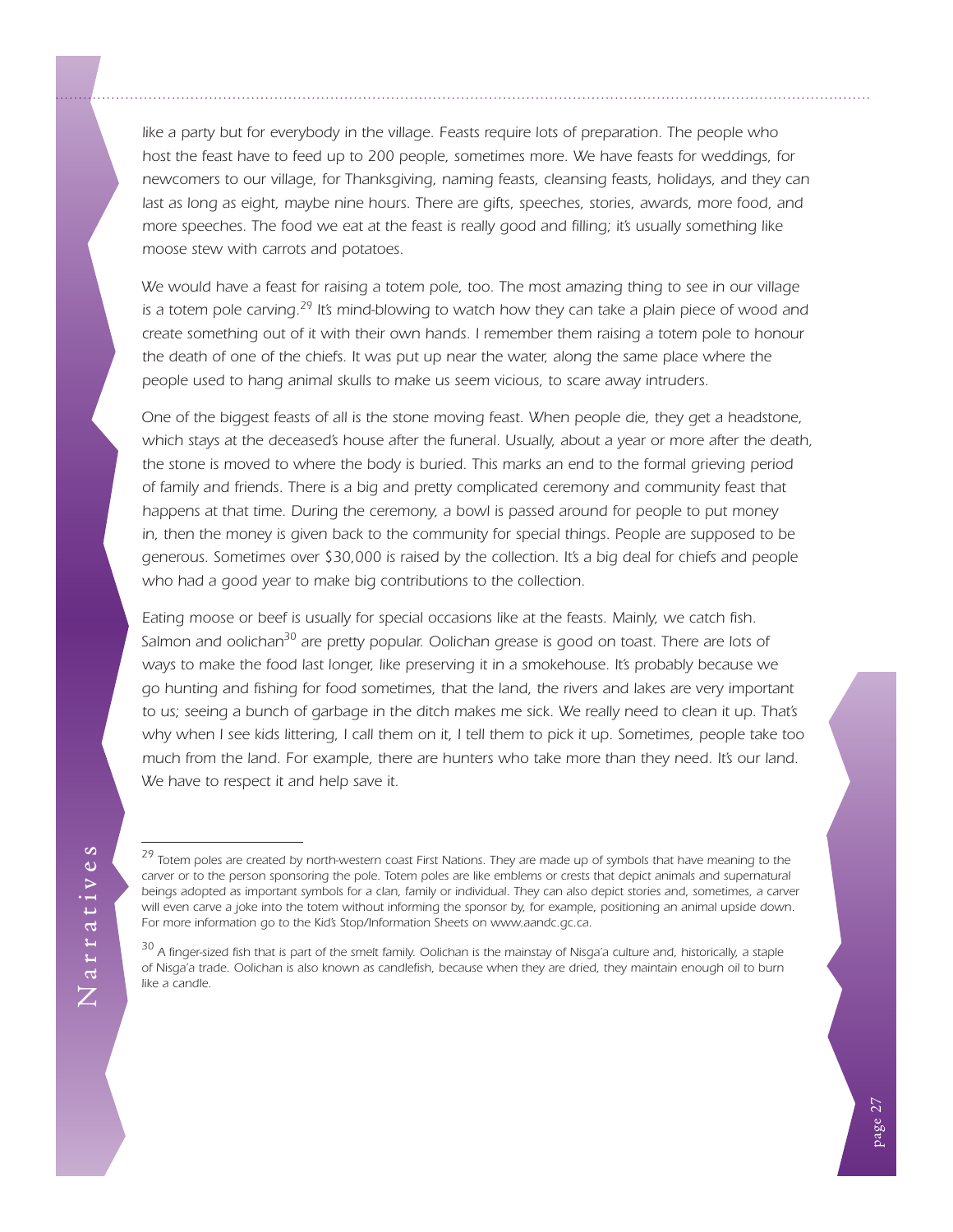*like a party but for everybody in the village. Feasts require lots of preparation. The people who host the feast have to feed up to 200 people, sometimes more. We have feasts for weddings, for newcomers to our village, for Thanksgiving, naming feasts, cleansing feasts, holidays, and they can last as long as eight, maybe nine hours. There are gifts, speeches, stories, awards, more food, and more speeches. The food we eat at the feast is really good and filling; it's usually something like moose stew with carrots and potatoes.*

*We would have a feast for raising a totem pole, too. The most amazing thing to see in our village is a totem pole carving.[29] It's mind-blowing to watch how they can take a plain piece of wood and create something out of it with their own hands. I remember them raising a totem pole to honour the death of one of the chiefs. It was put up near the water, along the same place where the people used to hang animal skulls to make us seem vicious, to scare away intruders.*

*One of the biggest feasts of all is the stone moving feast. When people die, they get a headstone, which stays at the deceased's house after the funeral. Usually, about a year or more after the death, the stone is moved to where the body is buried. This marks an end to the formal grieving period of family and friends. There is a big and pretty complicated ceremony and community feast that happens at that time. During the ceremony, a bowl is passed around for people to put money in, then the money is given back to the community for special things. People are supposed to be generous. Sometimes over $30,000 is raised by the collection. It's a big deal for chiefs and people who had a good year to make big contributions to the collection.*

*Eating moose or beef is usually for special occasions like at the feasts. Mainly, we catch fish. Salmon and oolichan[30] are pretty popular. Oolichan grease is good on toast. There are lots of ways to make the food last longer, like preserving it in a smokehouse. It's probably because we go hunting and fishing for food sometimes, that the land, the rivers and lakes are very important to us; seeing a bunch of garbage in the ditch makes me sick. We really need to clean it up. That's why when I see kids littering, I call them on it, I tell them to pick it up. Sometimes, people take too much from the land. For example, there are hunters who take more than they need. It's our land. We have to respect it and help save it.*

---

*[29] Totem poles are created by north-western coast First Nations. They are made up of symbols that have meaning to the carver or to the person sponsoring the pole. Totem poles are like emblems or crests that depict animals and supernatural beings adopted as important symbols for a clan, family or individual. They can also depict stories and, sometimes, a carver will even carve a joke into the totem without informing the sponsor by, for example, positioning an animal upside down. For more information go to the Kid's Stop/Information Sheets on www.aandc.gc.ca.*

*[30] A finger-sized fish that is part of the smelt family. Oolichan is the mainstay of Nisga'a culture and, historically, a staple of Nisga'a trade. Oolichan is also known as candlefish, because when they are dried, they maintain enough oil to burn like a candle.*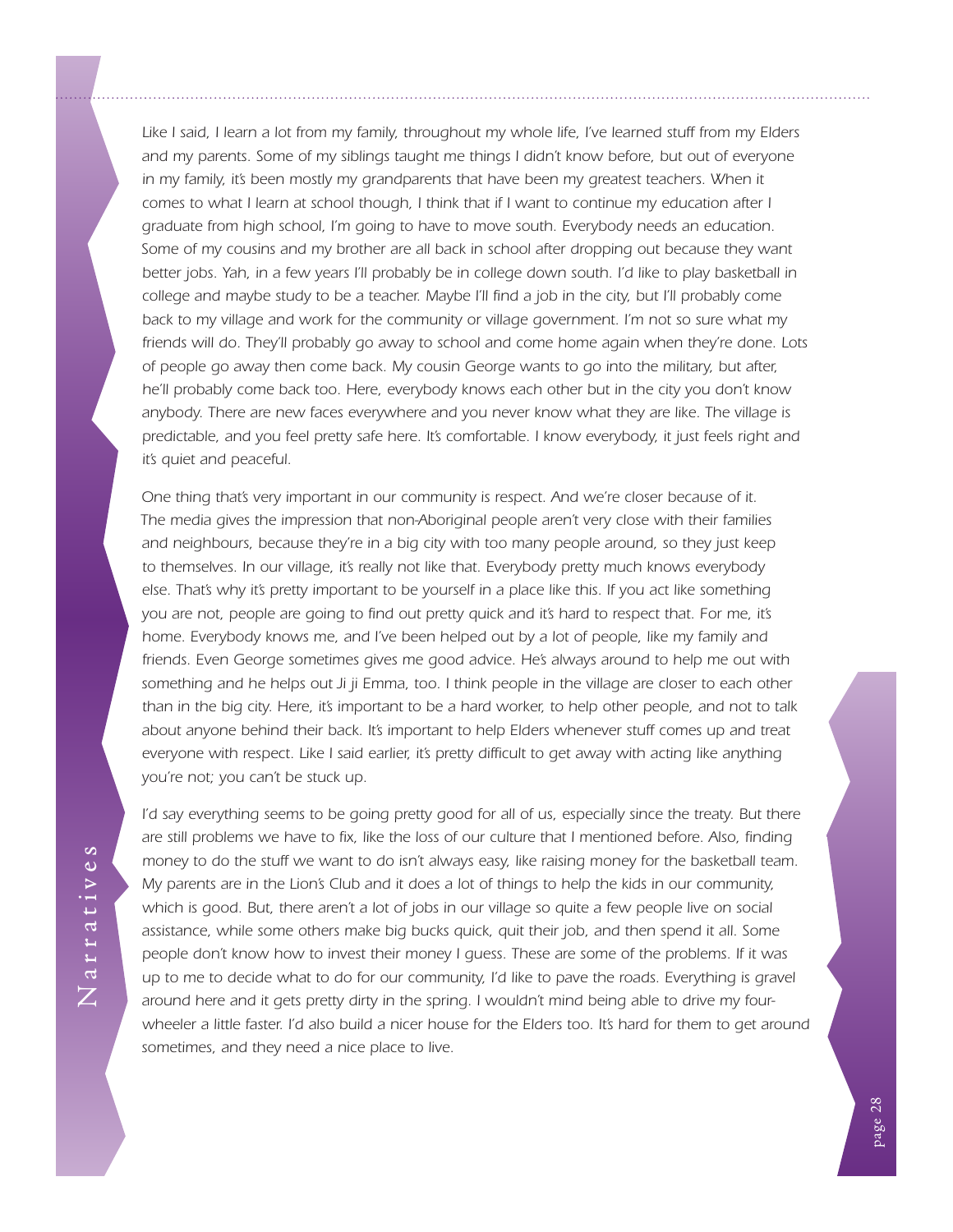*Like I said, I learn a lot from my family, throughout my whole life, I've learned stuff from my Elders and my parents. Some of my siblings taught me things I didn't know before, but out of everyone in my family, it's been mostly my grandparents that have been my greatest teachers. When it comes to what I learn at school though, I think that if I want to continue my education after I graduate from high school, I'm going to have to move south. Everybody needs an education. Some of my cousins and my brother are all back in school after dropping out because they want better jobs. Yah, in a few years I'll probably be in college down south. I'd like to play basketball in college and maybe study to be a teacher. Maybe I'll find a job in the city, but I'll probably come back to my village and work for the community or village government. I'm not so sure what my friends will do. They'll probably go away to school and come home again when they're done. Lots of people go away then come back. My cousin George wants to go into the military, but after, he'll probably come back too. Here, everybody knows each other but in the city you don't know anybody. There are new faces everywhere and you never know what they are like. The village is predictable, and you feel pretty safe here. It's comfortable. I know everybody, it just feels right and it's quiet and peaceful.*

*One thing that's very important in our community is respect. And we're closer because of it. The media gives the impression that non-Aboriginal people aren't very close with their families and neighbours, because they're in a big city with too many people around, so they just keep to themselves. In our village, it's really not like that. Everybody pretty much knows everybody else. That's why it's pretty important to be yourself in a place like this. If you act like something you are not, people are going to find out pretty quick and it's hard to respect that. For me, it's home. Everybody knows me, and I've been helped out by a lot of people, like my family and friends. Even George sometimes gives me good advice. He's always around to help me out with something and he helps out Ji ji Emma, too. I think people in the village are closer to each other than in the big city. Here, it's important to be a hard worker, to help other people, and not to talk about anyone behind their back. It's important to help Elders whenever stuff comes up and treat everyone with respect. Like I said earlier, it's pretty difficult to get away with acting like anything you're not; you can't be stuck up.*

*I'd say everything seems to be going pretty good for all of us, especially since the treaty. But there are still problems we have to fix, like the loss of our culture that I mentioned before. Also, finding money to do the stuff we want to do isn't always easy, like raising money for the basketball team. My parents are in the Lion's Club and it does a lot of things to help the kids in our community, which is good. But, there aren't a lot of jobs in our village so quite a few people live on social assistance, while some others make big bucks quick, quit their job, and then spend it all. Some people don't know how to invest their money I guess. These are some of the problems. If it was up to me to decide what to do for our community, I'd like to pave the roads. Everything is gravel around here and it gets pretty dirty in the spring. I wouldn't mind being able to drive my four-wheeler a little faster. I'd also build a nicer house for the Elders too. It's hard for them to get around sometimes, and they need a nice place to live.*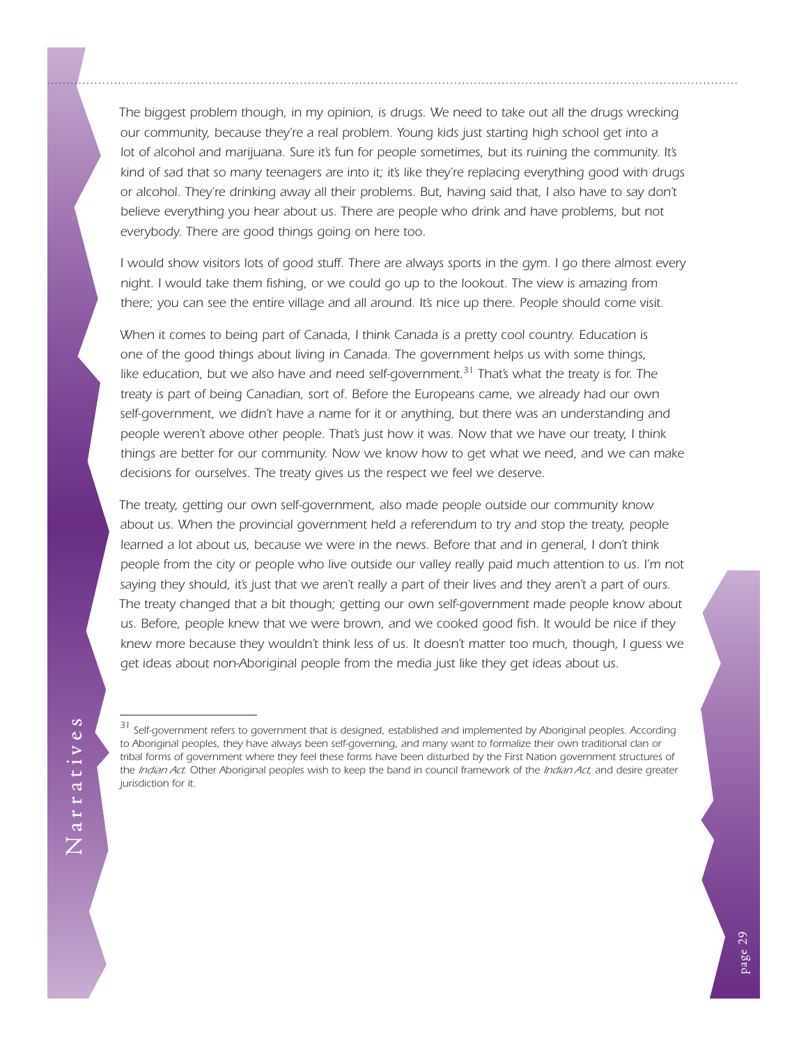*The biggest problem though, in my opinion, is drugs. We need to take out all the drugs wrecking our community, because they're a real problem. Young kids just starting high school get into a lot of alcohol and marijuana. Sure it's fun for people sometimes, but its ruining the community. It's kind of sad that so many teenagers are into it; it's like they're replacing everything good with drugs or alcohol. They're drinking away all their problems. But, having said that, I also have to say don't believe everything you hear about us. There are people who drink and have problems, but not everybody. There are good things going on here too.*

*I would show visitors lots of good stuff. There are always sports in the gym. I go there almost every night. I would take them fishing, or we could go up to the lookout. The view is amazing from there; you can see the entire village and all around. It's nice up there. People should come visit.*

*When it comes to being part of Canada, I think Canada is a pretty cool country. Education is one of the good things about living in Canada. The government helps us with some things, like education, but we also have and need self-government.[31] That's what the treaty is for. The treaty is part of being Canadian, sort of. Before the Europeans came, we already had our own self-government, we didn't have a name for it or anything, but there was an understanding and people weren't above other people. That's just how it was. Now that we have our treaty, I think things are better for our community. Now we know how to get what we need, and we can make decisions for ourselves. The treaty gives us the respect we feel we deserve.*

*The treaty, getting our own self-government, also made people outside our community know about us. When the provincial government held a referendum to try and stop the treaty, people learned a lot about us, because we were in the news. Before that and in general, I don't think people from the city or people who live outside our valley really paid much attention to us. I'm not saying they should, it's just that we aren't really a part of their lives and they aren't a part of ours. The treaty changed that a bit though; getting our own self-government made people know about us. Before, people knew that we were brown, and we cooked good fish. It would be nice if they knew more because they wouldn't think less of us. It doesn't matter too much, though, I guess we get ideas about non-Aboriginal people from the media just like they get ideas about us.*

---

[31] Self-government refers to government that is designed, established and implemented by Aboriginal peoples. According to Aboriginal peoples, they have always been self-governing, and many want to formalize their own traditional clan or tribal forms of government where they feel these forms have been disturbed by the First Nation government structures of the *Indian Act*. Other Aboriginal peoples wish to keep the band in council framework of the *Indian Act*, and desire greater jurisdiction for it.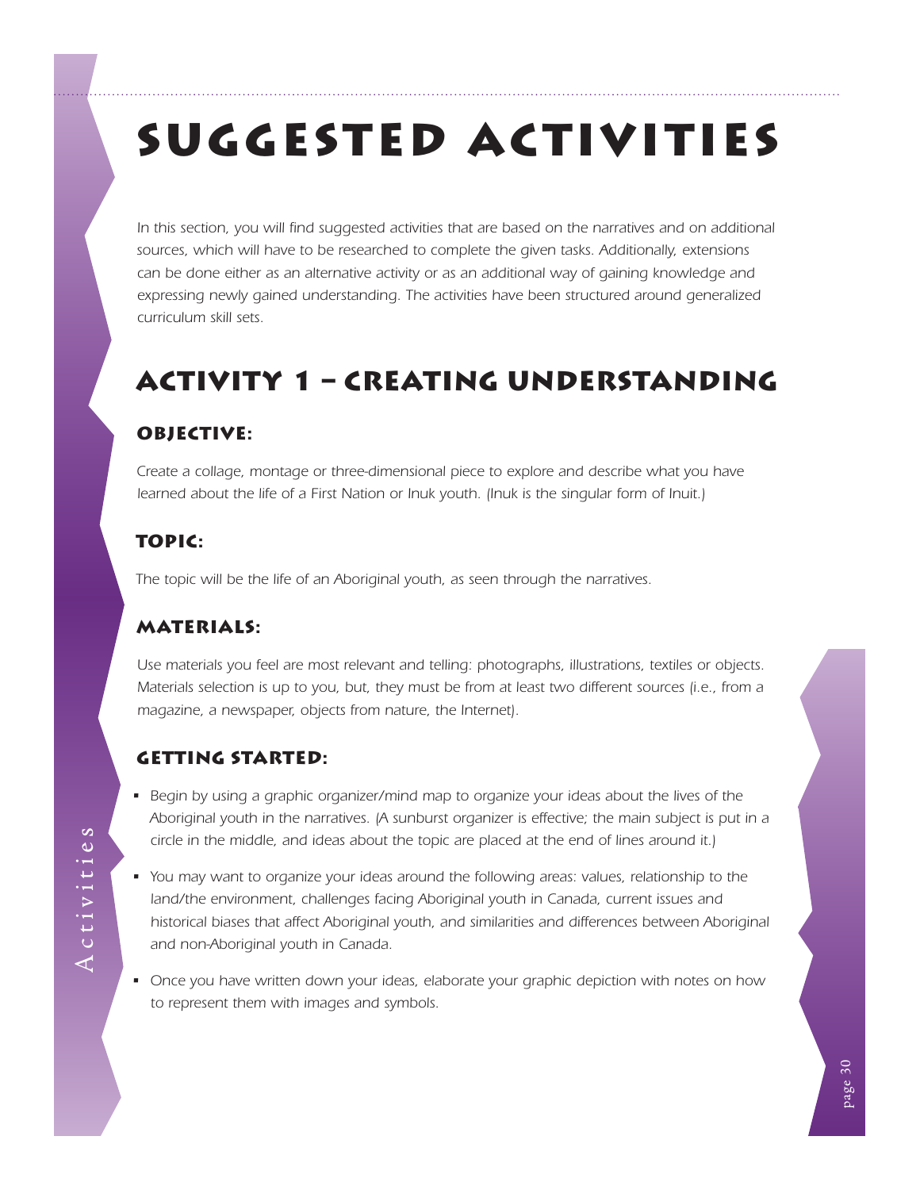# Suggested Activities

*In this section, you will find suggested activities that are based on the narratives and on additional sources, which will have to be researched to complete the given tasks. Additionally, extensions can be done either as an alternative activity or as an additional way of gaining knowledge and expressing newly gained understanding. The activities have been structured around generalized curriculum skill sets.*

## Activity 1 – Creating Understanding

### Objective:

*Create a collage, montage or three-dimensional piece to explore and describe what you have learned about the life of a First Nation or Inuk youth. (Inuk is the singular form of Inuit.)*

### Topic:

*The topic will be the life of an Aboriginal youth, as seen through the narratives.*

### Materials:

*Use materials you feel are most relevant and telling: photographs, illustrations, textiles or objects. Materials selection is up to you, but, they must be from at least two different sources (i.e., from a magazine, a newspaper, objects from nature, the Internet).*

### Getting Started:

- *Begin by using a graphic organizer/mind map to organize your ideas about the lives of the Aboriginal youth in the narratives. (A sunburst organizer is effective; the main subject is put in a circle in the middle, and ideas about the topic are placed at the end of lines around it.)*
- *You may want to organize your ideas around the following areas: values, relationship to the land/the environment, challenges facing Aboriginal youth in Canada, current issues and historical biases that affect Aboriginal youth, and similarities and differences between Aboriginal and non-Aboriginal youth in Canada.*
- *Once you have written down your ideas, elaborate your graphic depiction with notes on how to represent them with images and symbols.*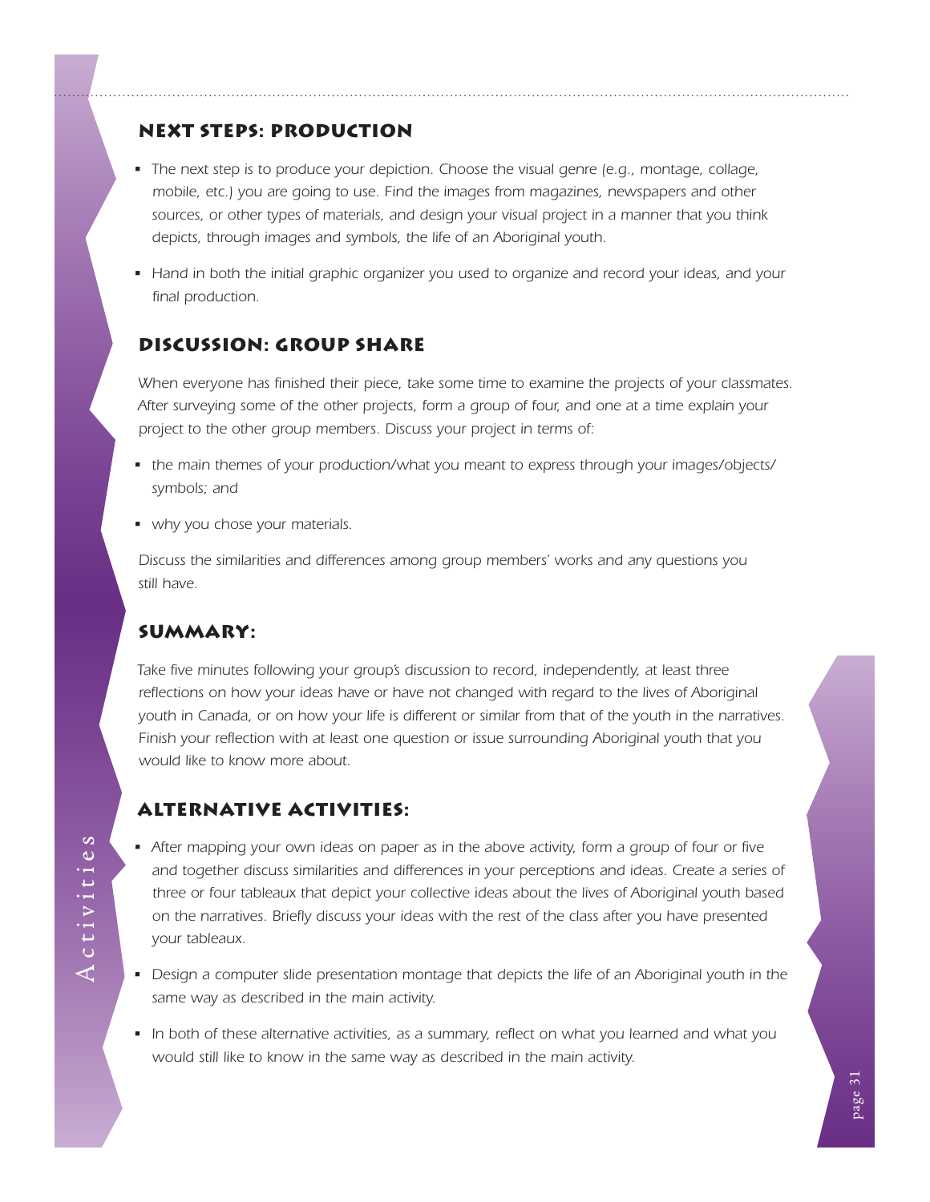## Next Steps: Production

- The next step is to produce your depiction. Choose the visual genre (e.g., montage, collage, mobile, etc.) you are going to use. Find the images from magazines, newspapers and other sources, or other types of materials, and design your visual project in a manner that you think depicts, through images and symbols, the life of an Aboriginal youth.
- Hand in both the initial graphic organizer you used to organize and record your ideas, and your final production.

## Discussion: Group Share

When everyone has finished their piece, take some time to examine the projects of your classmates. After surveying some of the other projects, form a group of four, and one at a time explain your project to the other group members. Discuss your project in terms of:

- the main themes of your production/what you meant to express through your images/objects/ symbols; and
- why you chose your materials.

Discuss the similarities and differences among group members' works and any questions you still have.

## Summary:

Take five minutes following your group's discussion to record, independently, at least three reflections on how your ideas have or have not changed with regard to the lives of Aboriginal youth in Canada, or on how your life is different or similar from that of the youth in the narratives. Finish your reflection with at least one question or issue surrounding Aboriginal youth that you would like to know more about.

## Alternative Activities:

- After mapping your own ideas on paper as in the above activity, form a group of four or five and together discuss similarities and differences in your perceptions and ideas. Create a series of three or four tableaux that depict your collective ideas about the lives of Aboriginal youth based on the narratives. Briefly discuss your ideas with the rest of the class after you have presented your tableaux.
- Design a computer slide presentation montage that depicts the life of an Aboriginal youth in the same way as described in the main activity.
- In both of these alternative activities, as a summary, reflect on what you learned and what you would still like to know in the same way as described in the main activity.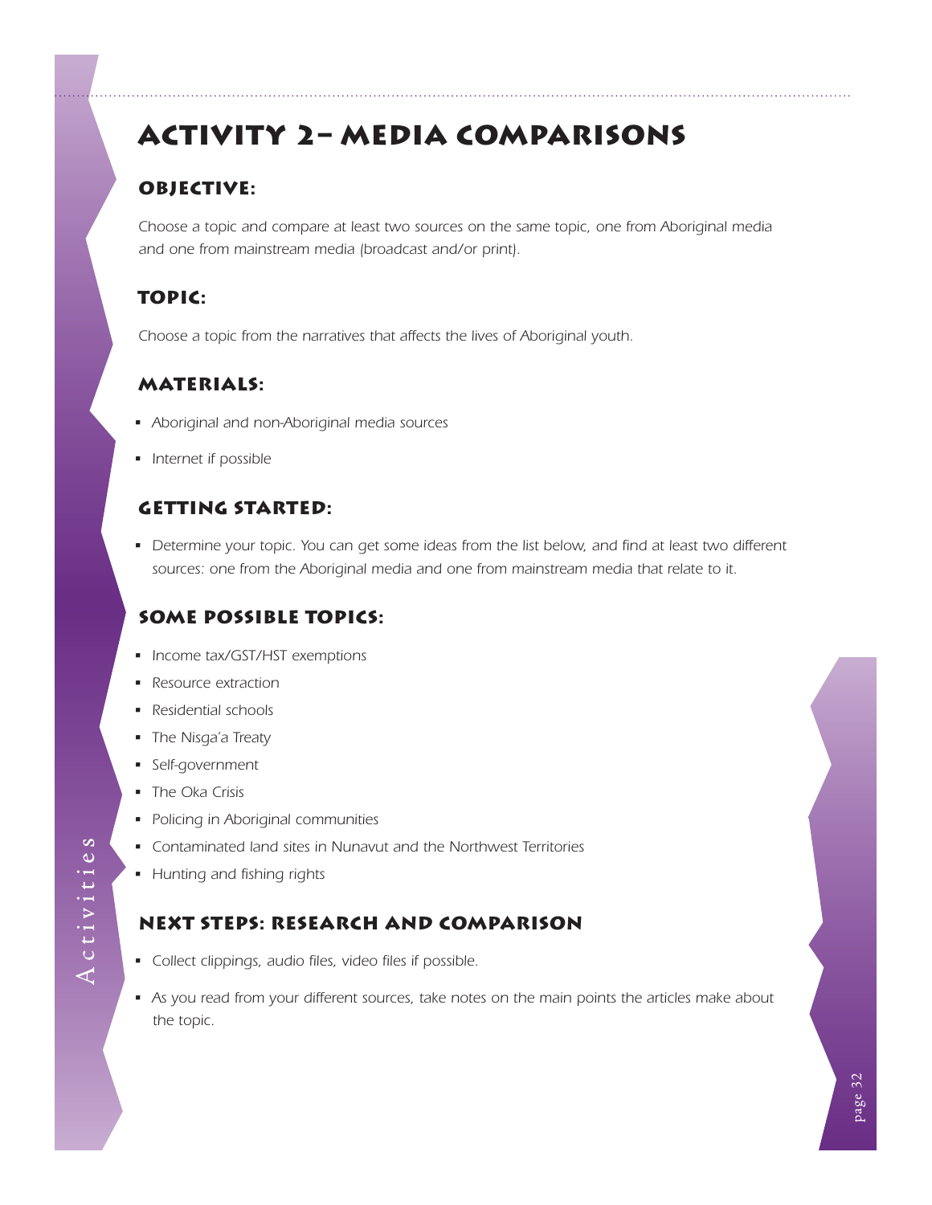# Activity 2– Media Comparisons

## Objective:

*Choose a topic and compare at least two sources on the same topic, one from Aboriginal media and one from mainstream media (broadcast and/or print).*

## Topic:

*Choose a topic from the narratives that affects the lives of Aboriginal youth.*

## Materials:

- *Aboriginal and non-Aboriginal media sources*
- *Internet if possible*

## Getting Started:

- *Determine your topic. You can get some ideas from the list below, and find at least two different sources: one from the Aboriginal media and one from mainstream media that relate to it.*

## Some Possible Topics:

- *Income tax/GST/HST exemptions*
- *Resource extraction*
- *Residential schools*
- *The Nisga'a Treaty*
- *Self-government*
- *The Oka Crisis*
- *Policing in Aboriginal communities*
- *Contaminated land sites in Nunavut and the Northwest Territories*
- *Hunting and fishing rights*

## Next Steps: Research and Comparison

- *Collect clippings, audio files, video files if possible.*
- *As you read from your different sources, take notes on the main points the articles make about the topic.*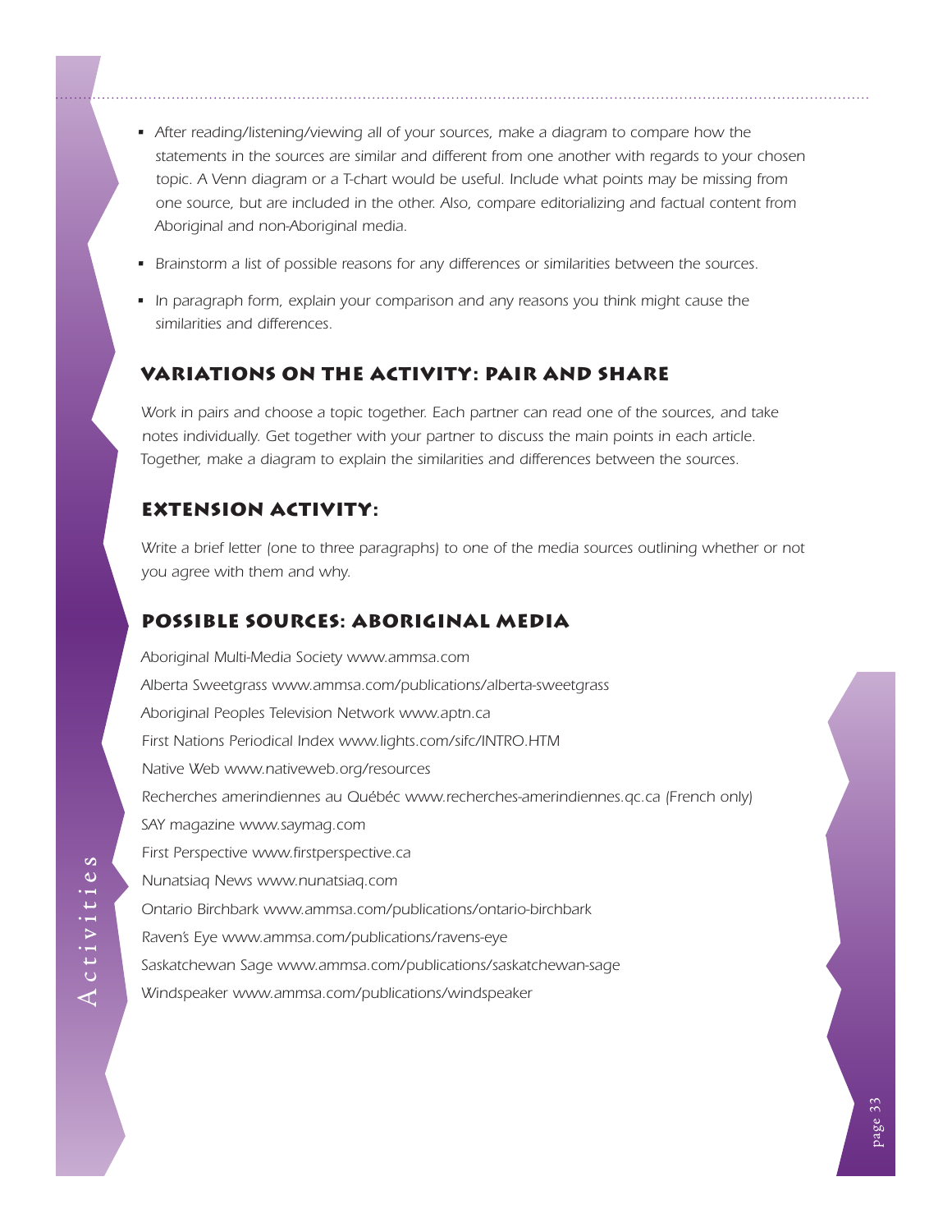- *After reading/listening/viewing all of your sources, make a diagram to compare how the statements in the sources are similar and different from one another with regards to your chosen topic. A Venn diagram or a T-chart would be useful. Include what points may be missing from one source, but are included in the other. Also, compare editorializing and factual content from Aboriginal and non-Aboriginal media.*
- *Brainstorm a list of possible reasons for any differences or similarities between the sources.*
- *In paragraph form, explain your comparison and any reasons you think might cause the similarities and differences.*

## Variations on the Activity: Pair and Share

*Work in pairs and choose a topic together. Each partner can read one of the sources, and take notes individually. Get together with your partner to discuss the main points in each article. Together, make a diagram to explain the similarities and differences between the sources.*

## Extension Activity:

*Write a brief letter (one to three paragraphs) to one of the media sources outlining whether or not you agree with them and why.*

## Possible Sources: Aboriginal Media

*Aboriginal Multi-Media Society www.ammsa.com*

*Alberta Sweetgrass www.ammsa.com/publications/alberta-sweetgrass*

*Aboriginal Peoples Television Network www.aptn.ca*

*First Nations Periodical Index www.lights.com/sifc/INTRO.HTM*

*Native Web www.nativeweb.org/resources*

*Recherches amerindiennes au Québéc www.recherches-amerindiennes.qc.ca (French only)*

*SAY magazine www.saymag.com*

*First Perspective www.firstperspective.ca*

*Nunatsiaq News www.nunatsiaq.com*

*Ontario Birchbark www.ammsa.com/publications/ontario-birchbark*

*Raven's Eye www.ammsa.com/publications/ravens-eye*

*Saskatchewan Sage www.ammsa.com/publications/saskatchewan-sage*

*Windspeaker www.ammsa.com/publications/windspeaker*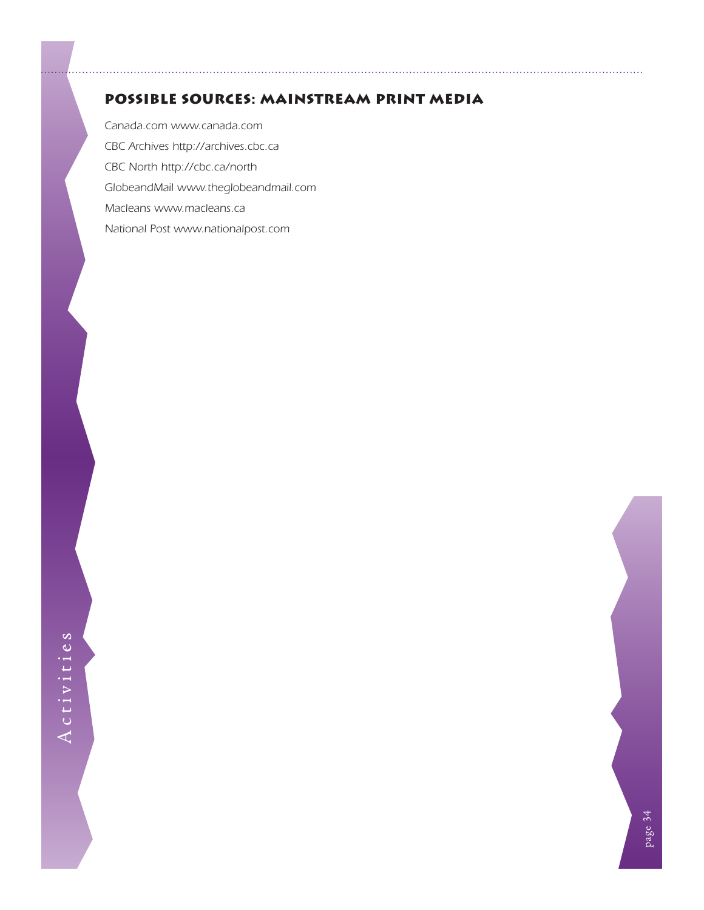## Possible Sources: Mainstream Print Media

*Canada.com www.canada.com*

*CBC Archives http://archives.cbc.ca*

*CBC North http://cbc.ca/north*

*GlobeandMail www.theglobeandmail.com*

*Macleans www.macleans.ca*

*National Post www.nationalpost.com*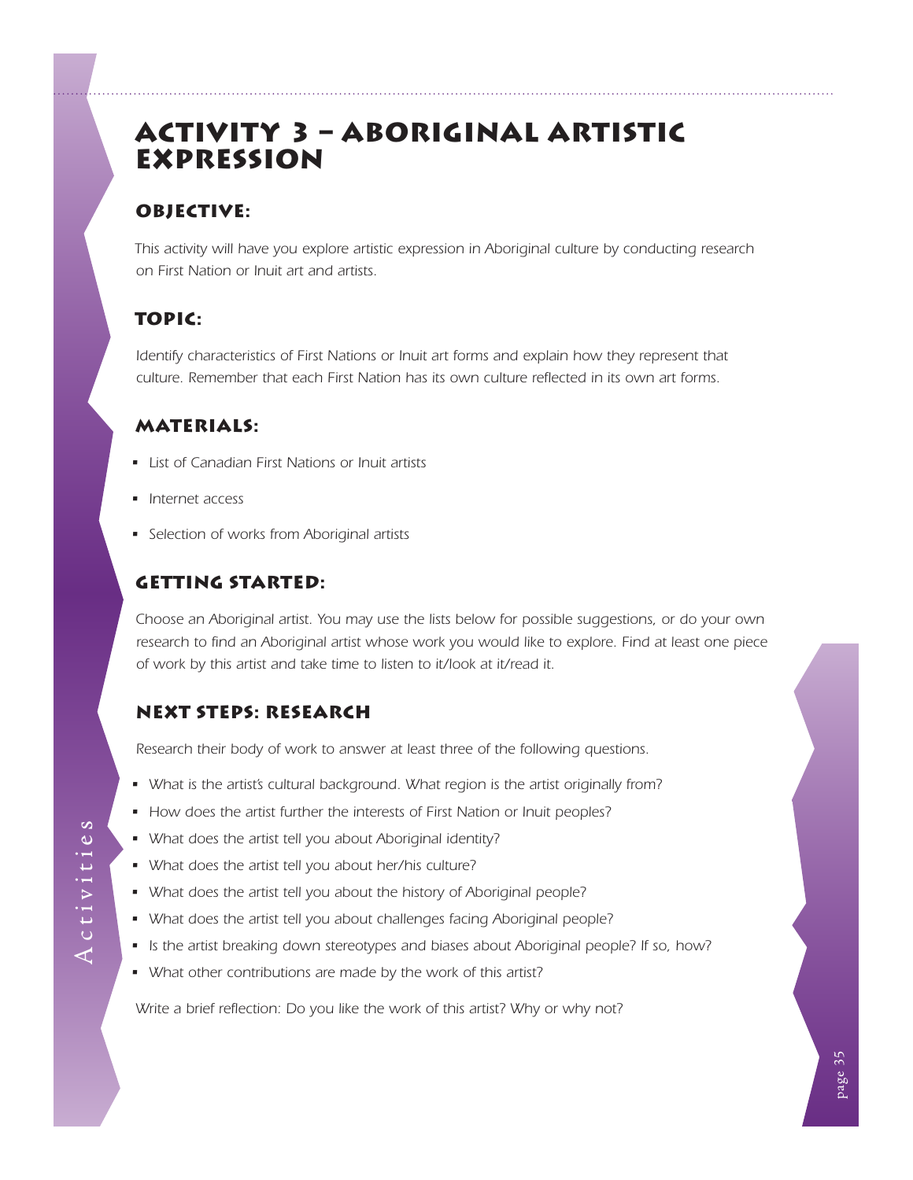# Activity 3 – Aboriginal Artistic Expression

## Objective:

*This activity will have you explore artistic expression in Aboriginal culture by conducting research on First Nation or Inuit art and artists.*

## Topic:

*Identify characteristics of First Nations or Inuit art forms and explain how they represent that culture. Remember that each First Nation has its own culture reflected in its own art forms.*

## Materials:

- *List of Canadian First Nations or Inuit artists*
- *Internet access*
- *Selection of works from Aboriginal artists*

## Getting Started:

*Choose an Aboriginal artist. You may use the lists below for possible suggestions, or do your own research to find an Aboriginal artist whose work you would like to explore. Find at least one piece of work by this artist and take time to listen to it/look at it/read it.*

## Next Steps: Research

*Research their body of work to answer at least three of the following questions.*

- *What is the artist's cultural background. What region is the artist originally from?*
- *How does the artist further the interests of First Nation or Inuit peoples?*
- *What does the artist tell you about Aboriginal identity?*
- *What does the artist tell you about her/his culture?*
- *What does the artist tell you about the history of Aboriginal people?*
- *What does the artist tell you about challenges facing Aboriginal people?*
- *Is the artist breaking down stereotypes and biases about Aboriginal people? If so, how?*
- *What other contributions are made by the work of this artist?*

*Write a brief reflection: Do you like the work of this artist? Why or why not?*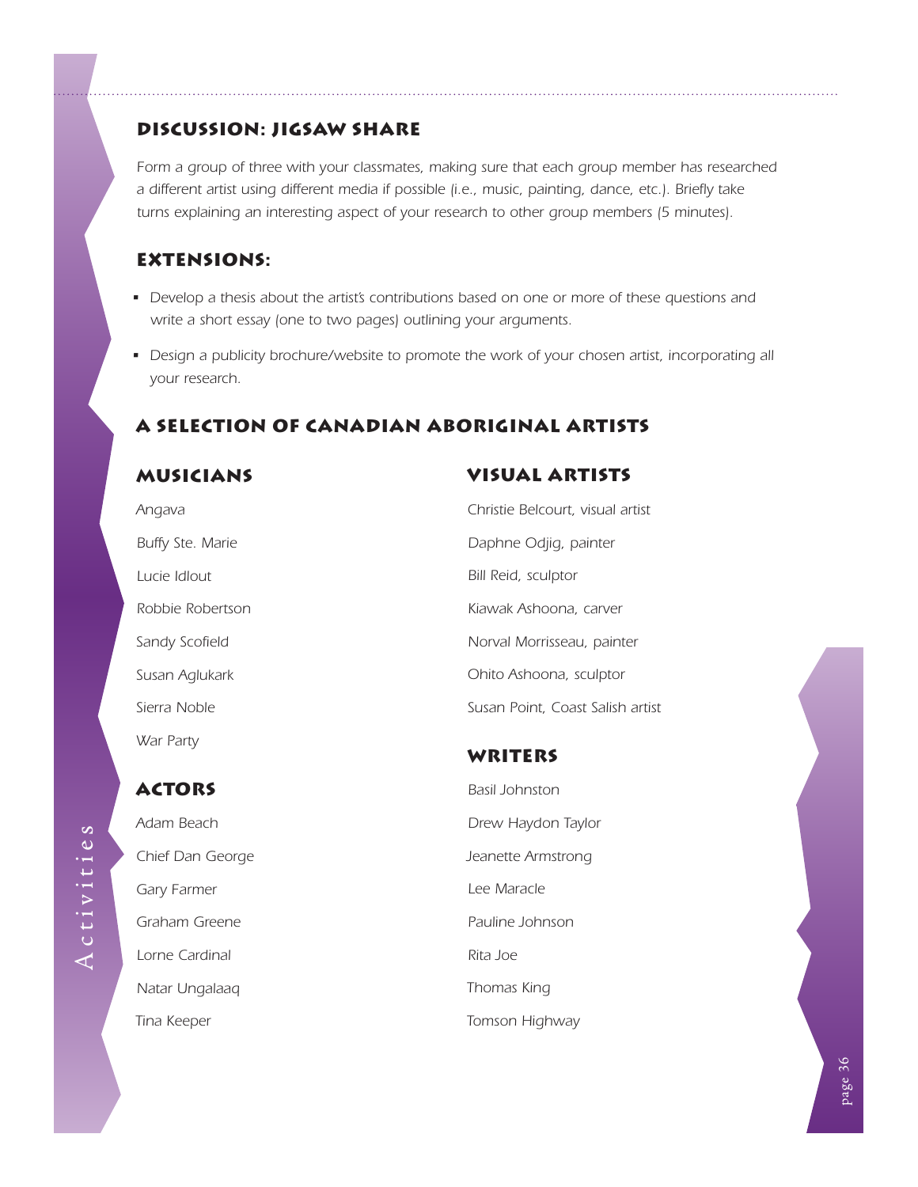## Discussion: Jigsaw Share

*Form a group of three with your classmates, making sure that each group member has researched a different artist using different media if possible (i.e., music, painting, dance, etc.). Briefly take turns explaining an interesting aspect of your research to other group members (5 minutes).*

## Extensions:

- *Develop a thesis about the artist's contributions based on one or more of these questions and write a short essay (one to two pages) outlining your arguments.*
- *Design a publicity brochure/website to promote the work of your chosen artist, incorporating all your research.*

## A Selection of Canadian Aboriginal Artists

### Musicians

*Angava*

*Buffy Ste. Marie*

*Lucie Idlout*

*Robbie Robertson*

*Sandy Scofield*

*Susan Aglukark*

*Sierra Noble*

*War Party*

### Actors

*Adam Beach*

*Chief Dan George*

*Gary Farmer*

*Graham Greene*

*Lorne Cardinal*

*Natar Ungalaaq*

*Tina Keeper*

### Visual Artists

*Christie Belcourt, visual artist*

*Daphne Odjig, painter*

*Bill Reid, sculptor*

*Kiawak Ashoona, carver*

*Norval Morrisseau, painter*

*Ohito Ashoona, sculptor*

*Susan Point, Coast Salish artist*

### Writers

*Basil Johnston*

*Drew Haydon Taylor*

*Jeanette Armstrong*

*Lee Maracle*

*Pauline Johnson*

*Rita Joe*

*Thomas King*

*Tomson Highway*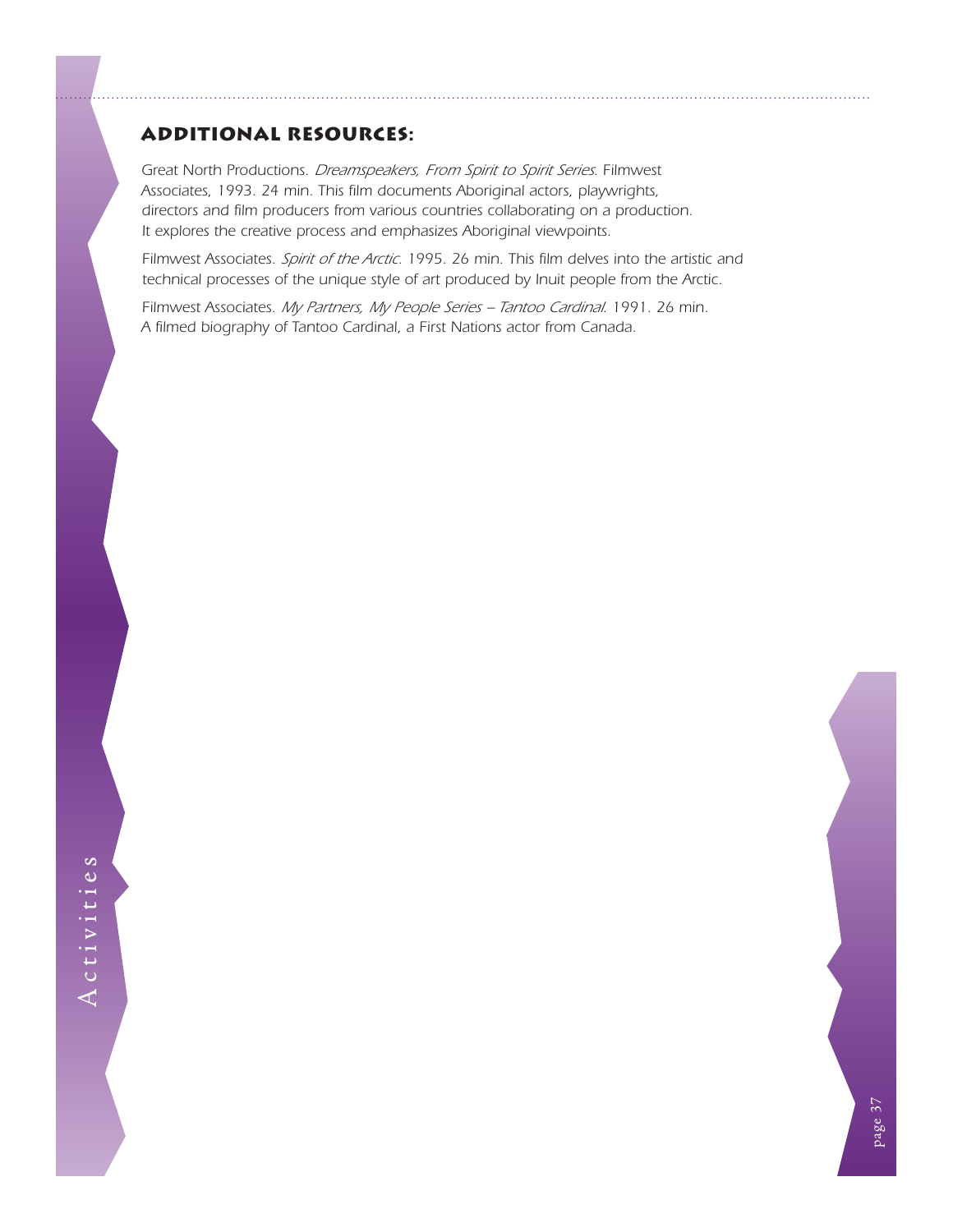## ADDITIONAL RESOURCES:

Great North Productions. *Dreamspeakers, From Spirit to Spirit Series*. Filmwest Associates, 1993. 24 min. This film documents Aboriginal actors, playwrights, directors and film producers from various countries collaborating on a production. It explores the creative process and emphasizes Aboriginal viewpoints.

Filmwest Associates. *Spirit of the Arctic*. 1995. 26 min. This film delves into the artistic and technical processes of the unique style of art produced by Inuit people from the Arctic.

Filmwest Associates. *My Partners, My People Series – Tantoo Cardinal*. 1991. 26 min. A filmed biography of Tantoo Cardinal, a First Nations actor from Canada.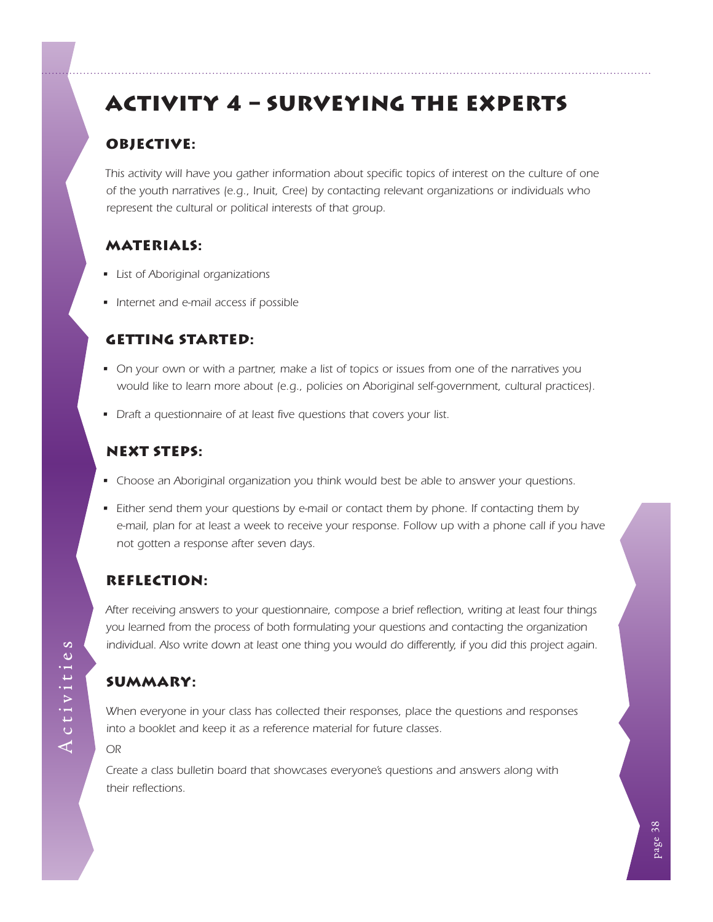# Activity 4 – Surveying the Experts

## Objective:

*This activity will have you gather information about specific topics of interest on the culture of one of the youth narratives (e.g., Inuit, Cree) by contacting relevant organizations or individuals who represent the cultural or political interests of that group.*

## Materials:

- *List of Aboriginal organizations*
- *Internet and e-mail access if possible*

## Getting Started:

- *On your own or with a partner, make a list of topics or issues from one of the narratives you would like to learn more about (e.g., policies on Aboriginal self-government, cultural practices).*
- *Draft a questionnaire of at least five questions that covers your list.*

## Next Steps:

- *Choose an Aboriginal organization you think would best be able to answer your questions.*
- *Either send them your questions by e-mail or contact them by phone. If contacting them by e-mail, plan for at least a week to receive your response. Follow up with a phone call if you have not gotten a response after seven days.*

## Reflection:

*After receiving answers to your questionnaire, compose a brief reflection, writing at least four things you learned from the process of both formulating your questions and contacting the organization individual. Also write down at least one thing you would do differently, if you did this project again.*

## Summary:

*When everyone in your class has collected their responses, place the questions and responses into a booklet and keep it as a reference material for future classes.*

*OR*

*Create a class bulletin board that showcases everyone's questions and answers along with their reflections.*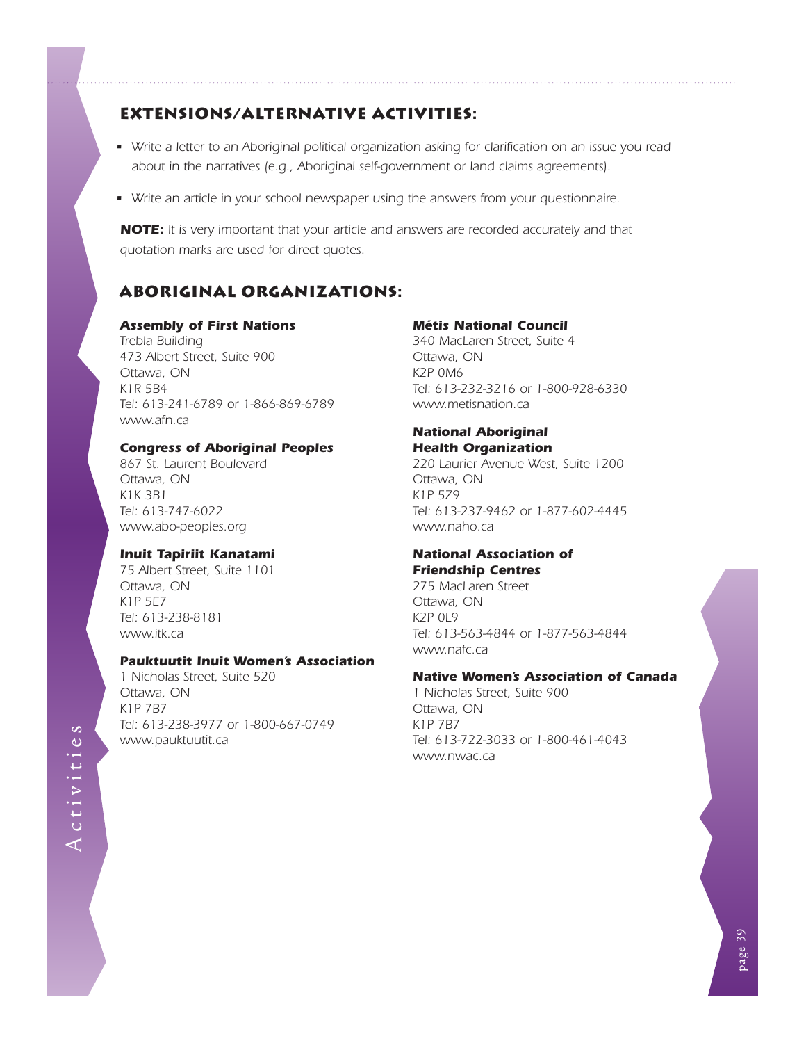## EXTENSIONS/ALTERNATIVE ACTIVITIES:

- *Write a letter to an Aboriginal political organization asking for clarification on an issue you read about in the narratives (e.g., Aboriginal self-government or land claims agreements).*
- *Write an article in your school newspaper using the answers from your questionnaire.*

***NOTE:*** *It is very important that your article and answers are recorded accurately and that quotation marks are used for direct quotes.*

## ABORIGINAL ORGANIZATIONS:

***Assembly of First Nations***
*Trebla Building*
*473 Albert Street, Suite 900*
*Ottawa, ON*
*K1R 5B4*
*Tel: 613-241-6789 or 1-866-869-6789*
*www.afn.ca*

***Congress of Aboriginal Peoples***
*867 St. Laurent Boulevard*
*Ottawa, ON*
*K1K 3B1*
*Tel: 613-747-6022*
*www.abo-peoples.org*

***Inuit Tapiriit Kanatami***
*75 Albert Street, Suite 1101*
*Ottawa, ON*
*K1P 5E7*
*Tel: 613-238-8181*
*www.itk.ca*

***Pauktuutit Inuit Women's Association***
*1 Nicholas Street, Suite 520*
*Ottawa, ON*
*K1P 7B7*
*Tel: 613-238-3977 or 1-800-667-0749*
*www.pauktuutit.ca*

***Métis National Council***
*340 MacLaren Street, Suite 4*
*Ottawa, ON*
*K2P 0M6*
*Tel: 613-232-3216 or 1-800-928-6330*
*www.metisnation.ca*

***National Aboriginal Health Organization***
*220 Laurier Avenue West, Suite 1200*
*Ottawa, ON*
*K1P 5Z9*
*Tel: 613-237-9462 or 1-877-602-4445*
*www.naho.ca*

***National Association of Friendship Centres***
*275 MacLaren Street*
*Ottawa, ON*
*K2P 0L9*
*Tel: 613-563-4844 or 1-877-563-4844*
*www.nafc.ca*

***Native Women's Association of Canada***
*1 Nicholas Street, Suite 900*
*Ottawa, ON*
*K1P 7B7*
*Tel: 613-722-3033 or 1-800-461-4043*
*www.nwac.ca*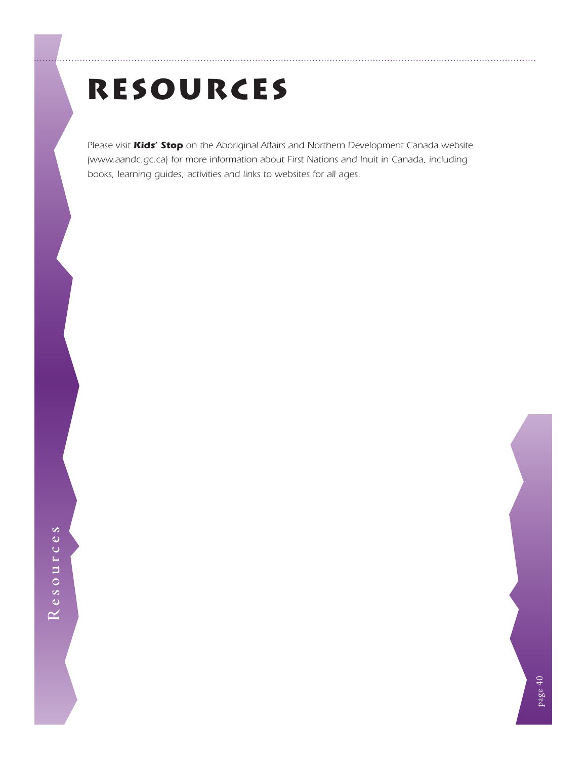# RESOURCES

*Please visit **Kids' Stop** on the Aboriginal Affairs and Northern Development Canada website (www.aandc.gc.ca) for more information about First Nations and Inuit in Canada, including books, learning guides, activities and links to websites for all ages.*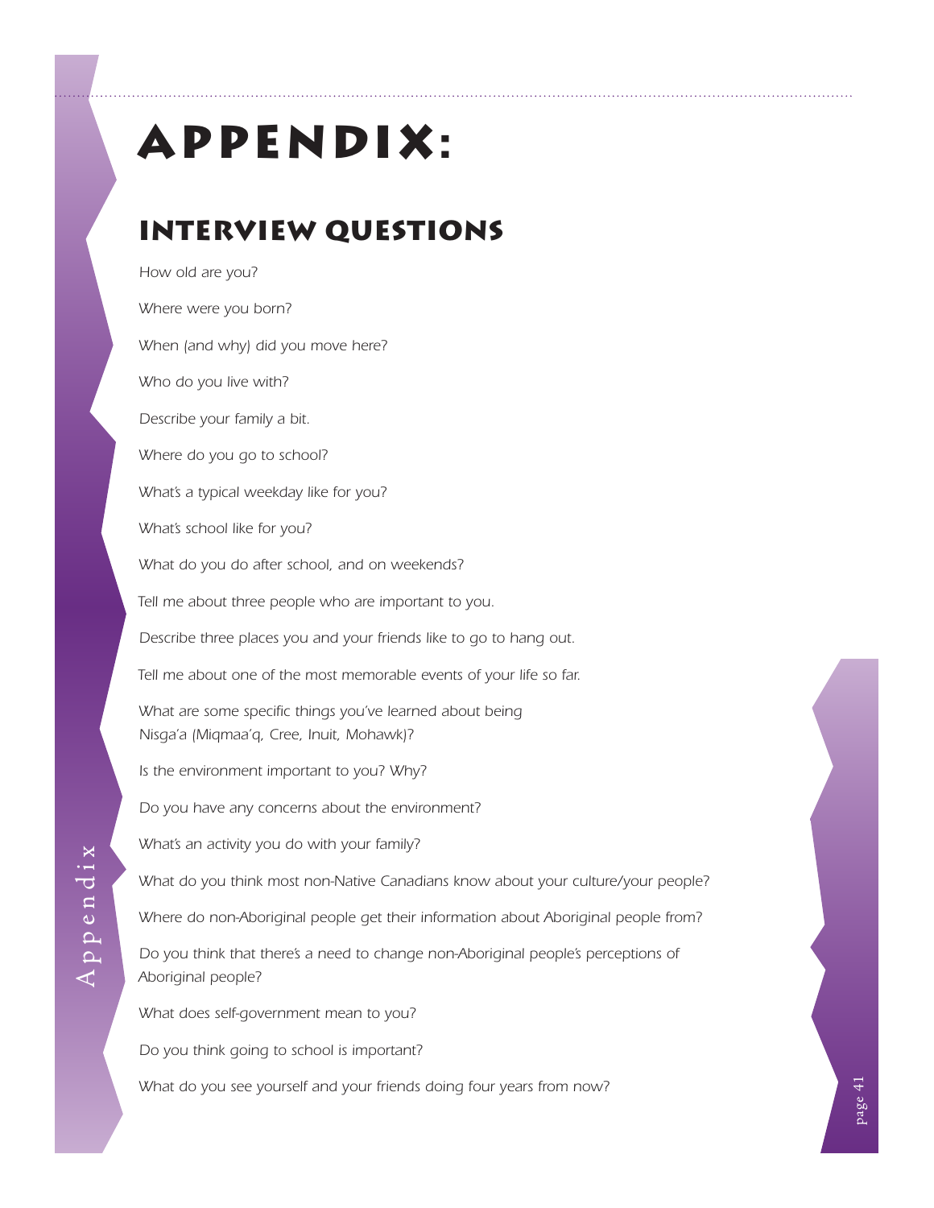# Appendix:

## Interview Questions

*How old are you?*

*Where were you born?*

*When (and why) did you move here?*

*Who do you live with?*

*Describe your family a bit.*

*Where do you go to school?*

*What's a typical weekday like for you?*

*What's school like for you?*

*What do you do after school, and on weekends?*

*Tell me about three people who are important to you.*

*Describe three places you and your friends like to go to hang out.*

*Tell me about one of the most memorable events of your life so far.*

*What are some specific things you've learned about being Nisga'a (Miqmaa'q, Cree, Inuit, Mohawk)?*

*Is the environment important to you? Why?*

*Do you have any concerns about the environment?*

*What's an activity you do with your family?*

*What do you think most non-Native Canadians know about your culture/your people?*

*Where do non-Aboriginal people get their information about Aboriginal people from?*

*Do you think that there's a need to change non-Aboriginal people's perceptions of Aboriginal people?*

*What does self-government mean to you?*

*Do you think going to school is important?*

*What do you see yourself and your friends doing four years from now?*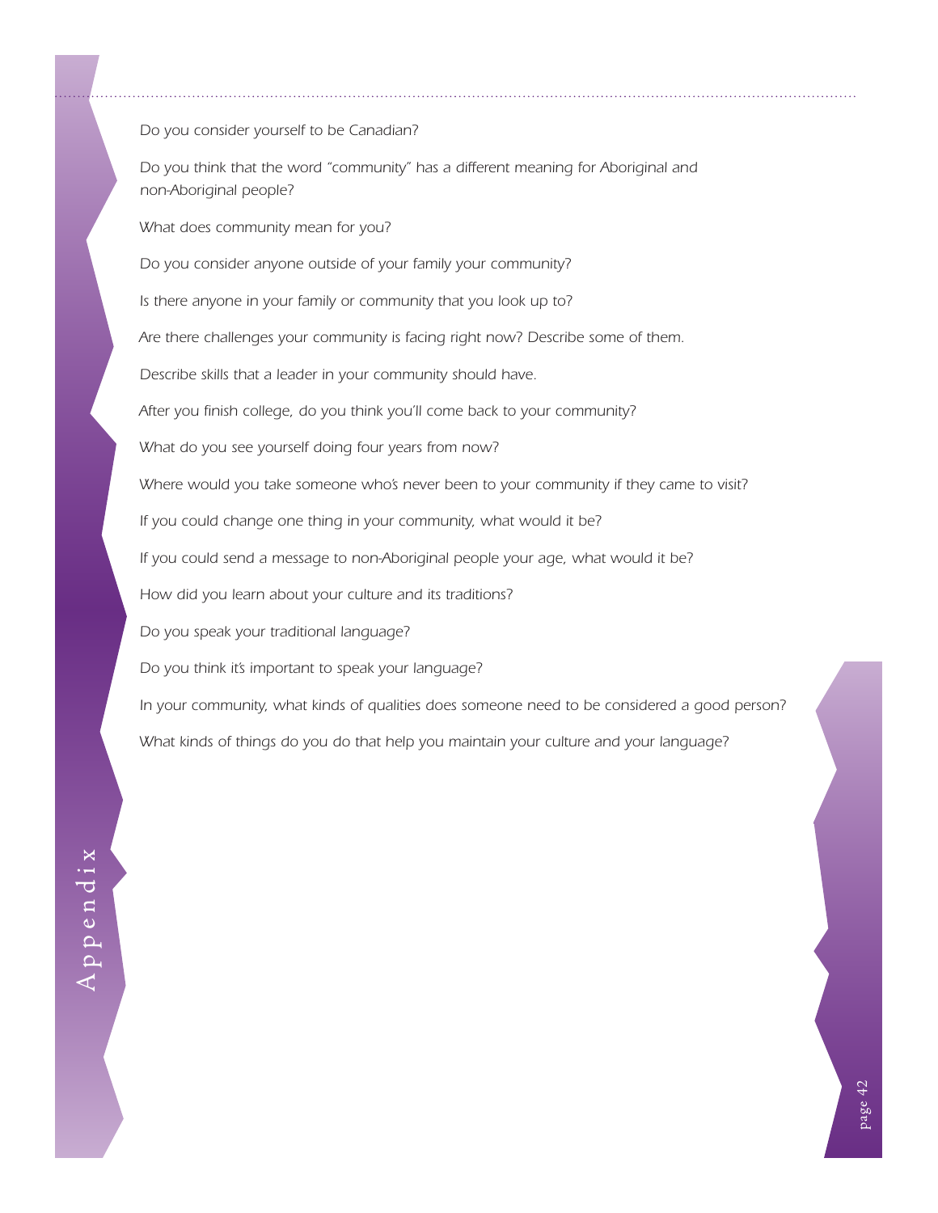*Do you consider yourself to be Canadian?*

*Do you think that the word "community" has a different meaning for Aboriginal and non-Aboriginal people?*

*What does community mean for you?*

*Do you consider anyone outside of your family your community?*

*Is there anyone in your family or community that you look up to?*

*Are there challenges your community is facing right now? Describe some of them.*

*Describe skills that a leader in your community should have.*

*After you finish college, do you think you'll come back to your community?*

*What do you see yourself doing four years from now?*

*Where would you take someone who's never been to your community if they came to visit?*

*If you could change one thing in your community, what would it be?*

*If you could send a message to non-Aboriginal people your age, what would it be?*

*How did you learn about your culture and its traditions?*

*Do you speak your traditional language?*

*Do you think it's important to speak your language?*

*In your community, what kinds of qualities does someone need to be considered a good person?*

*What kinds of things do you do that help you maintain your culture and your language?*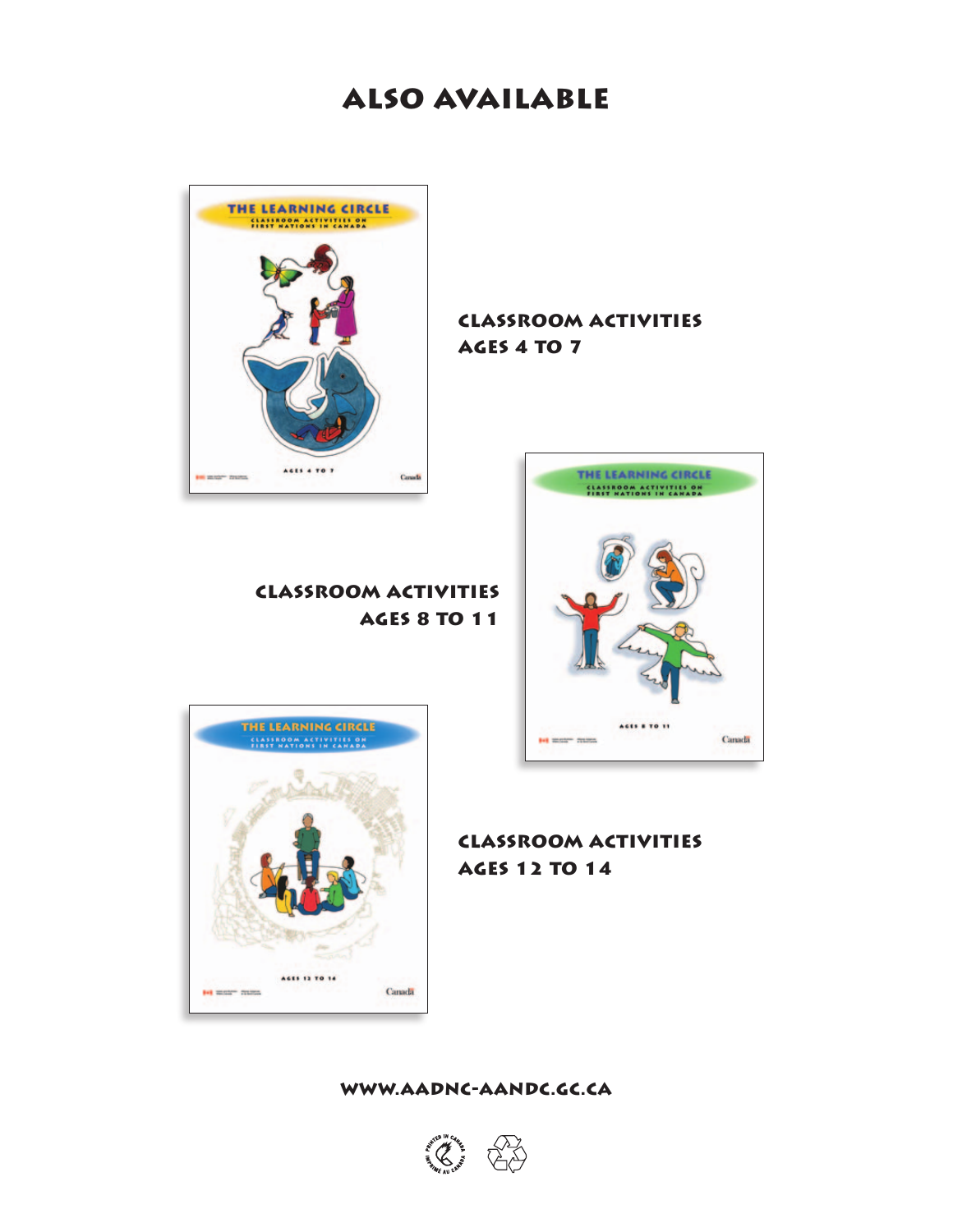# ALSO AVAILABLE

**CLASSROOM ACTIVITIES**
**AGES 4 TO 7**

**CLASSROOM ACTIVITIES**
**AGES 8 TO 11**

**CLASSROOM ACTIVITIES**
**AGES 12 TO 14**

**WWW.AADNC-AANDC.GC.CA**